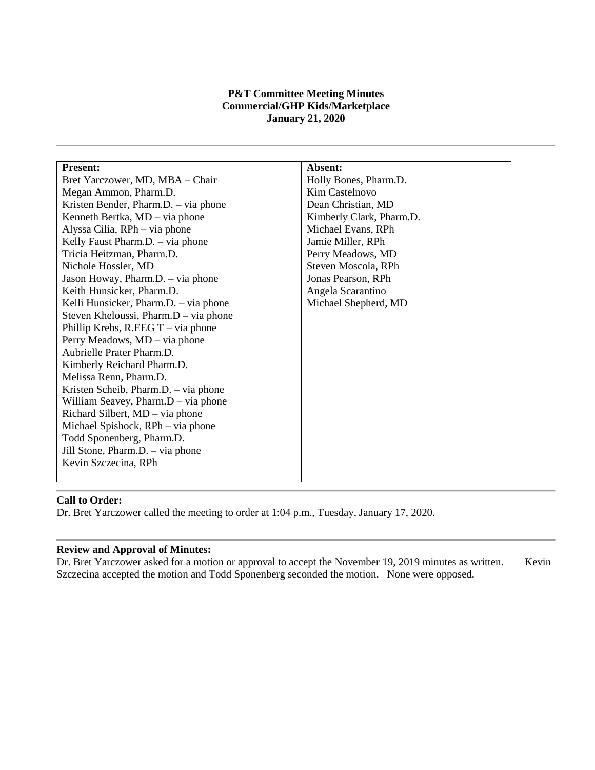**P&T Committee Meeting Minutes**
**Commercial/GHP Kids/Marketplace**
**January 21, 2020**

| **Present:** | **Absent:** |
|---|---|
| Bret Yarczower, MD, MBA – Chair | Holly Bones, Pharm.D. |
| Megan Ammon, Pharm.D. | Kim Castelnovo |
| Kristen Bender, Pharm.D. – via phone | Dean Christian, MD |
| Kenneth Bertka, MD – via phone | Kimberly Clark, Pharm.D. |
| Alyssa Cilia, RPh – via phone | Michael Evans, RPh |
| Kelly Faust Pharm.D. – via phone | Jamie Miller, RPh |
| Tricia Heitzman, Pharm.D. | Perry Meadows, MD |
| Nichole Hossler, MD | Steven Moscola, RPh |
| Jason Howay, Pharm.D. – via phone | Jonas Pearson, RPh |
| Keith Hunsicker, Pharm.D. | Angela Scarantino |
| Kelli Hunsicker, Pharm.D. – via phone | Michael Shepherd, MD |
| Steven Kheloussi, Pharm.D – via phone | |
| Phillip Krebs, R.EEG T – via phone | |
| Perry Meadows, MD – via phone | |
| Aubrielle Prater Pharm.D. | |
| Kimberly Reichard Pharm.D. | |
| Melissa Renn, Pharm.D. | |
| Kristen Scheib, Pharm.D. – via phone | |
| William Seavey, Pharm.D – via phone | |
| Richard Silbert, MD – via phone | |
| Michael Spishock, RPh – via phone | |
| Todd Sponenberg, Pharm.D. | |
| Jill Stone, Pharm.D. – via phone | |
| Kevin Szczecina, RPh | |

**Call to Order:**
Dr. Bret Yarczower called the meeting to order at 1:04 p.m., Tuesday, January 17, 2020.

**Review and Approval of Minutes:**
Dr. Bret Yarczower asked for a motion or approval to accept the November 19, 2019 minutes as written. Kevin Szczecina accepted the motion and Todd Sponenberg seconded the motion. None were opposed.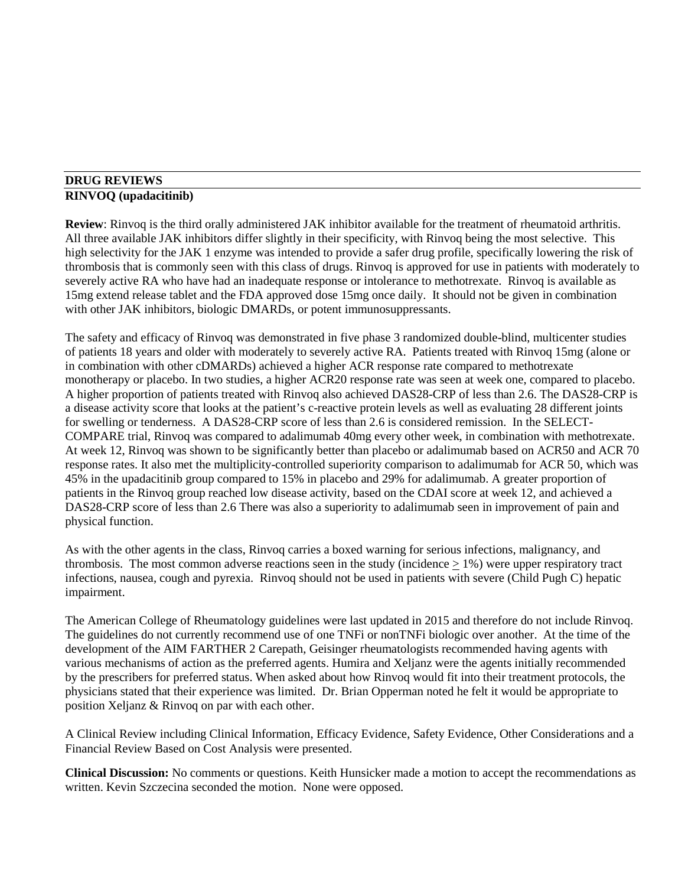## DRUG REVIEWS

### RINVOQ (upadacitinib)

**Review**: Rinvoq is the third orally administered JAK inhibitor available for the treatment of rheumatoid arthritis. All three available JAK inhibitors differ slightly in their specificity, with Rinvoq being the most selective. This high selectivity for the JAK 1 enzyme was intended to provide a safer drug profile, specifically lowering the risk of thrombosis that is commonly seen with this class of drugs. Rinvoq is approved for use in patients with moderately to severely active RA who have had an inadequate response or intolerance to methotrexate. Rinvoq is available as 15mg extend release tablet and the FDA approved dose 15mg once daily. It should not be given in combination with other JAK inhibitors, biologic DMARDs, or potent immunosuppressants.

The safety and efficacy of Rinvoq was demonstrated in five phase 3 randomized double-blind, multicenter studies of patients 18 years and older with moderately to severely active RA. Patients treated with Rinvoq 15mg (alone or in combination with other cDMARDs) achieved a higher ACR response rate compared to methotrexate monotherapy or placebo. In two studies, a higher ACR20 response rate was seen at week one, compared to placebo. A higher proportion of patients treated with Rinvoq also achieved DAS28-CRP of less than 2.6. The DAS28-CRP is a disease activity score that looks at the patient's c-reactive protein levels as well as evaluating 28 different joints for swelling or tenderness. A DAS28-CRP score of less than 2.6 is considered remission. In the SELECT-COMPARE trial, Rinvoq was compared to adalimumab 40mg every other week, in combination with methotrexate. At week 12, Rinvoq was shown to be significantly better than placebo or adalimumab based on ACR50 and ACR 70 response rates. It also met the multiplicity-controlled superiority comparison to adalimumab for ACR 50, which was 45% in the upadacitinib group compared to 15% in placebo and 29% for adalimumab. A greater proportion of patients in the Rinvoq group reached low disease activity, based on the CDAI score at week 12, and achieved a DAS28-CRP score of less than 2.6 There was also a superiority to adalimumab seen in improvement of pain and physical function.

As with the other agents in the class, Rinvoq carries a boxed warning for serious infections, malignancy, and thrombosis. The most common adverse reactions seen in the study (incidence $\geq$ 1%) were upper respiratory tract infections, nausea, cough and pyrexia. Rinvoq should not be used in patients with severe (Child Pugh C) hepatic impairment.

The American College of Rheumatology guidelines were last updated in 2015 and therefore do not include Rinvoq. The guidelines do not currently recommend use of one TNFi or nonTNFi biologic over another. At the time of the development of the AIM FARTHER 2 Carepath, Geisinger rheumatologists recommended having agents with various mechanisms of action as the preferred agents. Humira and Xeljanz were the agents initially recommended by the prescribers for preferred status. When asked about how Rinvoq would fit into their treatment protocols, the physicians stated that their experience was limited. Dr. Brian Opperman noted he felt it would be appropriate to position Xeljanz & Rinvoq on par with each other.

A Clinical Review including Clinical Information, Efficacy Evidence, Safety Evidence, Other Considerations and a Financial Review Based on Cost Analysis were presented.

**Clinical Discussion:** No comments or questions. Keith Hunsicker made a motion to accept the recommendations as written. Kevin Szczecina seconded the motion. None were opposed.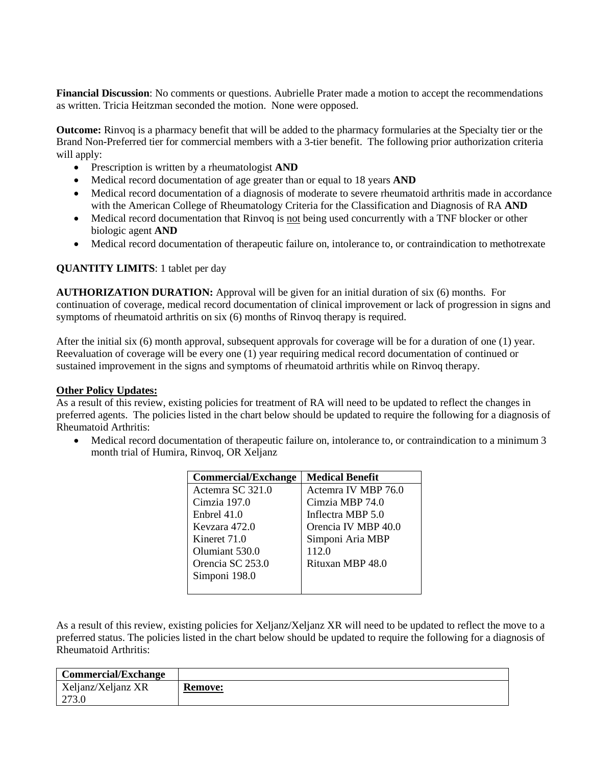**Financial Discussion**: No comments or questions. Aubrielle Prater made a motion to accept the recommendations as written. Tricia Heitzman seconded the motion. None were opposed.

**Outcome:** Rinvoq is a pharmacy benefit that will be added to the pharmacy formularies at the Specialty tier or the Brand Non-Preferred tier for commercial members with a 3-tier benefit. The following prior authorization criteria will apply:

- Prescription is written by a rheumatologist **AND**
- Medical record documentation of age greater than or equal to 18 years **AND**
- Medical record documentation of a diagnosis of moderate to severe rheumatoid arthritis made in accordance with the American College of Rheumatology Criteria for the Classification and Diagnosis of RA **AND**
- Medical record documentation that Rinvoq is not being used concurrently with a TNF blocker or other biologic agent **AND**
- Medical record documentation of therapeutic failure on, intolerance to, or contraindication to methotrexate

**QUANTITY LIMITS**: 1 tablet per day

**AUTHORIZATION DURATION:** Approval will be given for an initial duration of six (6) months. For continuation of coverage, medical record documentation of clinical improvement or lack of progression in signs and symptoms of rheumatoid arthritis on six (6) months of Rinvoq therapy is required.

After the initial six (6) month approval, subsequent approvals for coverage will be for a duration of one (1) year. Reevaluation of coverage will be every one (1) year requiring medical record documentation of continued or sustained improvement in the signs and symptoms of rheumatoid arthritis while on Rinvoq therapy.

**Other Policy Updates:**

As a result of this review, existing policies for treatment of RA will need to be updated to reflect the changes in preferred agents. The policies listed in the chart below should be updated to require the following for a diagnosis of Rheumatoid Arthritis:

- Medical record documentation of therapeutic failure on, intolerance to, or contraindication to a minimum 3 month trial of Humira, Rinvoq, OR Xeljanz

| Commercial/Exchange | Medical Benefit |
|---|---|
| Actemra SC 321.0 | Actemra IV MBP 76.0 |
| Cimzia 197.0 | Cimzia MBP 74.0 |
| Enbrel 41.0 | Inflectra MBP 5.0 |
| Kevzara 472.0 | Orencia IV MBP 40.0 |
| Kineret 71.0 | Simponi Aria MBP 112.0 |
| Olumiant 530.0 | Rituxan MBP 48.0 |
| Orencia SC 253.0 | |
| Simponi 198.0 | |

As a result of this review, existing policies for Xeljanz/Xeljanz XR will need to be updated to reflect the move to a preferred status. The policies listed in the chart below should be updated to require the following for a diagnosis of Rheumatoid Arthritis:

| Commercial/Exchange | |
|---|---|
| Xeljanz/Xeljanz XR 273.0 | **Remove:** |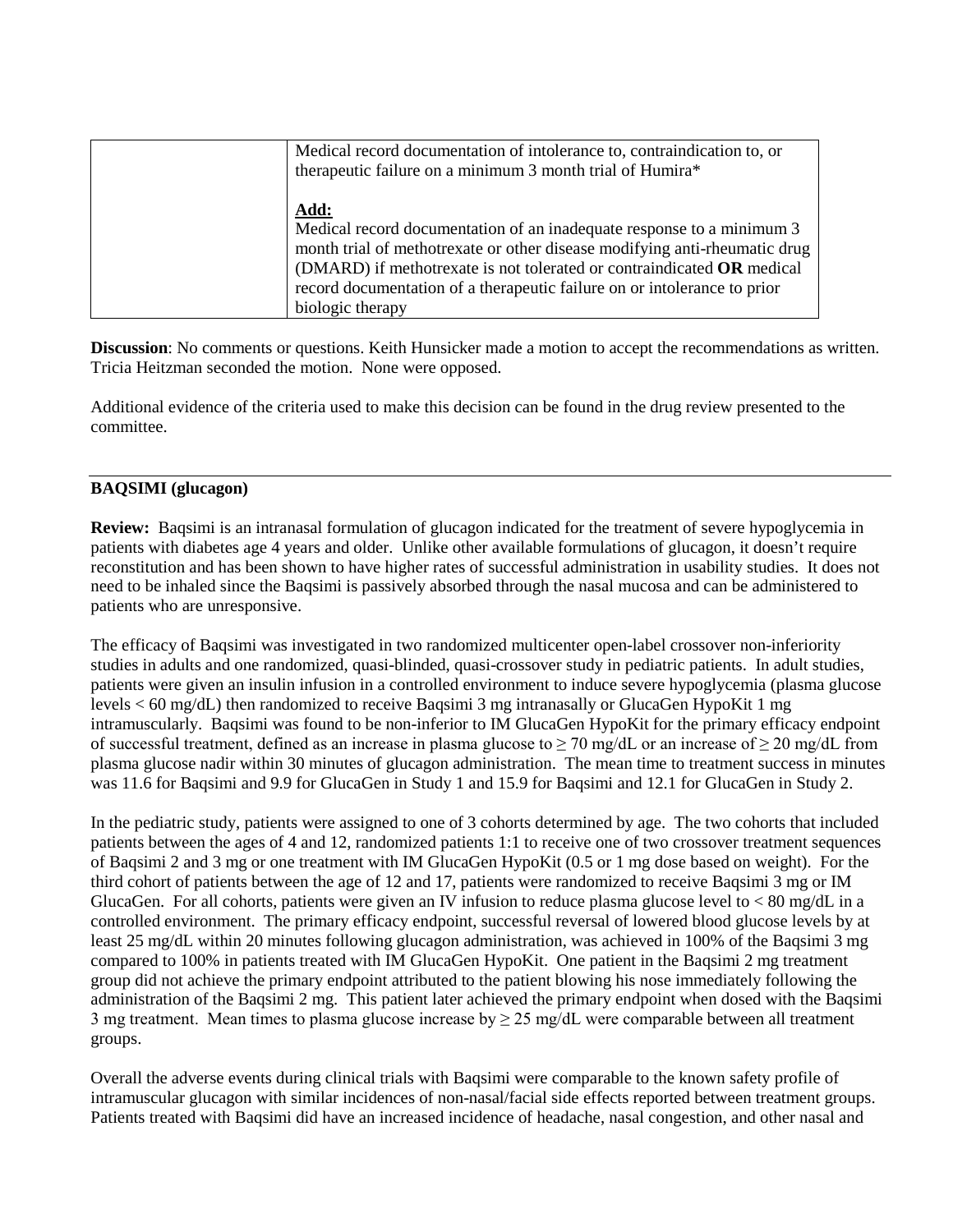|  | Medical record documentation of intolerance to, contraindication to, or therapeutic failure on a minimum 3 month trial of Humira*<br><br>**Add:**<br>Medical record documentation of an inadequate response to a minimum 3 month trial of methotrexate or other disease modifying anti-rheumatic drug (DMARD) if methotrexate is not tolerated or contraindicated **OR** medical record documentation of a therapeutic failure on or intolerance to prior biologic therapy |
|---|---|

**Discussion**: No comments or questions. Keith Hunsicker made a motion to accept the recommendations as written. Tricia Heitzman seconded the motion. None were opposed.

Additional evidence of the criteria used to make this decision can be found in the drug review presented to the committee.

---

**BAQSIMI (glucagon)**

**Review:** Baqsimi is an intranasal formulation of glucagon indicated for the treatment of severe hypoglycemia in patients with diabetes age 4 years and older. Unlike other available formulations of glucagon, it doesn't require reconstitution and has been shown to have higher rates of successful administration in usability studies. It does not need to be inhaled since the Baqsimi is passively absorbed through the nasal mucosa and can be administered to patients who are unresponsive.

The efficacy of Baqsimi was investigated in two randomized multicenter open-label crossover non-inferiority studies in adults and one randomized, quasi-blinded, quasi-crossover study in pediatric patients. In adult studies, patients were given an insulin infusion in a controlled environment to induce severe hypoglycemia (plasma glucose levels < 60 mg/dL) then randomized to receive Baqsimi 3 mg intranasally or GlucaGen HypoKit 1 mg intramuscularly. Baqsimi was found to be non-inferior to IM GlucaGen HypoKit for the primary efficacy endpoint of successful treatment, defined as an increase in plasma glucose to ≥ 70 mg/dL or an increase of ≥ 20 mg/dL from plasma glucose nadir within 30 minutes of glucagon administration. The mean time to treatment success in minutes was 11.6 for Baqsimi and 9.9 for GlucaGen in Study 1 and 15.9 for Baqsimi and 12.1 for GlucaGen in Study 2.

In the pediatric study, patients were assigned to one of 3 cohorts determined by age. The two cohorts that included patients between the ages of 4 and 12, randomized patients 1:1 to receive one of two crossover treatment sequences of Baqsimi 2 and 3 mg or one treatment with IM GlucaGen HypoKit (0.5 or 1 mg dose based on weight). For the third cohort of patients between the age of 12 and 17, patients were randomized to receive Baqsimi 3 mg or IM GlucaGen. For all cohorts, patients were given an IV infusion to reduce plasma glucose level to < 80 mg/dL in a controlled environment. The primary efficacy endpoint, successful reversal of lowered blood glucose levels by at least 25 mg/dL within 20 minutes following glucagon administration, was achieved in 100% of the Baqsimi 3 mg compared to 100% in patients treated with IM GlucaGen HypoKit. One patient in the Baqsimi 2 mg treatment group did not achieve the primary endpoint attributed to the patient blowing his nose immediately following the administration of the Baqsimi 2 mg. This patient later achieved the primary endpoint when dosed with the Baqsimi 3 mg treatment. Mean times to plasma glucose increase by ≥ 25 mg/dL were comparable between all treatment groups.

Overall the adverse events during clinical trials with Baqsimi were comparable to the known safety profile of intramuscular glucagon with similar incidences of non-nasal/facial side effects reported between treatment groups. Patients treated with Baqsimi did have an increased incidence of headache, nasal congestion, and other nasal and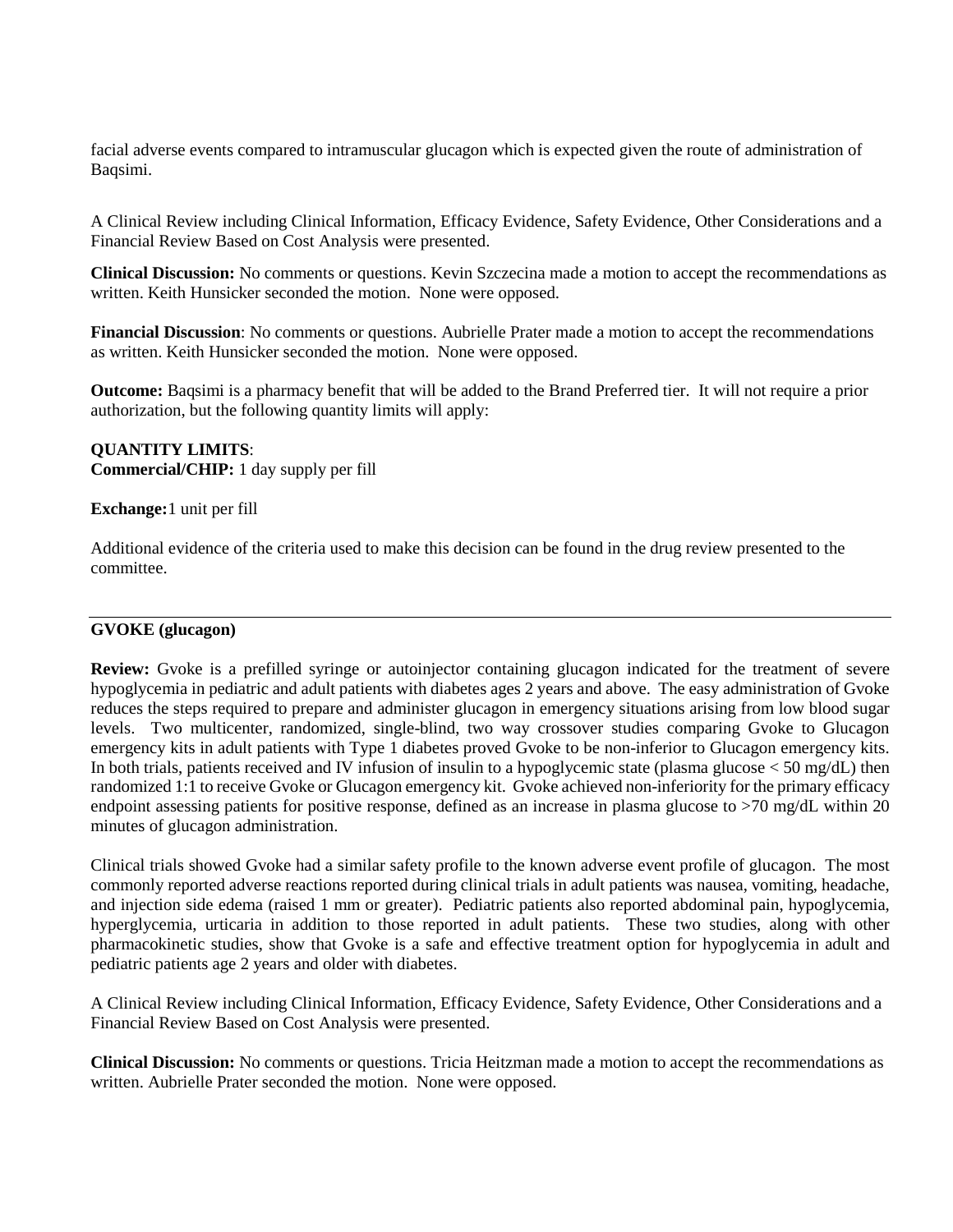facial adverse events compared to intramuscular glucagon which is expected given the route of administration of Baqsimi.

A Clinical Review including Clinical Information, Efficacy Evidence, Safety Evidence, Other Considerations and a Financial Review Based on Cost Analysis were presented.

**Clinical Discussion:** No comments or questions. Kevin Szczecina made a motion to accept the recommendations as written. Keith Hunsicker seconded the motion. None were opposed.

**Financial Discussion**: No comments or questions. Aubrielle Prater made a motion to accept the recommendations as written. Keith Hunsicker seconded the motion. None were opposed.

**Outcome:** Baqsimi is a pharmacy benefit that will be added to the Brand Preferred tier. It will not require a prior authorization, but the following quantity limits will apply:

**QUANTITY LIMITS**:
**Commercial/CHIP:** 1 day supply per fill

**Exchange:** 1 unit per fill

Additional evidence of the criteria used to make this decision can be found in the drug review presented to the committee.

---

**GVOKE (glucagon)**

**Review:** Gvoke is a prefilled syringe or autoinjector containing glucagon indicated for the treatment of severe hypoglycemia in pediatric and adult patients with diabetes ages 2 years and above. The easy administration of Gvoke reduces the steps required to prepare and administer glucagon in emergency situations arising from low blood sugar levels. Two multicenter, randomized, single-blind, two way crossover studies comparing Gvoke to Glucagon emergency kits in adult patients with Type 1 diabetes proved Gvoke to be non-inferior to Glucagon emergency kits. In both trials, patients received and IV infusion of insulin to a hypoglycemic state (plasma glucose < 50 mg/dL) then randomized 1:1 to receive Gvoke or Glucagon emergency kit. Gvoke achieved non-inferiority for the primary efficacy endpoint assessing patients for positive response, defined as an increase in plasma glucose to >70 mg/dL within 20 minutes of glucagon administration.

Clinical trials showed Gvoke had a similar safety profile to the known adverse event profile of glucagon. The most commonly reported adverse reactions reported during clinical trials in adult patients was nausea, vomiting, headache, and injection side edema (raised 1 mm or greater). Pediatric patients also reported abdominal pain, hypoglycemia, hyperglycemia, urticaria in addition to those reported in adult patients. These two studies, along with other pharmacokinetic studies, show that Gvoke is a safe and effective treatment option for hypoglycemia in adult and pediatric patients age 2 years and older with diabetes.

A Clinical Review including Clinical Information, Efficacy Evidence, Safety Evidence, Other Considerations and a Financial Review Based on Cost Analysis were presented.

**Clinical Discussion:** No comments or questions. Tricia Heitzman made a motion to accept the recommendations as written. Aubrielle Prater seconded the motion. None were opposed.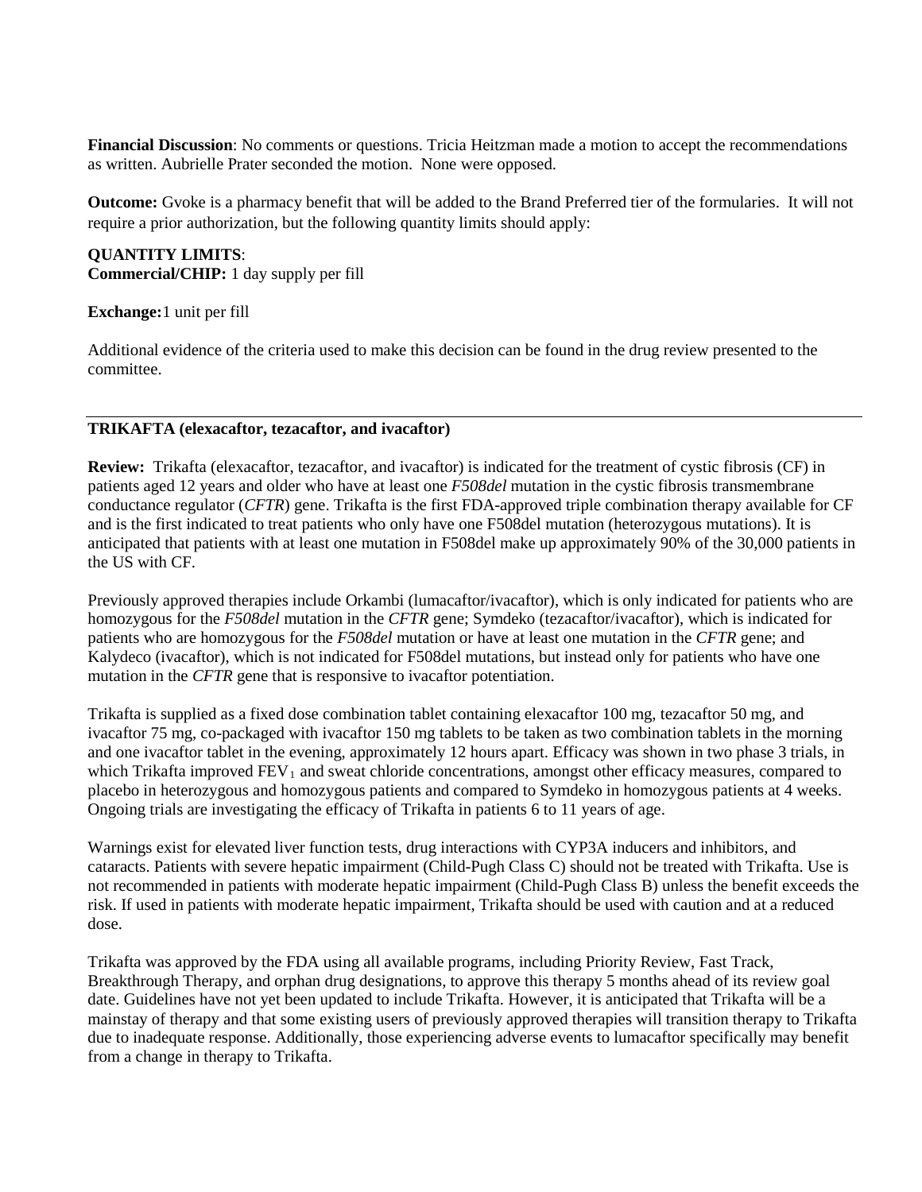**Financial Discussion**: No comments or questions. Tricia Heitzman made a motion to accept the recommendations as written. Aubrielle Prater seconded the motion. None were opposed.

**Outcome:** Gvoke is a pharmacy benefit that will be added to the Brand Preferred tier of the formularies. It will not require a prior authorization, but the following quantity limits should apply:

**QUANTITY LIMITS**:
**Commercial/CHIP:** 1 day supply per fill

**Exchange:** 1 unit per fill

Additional evidence of the criteria used to make this decision can be found in the drug review presented to the committee.

---

**TRIKAFTA (elexacaftor, tezacaftor, and ivacaftor)**

**Review:** Trikafta (elexacaftor, tezacaftor, and ivacaftor) is indicated for the treatment of cystic fibrosis (CF) in patients aged 12 years and older who have at least one *F508del* mutation in the cystic fibrosis transmembrane conductance regulator (*CFTR*) gene. Trikafta is the first FDA-approved triple combination therapy available for CF and is the first indicated to treat patients who only have one F508del mutation (heterozygous mutations). It is anticipated that patients with at least one mutation in F508del make up approximately 90% of the 30,000 patients in the US with CF.

Previously approved therapies include Orkambi (lumacaftor/ivacaftor), which is only indicated for patients who are homozygous for the *F508del* mutation in the *CFTR* gene; Symdeko (tezacaftor/ivacaftor), which is indicated for patients who are homozygous for the *F508del* mutation or have at least one mutation in the *CFTR* gene; and Kalydeco (ivacaftor), which is not indicated for F508del mutations, but instead only for patients who have one mutation in the *CFTR* gene that is responsive to ivacaftor potentiation.

Trikafta is supplied as a fixed dose combination tablet containing elexacaftor 100 mg, tezacaftor 50 mg, and ivacaftor 75 mg, co-packaged with ivacaftor 150 mg tablets to be taken as two combination tablets in the morning and one ivacaftor tablet in the evening, approximately 12 hours apart. Efficacy was shown in two phase 3 trials, in which Trikafta improved $FEV_1$ and sweat chloride concentrations, amongst other efficacy measures, compared to placebo in heterozygous and homozygous patients and compared to Symdeko in homozygous patients at 4 weeks. Ongoing trials are investigating the efficacy of Trikafta in patients 6 to 11 years of age.

Warnings exist for elevated liver function tests, drug interactions with CYP3A inducers and inhibitors, and cataracts. Patients with severe hepatic impairment (Child-Pugh Class C) should not be treated with Trikafta. Use is not recommended in patients with moderate hepatic impairment (Child-Pugh Class B) unless the benefit exceeds the risk. If used in patients with moderate hepatic impairment, Trikafta should be used with caution and at a reduced dose.

Trikafta was approved by the FDA using all available programs, including Priority Review, Fast Track, Breakthrough Therapy, and orphan drug designations, to approve this therapy 5 months ahead of its review goal date. Guidelines have not yet been updated to include Trikafta. However, it is anticipated that Trikafta will be a mainstay of therapy and that some existing users of previously approved therapies will transition therapy to Trikafta due to inadequate response. Additionally, those experiencing adverse events to lumacaftor specifically may benefit from a change in therapy to Trikafta.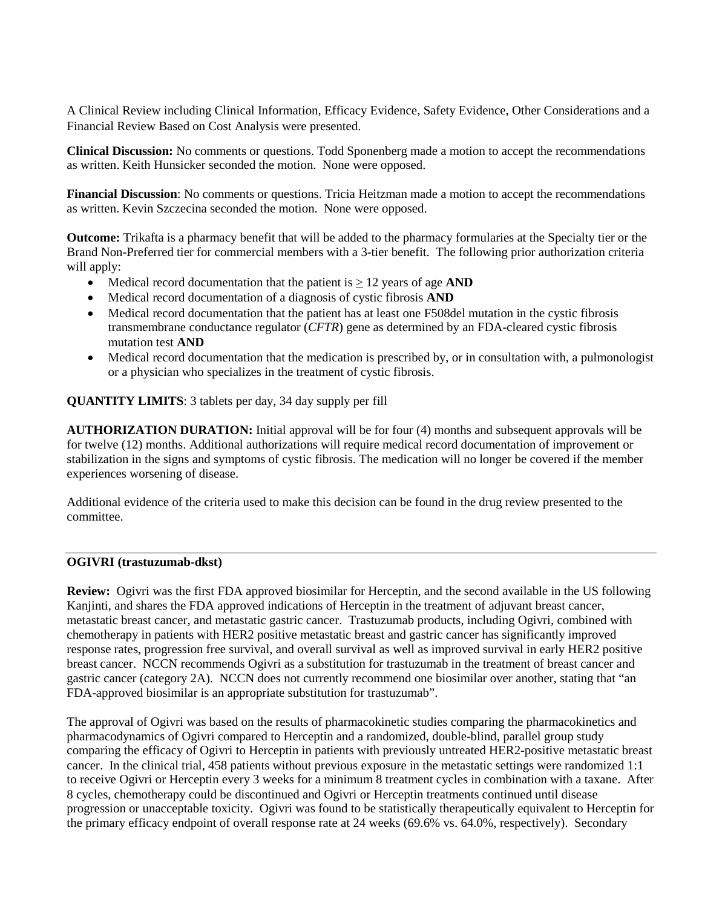A Clinical Review including Clinical Information, Efficacy Evidence, Safety Evidence, Other Considerations and a Financial Review Based on Cost Analysis were presented.

**Clinical Discussion:** No comments or questions. Todd Sponenberg made a motion to accept the recommendations as written. Keith Hunsicker seconded the motion. None were opposed.

**Financial Discussion**: No comments or questions. Tricia Heitzman made a motion to accept the recommendations as written. Kevin Szczecina seconded the motion. None were opposed.

**Outcome:** Trikafta is a pharmacy benefit that will be added to the pharmacy formularies at the Specialty tier or the Brand Non-Preferred tier for commercial members with a 3-tier benefit. The following prior authorization criteria will apply:

- Medical record documentation that the patient is ≥ 12 years of age **AND**
- Medical record documentation of a diagnosis of cystic fibrosis **AND**
- Medical record documentation that the patient has at least one F508del mutation in the cystic fibrosis transmembrane conductance regulator (*CFTR*) gene as determined by an FDA-cleared cystic fibrosis mutation test **AND**
- Medical record documentation that the medication is prescribed by, or in consultation with, a pulmonologist or a physician who specializes in the treatment of cystic fibrosis.

**QUANTITY LIMITS**: 3 tablets per day, 34 day supply per fill

**AUTHORIZATION DURATION:** Initial approval will be for four (4) months and subsequent approvals will be for twelve (12) months. Additional authorizations will require medical record documentation of improvement or stabilization in the signs and symptoms of cystic fibrosis. The medication will no longer be covered if the member experiences worsening of disease.

Additional evidence of the criteria used to make this decision can be found in the drug review presented to the committee.

---

**OGIVRI (trastuzumab-dkst)**

**Review:** Ogivri was the first FDA approved biosimilar for Herceptin, and the second available in the US following Kanjinti, and shares the FDA approved indications of Herceptin in the treatment of adjuvant breast cancer, metastatic breast cancer, and metastatic gastric cancer. Trastuzumab products, including Ogivri, combined with chemotherapy in patients with HER2 positive metastatic breast and gastric cancer has significantly improved response rates, progression free survival, and overall survival as well as improved survival in early HER2 positive breast cancer. NCCN recommends Ogivri as a substitution for trastuzumab in the treatment of breast cancer and gastric cancer (category 2A). NCCN does not currently recommend one biosimilar over another, stating that "an FDA-approved biosimilar is an appropriate substitution for trastuzumab".

The approval of Ogivri was based on the results of pharmacokinetic studies comparing the pharmacokinetics and pharmacodynamics of Ogivri compared to Herceptin and a randomized, double-blind, parallel group study comparing the efficacy of Ogivri to Herceptin in patients with previously untreated HER2-positive metastatic breast cancer. In the clinical trial, 458 patients without previous exposure in the metastatic settings were randomized 1:1 to receive Ogivri or Herceptin every 3 weeks for a minimum 8 treatment cycles in combination with a taxane. After 8 cycles, chemotherapy could be discontinued and Ogivri or Herceptin treatments continued until disease progression or unacceptable toxicity. Ogivri was found to be statistically therapeutically equivalent to Herceptin for the primary efficacy endpoint of overall response rate at 24 weeks (69.6% vs. 64.0%, respectively). Secondary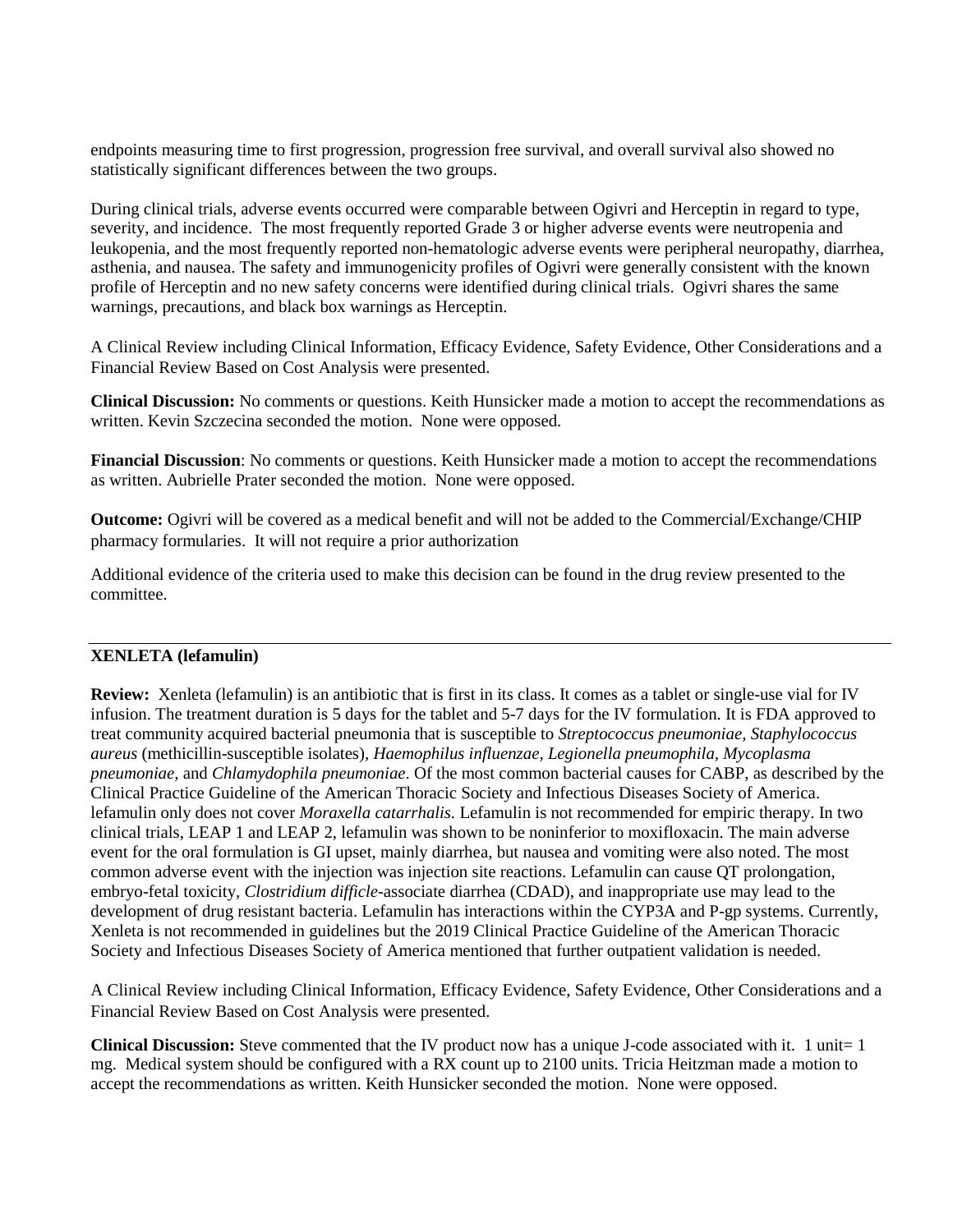endpoints measuring time to first progression, progression free survival, and overall survival also showed no statistically significant differences between the two groups.

During clinical trials, adverse events occurred were comparable between Ogivri and Herceptin in regard to type, severity, and incidence. The most frequently reported Grade 3 or higher adverse events were neutropenia and leukopenia, and the most frequently reported non-hematologic adverse events were peripheral neuropathy, diarrhea, asthenia, and nausea. The safety and immunogenicity profiles of Ogivri were generally consistent with the known profile of Herceptin and no new safety concerns were identified during clinical trials. Ogivri shares the same warnings, precautions, and black box warnings as Herceptin.

A Clinical Review including Clinical Information, Efficacy Evidence, Safety Evidence, Other Considerations and a Financial Review Based on Cost Analysis were presented.

**Clinical Discussion:** No comments or questions. Keith Hunsicker made a motion to accept the recommendations as written. Kevin Szczecina seconded the motion. None were opposed.

**Financial Discussion**: No comments or questions. Keith Hunsicker made a motion to accept the recommendations as written. Aubrielle Prater seconded the motion. None were opposed.

**Outcome:** Ogivri will be covered as a medical benefit and will not be added to the Commercial/Exchange/CHIP pharmacy formularies. It will not require a prior authorization

Additional evidence of the criteria used to make this decision can be found in the drug review presented to the committee.

---

**XENLETA (lefamulin)**

**Review:** Xenleta (lefamulin) is an antibiotic that is first in its class. It comes as a tablet or single-use vial for IV infusion. The treatment duration is 5 days for the tablet and 5-7 days for the IV formulation. It is FDA approved to treat community acquired bacterial pneumonia that is susceptible to *Streptococcus pneumoniae, Staphylococcus aureus* (methicillin-susceptible isolates), *Haemophilus influenzae, Legionella pneumophila, Mycoplasma pneumoniae,* and *Chlamydophila pneumoniae*. Of the most common bacterial causes for CABP, as described by the Clinical Practice Guideline of the American Thoracic Society and Infectious Diseases Society of America. lefamulin only does not cover *Moraxella catarrhalis.* Lefamulin is not recommended for empiric therapy. In two clinical trials, LEAP 1 and LEAP 2, lefamulin was shown to be noninferior to moxifloxacin. The main adverse event for the oral formulation is GI upset, mainly diarrhea, but nausea and vomiting were also noted. The most common adverse event with the injection was injection site reactions. Lefamulin can cause QT prolongation, embryo-fetal toxicity, *Clostridium difficle*-associate diarrhea (CDAD), and inappropriate use may lead to the development of drug resistant bacteria. Lefamulin has interactions within the CYP3A and P-gp systems. Currently, Xenleta is not recommended in guidelines but the 2019 Clinical Practice Guideline of the American Thoracic Society and Infectious Diseases Society of America mentioned that further outpatient validation is needed.

A Clinical Review including Clinical Information, Efficacy Evidence, Safety Evidence, Other Considerations and a Financial Review Based on Cost Analysis were presented.

**Clinical Discussion:** Steve commented that the IV product now has a unique J-code associated with it. 1 unit= 1 mg. Medical system should be configured with a RX count up to 2100 units. Tricia Heitzman made a motion to accept the recommendations as written. Keith Hunsicker seconded the motion. None were opposed.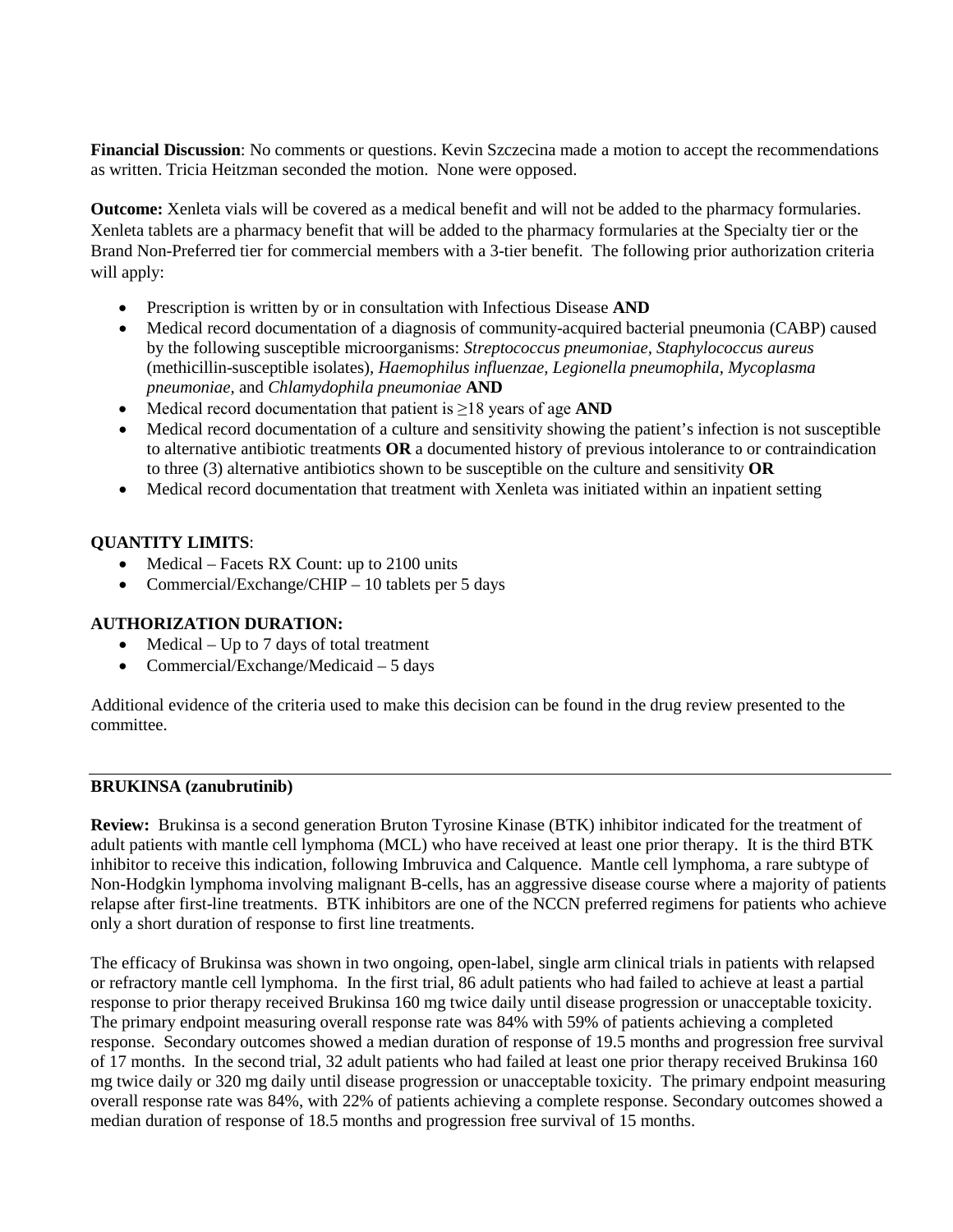**Financial Discussion**: No comments or questions. Kevin Szczecina made a motion to accept the recommendations as written. Tricia Heitzman seconded the motion. None were opposed.

**Outcome:** Xenleta vials will be covered as a medical benefit and will not be added to the pharmacy formularies. Xenleta tablets are a pharmacy benefit that will be added to the pharmacy formularies at the Specialty tier or the Brand Non-Preferred tier for commercial members with a 3-tier benefit. The following prior authorization criteria will apply:

- Prescription is written by or in consultation with Infectious Disease **AND**
- Medical record documentation of a diagnosis of community-acquired bacterial pneumonia (CABP) caused by the following susceptible microorganisms: *Streptococcus pneumoniae, Staphylococcus aureus* (methicillin-susceptible isolates), *Haemophilus influenzae, Legionella pneumophila, Mycoplasma pneumoniae,* and *Chlamydophila pneumoniae* **AND**
- Medical record documentation that patient is ≥18 years of age **AND**
- Medical record documentation of a culture and sensitivity showing the patient's infection is not susceptible to alternative antibiotic treatments **OR** a documented history of previous intolerance to or contraindication to three (3) alternative antibiotics shown to be susceptible on the culture and sensitivity **OR**
- Medical record documentation that treatment with Xenleta was initiated within an inpatient setting

**QUANTITY LIMITS**:

- Medical – Facets RX Count: up to 2100 units
- Commercial/Exchange/CHIP – 10 tablets per 5 days

**AUTHORIZATION DURATION:**

- Medical – Up to 7 days of total treatment
- Commercial/Exchange/Medicaid – 5 days

Additional evidence of the criteria used to make this decision can be found in the drug review presented to the committee.

---

**BRUKINSA (zanubrutinib)**

**Review:** Brukinsa is a second generation Bruton Tyrosine Kinase (BTK) inhibitor indicated for the treatment of adult patients with mantle cell lymphoma (MCL) who have received at least one prior therapy. It is the third BTK inhibitor to receive this indication, following Imbruvica and Calquence. Mantle cell lymphoma, a rare subtype of Non-Hodgkin lymphoma involving malignant B-cells, has an aggressive disease course where a majority of patients relapse after first-line treatments. BTK inhibitors are one of the NCCN preferred regimens for patients who achieve only a short duration of response to first line treatments.

The efficacy of Brukinsa was shown in two ongoing, open-label, single arm clinical trials in patients with relapsed or refractory mantle cell lymphoma. In the first trial, 86 adult patients who had failed to achieve at least a partial response to prior therapy received Brukinsa 160 mg twice daily until disease progression or unacceptable toxicity. The primary endpoint measuring overall response rate was 84% with 59% of patients achieving a completed response. Secondary outcomes showed a median duration of response of 19.5 months and progression free survival of 17 months. In the second trial, 32 adult patients who had failed at least one prior therapy received Brukinsa 160 mg twice daily or 320 mg daily until disease progression or unacceptable toxicity. The primary endpoint measuring overall response rate was 84%, with 22% of patients achieving a complete response. Secondary outcomes showed a median duration of response of 18.5 months and progression free survival of 15 months.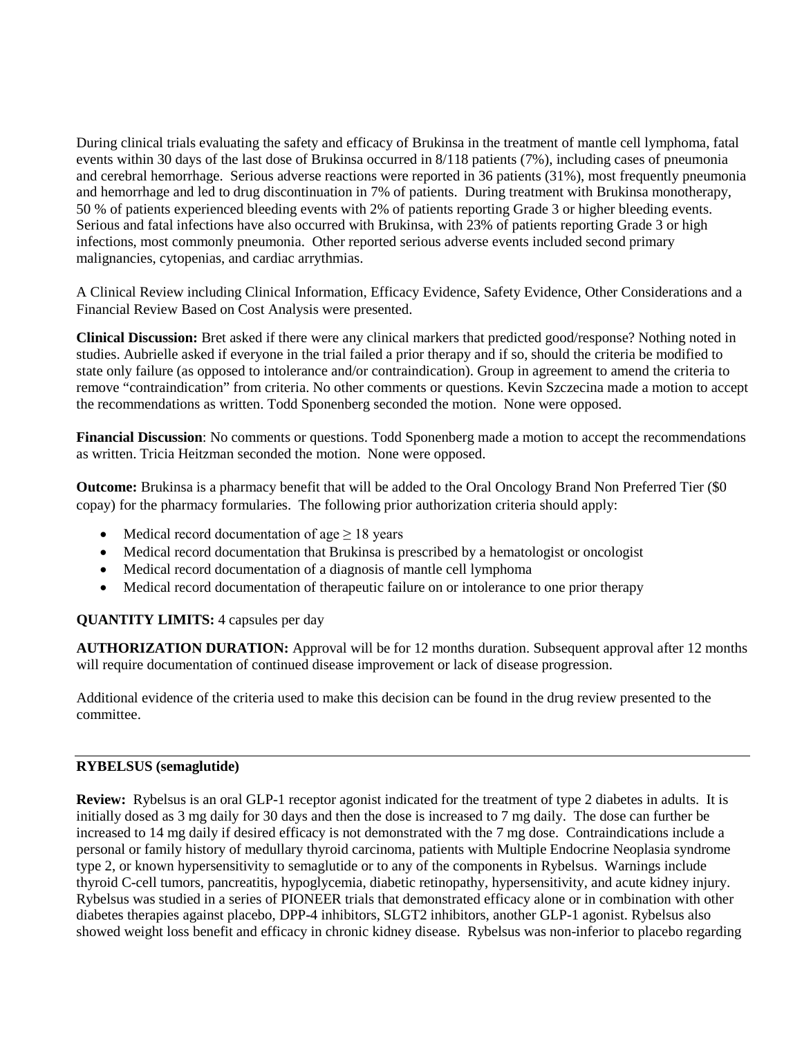During clinical trials evaluating the safety and efficacy of Brukinsa in the treatment of mantle cell lymphoma, fatal events within 30 days of the last dose of Brukinsa occurred in 8/118 patients (7%), including cases of pneumonia and cerebral hemorrhage. Serious adverse reactions were reported in 36 patients (31%), most frequently pneumonia and hemorrhage and led to drug discontinuation in 7% of patients. During treatment with Brukinsa monotherapy, 50 % of patients experienced bleeding events with 2% of patients reporting Grade 3 or higher bleeding events. Serious and fatal infections have also occurred with Brukinsa, with 23% of patients reporting Grade 3 or high infections, most commonly pneumonia. Other reported serious adverse events included second primary malignancies, cytopenias, and cardiac arrythmias.

A Clinical Review including Clinical Information, Efficacy Evidence, Safety Evidence, Other Considerations and a Financial Review Based on Cost Analysis were presented.

**Clinical Discussion:** Bret asked if there were any clinical markers that predicted good/response? Nothing noted in studies. Aubrielle asked if everyone in the trial failed a prior therapy and if so, should the criteria be modified to state only failure (as opposed to intolerance and/or contraindication). Group in agreement to amend the criteria to remove "contraindication" from criteria. No other comments or questions. Kevin Szczecina made a motion to accept the recommendations as written. Todd Sponenberg seconded the motion. None were opposed.

**Financial Discussion**: No comments or questions. Todd Sponenberg made a motion to accept the recommendations as written. Tricia Heitzman seconded the motion. None were opposed.

**Outcome:** Brukinsa is a pharmacy benefit that will be added to the Oral Oncology Brand Non Preferred Tier ($0 copay) for the pharmacy formularies. The following prior authorization criteria should apply:

- Medical record documentation of age ≥ 18 years
- Medical record documentation that Brukinsa is prescribed by a hematologist or oncologist
- Medical record documentation of a diagnosis of mantle cell lymphoma
- Medical record documentation of therapeutic failure on or intolerance to one prior therapy

**QUANTITY LIMITS:** 4 capsules per day

**AUTHORIZATION DURATION:** Approval will be for 12 months duration. Subsequent approval after 12 months will require documentation of continued disease improvement or lack of disease progression.

Additional evidence of the criteria used to make this decision can be found in the drug review presented to the committee.

---

**RYBELSUS (semaglutide)**

**Review:** Rybelsus is an oral GLP-1 receptor agonist indicated for the treatment of type 2 diabetes in adults. It is initially dosed as 3 mg daily for 30 days and then the dose is increased to 7 mg daily. The dose can further be increased to 14 mg daily if desired efficacy is not demonstrated with the 7 mg dose. Contraindications include a personal or family history of medullary thyroid carcinoma, patients with Multiple Endocrine Neoplasia syndrome type 2, or known hypersensitivity to semaglutide or to any of the components in Rybelsus. Warnings include thyroid C-cell tumors, pancreatitis, hypoglycemia, diabetic retinopathy, hypersensitivity, and acute kidney injury. Rybelsus was studied in a series of PIONEER trials that demonstrated efficacy alone or in combination with other diabetes therapies against placebo, DPP-4 inhibitors, SLGT2 inhibitors, another GLP-1 agonist. Rybelsus also showed weight loss benefit and efficacy in chronic kidney disease. Rybelsus was non-inferior to placebo regarding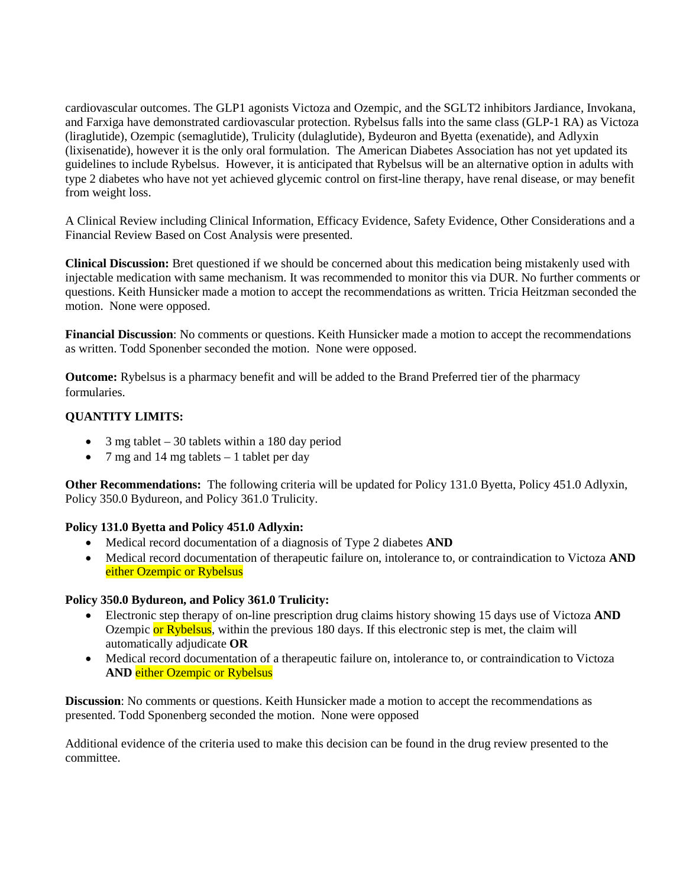cardiovascular outcomes. The GLP1 agonists Victoza and Ozempic, and the SGLT2 inhibitors Jardiance, Invokana, and Farxiga have demonstrated cardiovascular protection. Rybelsus falls into the same class (GLP-1 RA) as Victoza (liraglutide), Ozempic (semaglutide), Trulicity (dulaglutide), Bydeuron and Byetta (exenatide), and Adlyxin (lixisenatide), however it is the only oral formulation. The American Diabetes Association has not yet updated its guidelines to include Rybelsus. However, it is anticipated that Rybelsus will be an alternative option in adults with type 2 diabetes who have not yet achieved glycemic control on first-line therapy, have renal disease, or may benefit from weight loss.

A Clinical Review including Clinical Information, Efficacy Evidence, Safety Evidence, Other Considerations and a Financial Review Based on Cost Analysis were presented.

**Clinical Discussion:** Bret questioned if we should be concerned about this medication being mistakenly used with injectable medication with same mechanism. It was recommended to monitor this via DUR. No further comments or questions. Keith Hunsicker made a motion to accept the recommendations as written. Tricia Heitzman seconded the motion. None were opposed.

**Financial Discussion**: No comments or questions. Keith Hunsicker made a motion to accept the recommendations as written. Todd Sponenber seconded the motion. None were opposed.

**Outcome:** Rybelsus is a pharmacy benefit and will be added to the Brand Preferred tier of the pharmacy formularies.

**QUANTITY LIMITS:**

- 3 mg tablet – 30 tablets within a 180 day period
- 7 mg and 14 mg tablets – 1 tablet per day

**Other Recommendations:** The following criteria will be updated for Policy 131.0 Byetta, Policy 451.0 Adlyxin, Policy 350.0 Bydureon, and Policy 361.0 Trulicity.

**Policy 131.0 Byetta and Policy 451.0 Adlyxin:**

- Medical record documentation of a diagnosis of Type 2 diabetes **AND**
- Medical record documentation of therapeutic failure on, intolerance to, or contraindication to Victoza **AND** either Ozempic or Rybelsus

**Policy 350.0 Bydureon, and Policy 361.0 Trulicity:**

- Electronic step therapy of on-line prescription drug claims history showing 15 days use of Victoza **AND** Ozempic or Rybelsus, within the previous 180 days. If this electronic step is met, the claim will automatically adjudicate **OR**
- Medical record documentation of a therapeutic failure on, intolerance to, or contraindication to Victoza **AND** either Ozempic or Rybelsus

**Discussion**: No comments or questions. Keith Hunsicker made a motion to accept the recommendations as presented. Todd Sponenberg seconded the motion. None were opposed

Additional evidence of the criteria used to make this decision can be found in the drug review presented to the committee.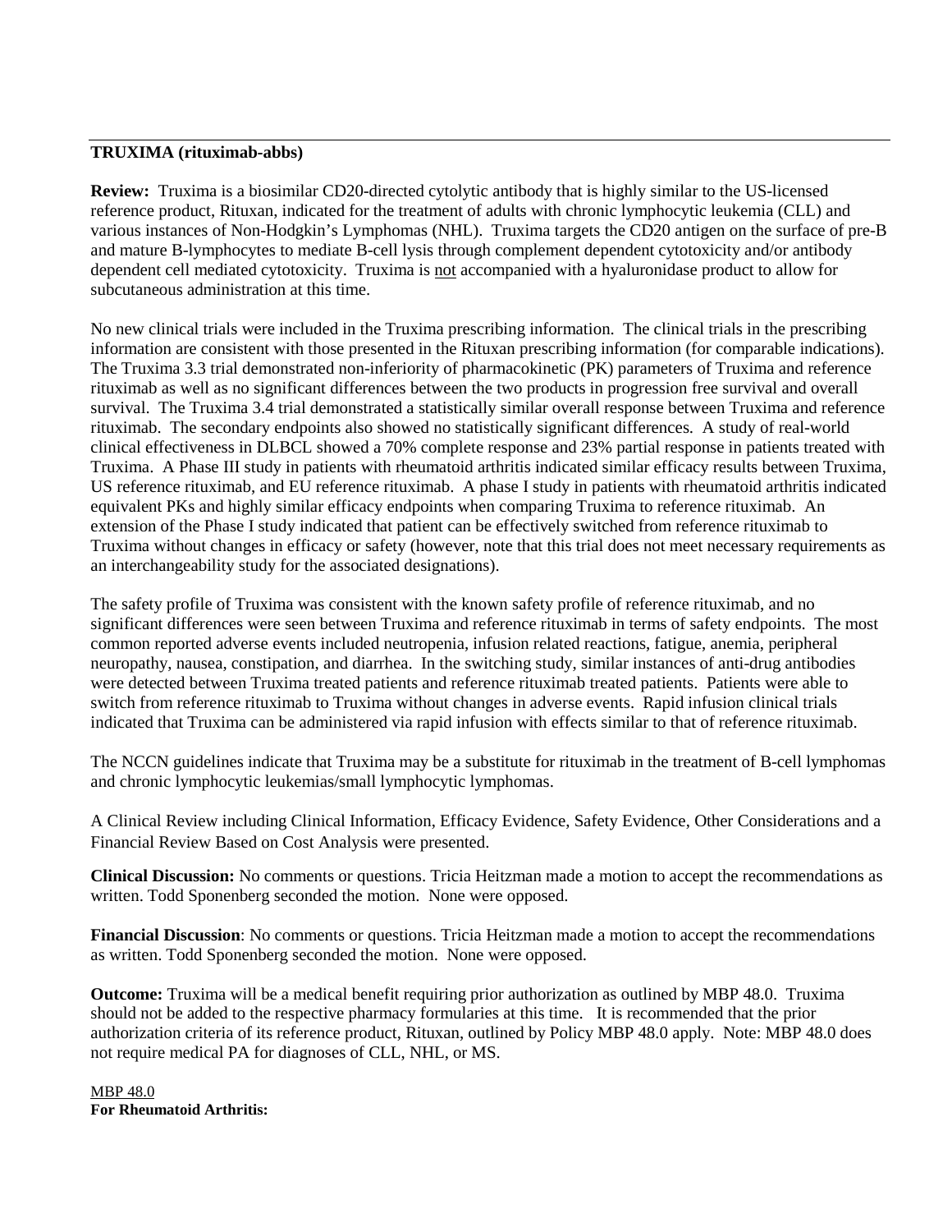**TRUXIMA (rituximab-abbs)**

**Review:** Truxima is a biosimilar CD20-directed cytolytic antibody that is highly similar to the US-licensed reference product, Rituxan, indicated for the treatment of adults with chronic lymphocytic leukemia (CLL) and various instances of Non-Hodgkin's Lymphomas (NHL). Truxima targets the CD20 antigen on the surface of pre-B and mature B-lymphocytes to mediate B-cell lysis through complement dependent cytotoxicity and/or antibody dependent cell mediated cytotoxicity. Truxima is not accompanied with a hyaluronidase product to allow for subcutaneous administration at this time.

No new clinical trials were included in the Truxima prescribing information. The clinical trials in the prescribing information are consistent with those presented in the Rituxan prescribing information (for comparable indications). The Truxima 3.3 trial demonstrated non-inferiority of pharmacokinetic (PK) parameters of Truxima and reference rituximab as well as no significant differences between the two products in progression free survival and overall survival. The Truxima 3.4 trial demonstrated a statistically similar overall response between Truxima and reference rituximab. The secondary endpoints also showed no statistically significant differences. A study of real-world clinical effectiveness in DLBCL showed a 70% complete response and 23% partial response in patients treated with Truxima. A Phase III study in patients with rheumatoid arthritis indicated similar efficacy results between Truxima, US reference rituximab, and EU reference rituximab. A phase I study in patients with rheumatoid arthritis indicated equivalent PKs and highly similar efficacy endpoints when comparing Truxima to reference rituximab. An extension of the Phase I study indicated that patient can be effectively switched from reference rituximab to Truxima without changes in efficacy or safety (however, note that this trial does not meet necessary requirements as an interchangeability study for the associated designations).

The safety profile of Truxima was consistent with the known safety profile of reference rituximab, and no significant differences were seen between Truxima and reference rituximab in terms of safety endpoints. The most common reported adverse events included neutropenia, infusion related reactions, fatigue, anemia, peripheral neuropathy, nausea, constipation, and diarrhea. In the switching study, similar instances of anti-drug antibodies were detected between Truxima treated patients and reference rituximab treated patients. Patients were able to switch from reference rituximab to Truxima without changes in adverse events. Rapid infusion clinical trials indicated that Truxima can be administered via rapid infusion with effects similar to that of reference rituximab.

The NCCN guidelines indicate that Truxima may be a substitute for rituximab in the treatment of B-cell lymphomas and chronic lymphocytic leukemias/small lymphocytic lymphomas.

A Clinical Review including Clinical Information, Efficacy Evidence, Safety Evidence, Other Considerations and a Financial Review Based on Cost Analysis were presented.

**Clinical Discussion:** No comments or questions. Tricia Heitzman made a motion to accept the recommendations as written. Todd Sponenberg seconded the motion. None were opposed.

**Financial Discussion**: No comments or questions. Tricia Heitzman made a motion to accept the recommendations as written. Todd Sponenberg seconded the motion. None were opposed.

**Outcome:** Truxima will be a medical benefit requiring prior authorization as outlined by MBP 48.0. Truxima should not be added to the respective pharmacy formularies at this time. It is recommended that the prior authorization criteria of its reference product, Rituxan, outlined by Policy MBP 48.0 apply. Note: MBP 48.0 does not require medical PA for diagnoses of CLL, NHL, or MS.

MBP 48.0
**For Rheumatoid Arthritis:**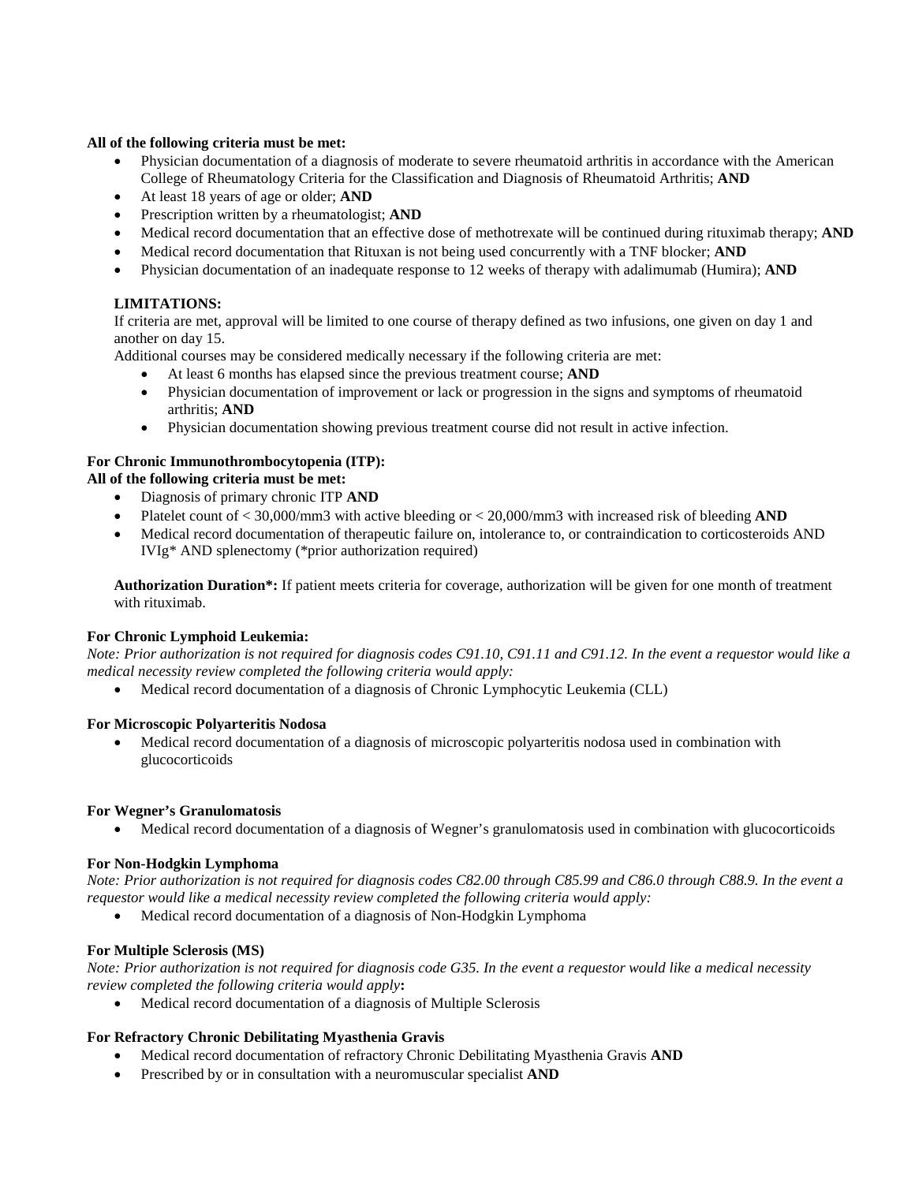**All of the following criteria must be met:**

- Physician documentation of a diagnosis of moderate to severe rheumatoid arthritis in accordance with the American College of Rheumatology Criteria for the Classification and Diagnosis of Rheumatoid Arthritis; **AND**
- At least 18 years of age or older; **AND**
- Prescription written by a rheumatologist; **AND**
- Medical record documentation that an effective dose of methotrexate will be continued during rituximab therapy; **AND**
- Medical record documentation that Rituxan is not being used concurrently with a TNF blocker; **AND**
- Physician documentation of an inadequate response to 12 weeks of therapy with adalimumab (Humira); **AND**

**LIMITATIONS:**

If criteria are met, approval will be limited to one course of therapy defined as two infusions, one given on day 1 and another on day 15.

Additional courses may be considered medically necessary if the following criteria are met:

- At least 6 months has elapsed since the previous treatment course; **AND**
- Physician documentation of improvement or lack or progression in the signs and symptoms of rheumatoid arthritis; **AND**
- Physician documentation showing previous treatment course did not result in active infection.

**For Chronic Immunothrombocytopenia (ITP):**

**All of the following criteria must be met:**

- Diagnosis of primary chronic ITP **AND**
- Platelet count of < 30,000/mm3 with active bleeding or < 20,000/mm3 with increased risk of bleeding **AND**
- Medical record documentation of therapeutic failure on, intolerance to, or contraindication to corticosteroids AND IVIg* AND splenectomy (*prior authorization required)

**Authorization Duration*:** If patient meets criteria for coverage, authorization will be given for one month of treatment with rituximab.

**For Chronic Lymphoid Leukemia:**

*Note: Prior authorization is not required for diagnosis codes C91.10, C91.11 and C91.12. In the event a requestor would like a medical necessity review completed the following criteria would apply:*

- Medical record documentation of a diagnosis of Chronic Lymphocytic Leukemia (CLL)

**For Microscopic Polyarteritis Nodosa**

- Medical record documentation of a diagnosis of microscopic polyarteritis nodosa used in combination with glucocorticoids

**For Wegner's Granulomatosis**

- Medical record documentation of a diagnosis of Wegner's granulomatosis used in combination with glucocorticoids

**For Non-Hodgkin Lymphoma**

*Note: Prior authorization is not required for diagnosis codes C82.00 through C85.99 and C86.0 through C88.9. In the event a requestor would like a medical necessity review completed the following criteria would apply:*

- Medical record documentation of a diagnosis of Non-Hodgkin Lymphoma

**For Multiple Sclerosis (MS)**

*Note: Prior authorization is not required for diagnosis code G35. In the event a requestor would like a medical necessity review completed the following criteria would apply***:**

- Medical record documentation of a diagnosis of Multiple Sclerosis

**For Refractory Chronic Debilitating Myasthenia Gravis**

- Medical record documentation of refractory Chronic Debilitating Myasthenia Gravis **AND**
- Prescribed by or in consultation with a neuromuscular specialist **AND**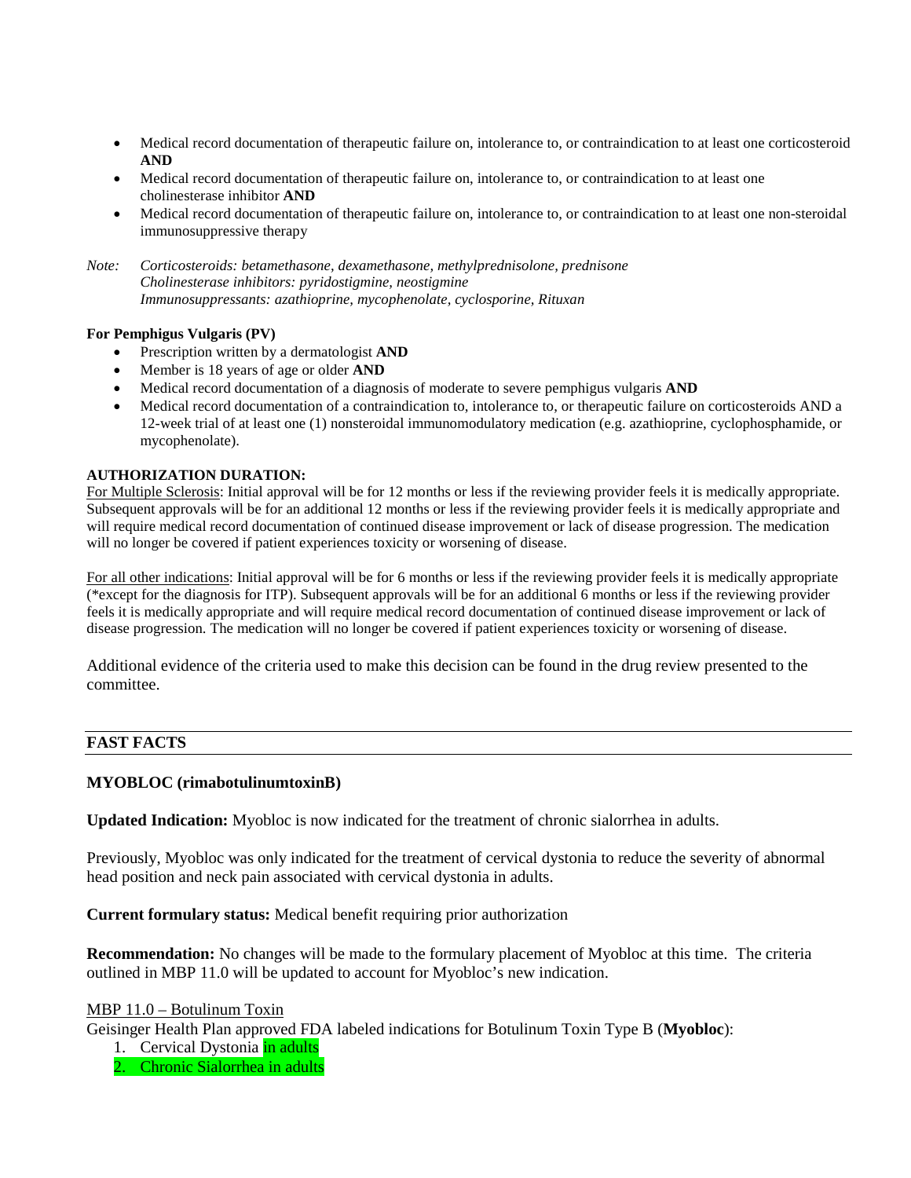- Medical record documentation of therapeutic failure on, intolerance to, or contraindication to at least one corticosteroid **AND**
- Medical record documentation of therapeutic failure on, intolerance to, or contraindication to at least one cholinesterase inhibitor **AND**
- Medical record documentation of therapeutic failure on, intolerance to, or contraindication to at least one non-steroidal immunosuppressive therapy

*Note: Corticosteroids: betamethasone, dexamethasone, methylprednisolone, prednisone*
*Cholinesterase inhibitors: pyridostigmine, neostigmine*
*Immunosuppressants: azathioprine, mycophenolate, cyclosporine, Rituxan*

**For Pemphigus Vulgaris (PV)**

- Prescription written by a dermatologist **AND**
- Member is 18 years of age or older **AND**
- Medical record documentation of a diagnosis of moderate to severe pemphigus vulgaris **AND**
- Medical record documentation of a contraindication to, intolerance to, or therapeutic failure on corticosteroids AND a 12-week trial of at least one (1) nonsteroidal immunomodulatory medication (e.g. azathioprine, cyclophosphamide, or mycophenolate).

**AUTHORIZATION DURATION:**

For Multiple Sclerosis: Initial approval will be for 12 months or less if the reviewing provider feels it is medically appropriate. Subsequent approvals will be for an additional 12 months or less if the reviewing provider feels it is medically appropriate and will require medical record documentation of continued disease improvement or lack of disease progression. The medication will no longer be covered if patient experiences toxicity or worsening of disease.

For all other indications: Initial approval will be for 6 months or less if the reviewing provider feels it is medically appropriate (*except for the diagnosis for ITP). Subsequent approvals will be for an additional 6 months or less if the reviewing provider feels it is medically appropriate and will require medical record documentation of continued disease improvement or lack of disease progression. The medication will no longer be covered if patient experiences toxicity or worsening of disease.

Additional evidence of the criteria used to make this decision can be found in the drug review presented to the committee.

## FAST FACTS

**MYOBLOC (rimabotulinumtoxinB)**

**Updated Indication:** Myobloc is now indicated for the treatment of chronic sialorrhea in adults.

Previously, Myobloc was only indicated for the treatment of cervical dystonia to reduce the severity of abnormal head position and neck pain associated with cervical dystonia in adults.

**Current formulary status:** Medical benefit requiring prior authorization

**Recommendation:** No changes will be made to the formulary placement of Myobloc at this time. The criteria outlined in MBP 11.0 will be updated to account for Myobloc's new indication.

MBP 11.0 – Botulinum Toxin

Geisinger Health Plan approved FDA labeled indications for Botulinum Toxin Type B (**Myobloc**):

1. Cervical Dystonia in adults
2. Chronic Sialorrhea in adults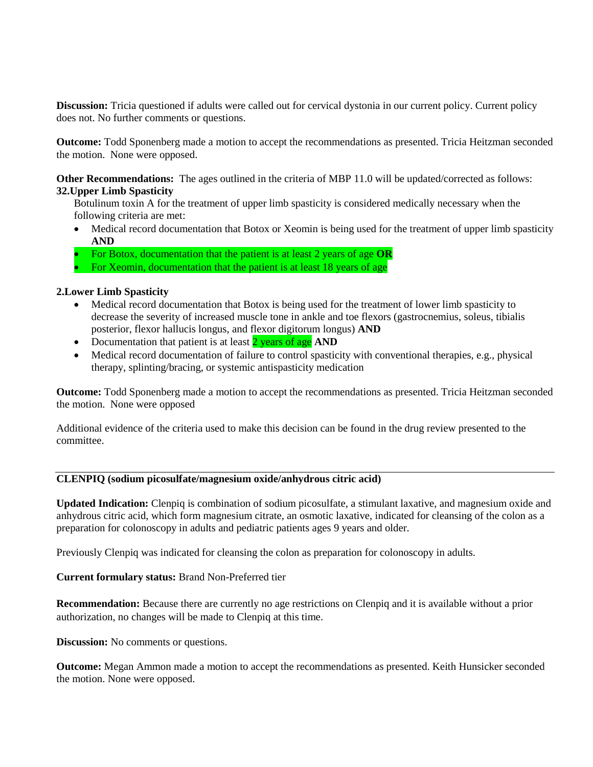**Discussion:** Tricia questioned if adults were called out for cervical dystonia in our current policy. Current policy does not. No further comments or questions.

**Outcome:** Todd Sponenberg made a motion to accept the recommendations as presented. Tricia Heitzman seconded the motion. None were opposed.

**Other Recommendations:** The ages outlined in the criteria of MBP 11.0 will be updated/corrected as follows:

**32.Upper Limb Spasticity**

Botulinum toxin A for the treatment of upper limb spasticity is considered medically necessary when the following criteria are met:

- Medical record documentation that Botox or Xeomin is being used for the treatment of upper limb spasticity **AND**
- For Botox, documentation that the patient is at least 2 years of age **OR**
- For Xeomin, documentation that the patient is at least 18 years of age

**2.Lower Limb Spasticity**

- Medical record documentation that Botox is being used for the treatment of lower limb spasticity to decrease the severity of increased muscle tone in ankle and toe flexors (gastrocnemius, soleus, tibialis posterior, flexor hallucis longus, and flexor digitorum longus) **AND**
- Documentation that patient is at least 2 years of age **AND**
- Medical record documentation of failure to control spasticity with conventional therapies, e.g., physical therapy, splinting/bracing, or systemic antispasticity medication

**Outcome:** Todd Sponenberg made a motion to accept the recommendations as presented. Tricia Heitzman seconded the motion. None were opposed

Additional evidence of the criteria used to make this decision can be found in the drug review presented to the committee.

---

**CLENPIQ (sodium picosulfate/magnesium oxide/anhydrous citric acid)**

**Updated Indication:** Clenpiq is combination of sodium picosulfate, a stimulant laxative, and magnesium oxide and anhydrous citric acid, which form magnesium citrate, an osmotic laxative, indicated for cleansing of the colon as a preparation for colonoscopy in adults and pediatric patients ages 9 years and older.

Previously Clenpiq was indicated for cleansing the colon as preparation for colonoscopy in adults.

**Current formulary status:** Brand Non-Preferred tier

**Recommendation:** Because there are currently no age restrictions on Clenpiq and it is available without a prior authorization, no changes will be made to Clenpiq at this time.

**Discussion:** No comments or questions.

**Outcome:** Megan Ammon made a motion to accept the recommendations as presented. Keith Hunsicker seconded the motion. None were opposed.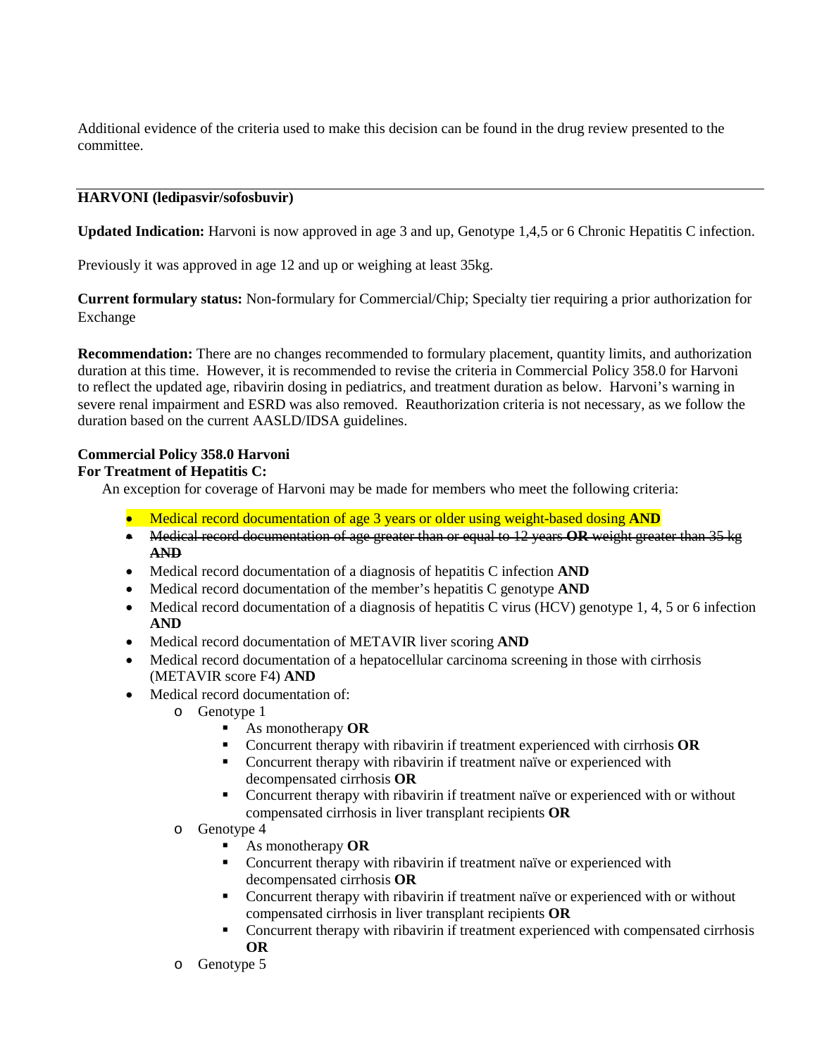Additional evidence of the criteria used to make this decision can be found in the drug review presented to the committee.

---

**HARVONI (ledipasvir/sofosbuvir)**

**Updated Indication:** Harvoni is now approved in age 3 and up, Genotype 1,4,5 or 6 Chronic Hepatitis C infection.

Previously it was approved in age 12 and up or weighing at least 35kg.

**Current formulary status:** Non-formulary for Commercial/Chip; Specialty tier requiring a prior authorization for Exchange

**Recommendation:** There are no changes recommended to formulary placement, quantity limits, and authorization duration at this time. However, it is recommended to revise the criteria in Commercial Policy 358.0 for Harvoni to reflect the updated age, ribavirin dosing in pediatrics, and treatment duration as below. Harvoni's warning in severe renal impairment and ESRD was also removed. Reauthorization criteria is not necessary, as we follow the duration based on the current AASLD/IDSA guidelines.

**Commercial Policy 358.0 Harvoni**
**For Treatment of Hepatitis C:**

An exception for coverage of Harvoni may be made for members who meet the following criteria:

- Medical record documentation of age 3 years or older using weight-based dosing **AND**
- ~~Medical record documentation of age greater than or equal to 12 years **OR** weight greater than 35 kg **AND**~~
- Medical record documentation of a diagnosis of hepatitis C infection **AND**
- Medical record documentation of the member's hepatitis C genotype **AND**
- Medical record documentation of a diagnosis of hepatitis C virus (HCV) genotype 1, 4, 5 or 6 infection **AND**
- Medical record documentation of METAVIR liver scoring **AND**
- Medical record documentation of a hepatocellular carcinoma screening in those with cirrhosis (METAVIR score F4) **AND**
- Medical record documentation of:
  - Genotype 1
    - As monotherapy **OR**
    - Concurrent therapy with ribavirin if treatment experienced with cirrhosis **OR**
    - Concurrent therapy with ribavirin if treatment naïve or experienced with decompensated cirrhosis **OR**
    - Concurrent therapy with ribavirin if treatment naïve or experienced with or without compensated cirrhosis in liver transplant recipients **OR**
  - Genotype 4
    - As monotherapy **OR**
    - Concurrent therapy with ribavirin if treatment naïve or experienced with decompensated cirrhosis **OR**
    - Concurrent therapy with ribavirin if treatment naïve or experienced with or without compensated cirrhosis in liver transplant recipients **OR**
    - Concurrent therapy with ribavirin if treatment experienced with compensated cirrhosis **OR**
  - Genotype 5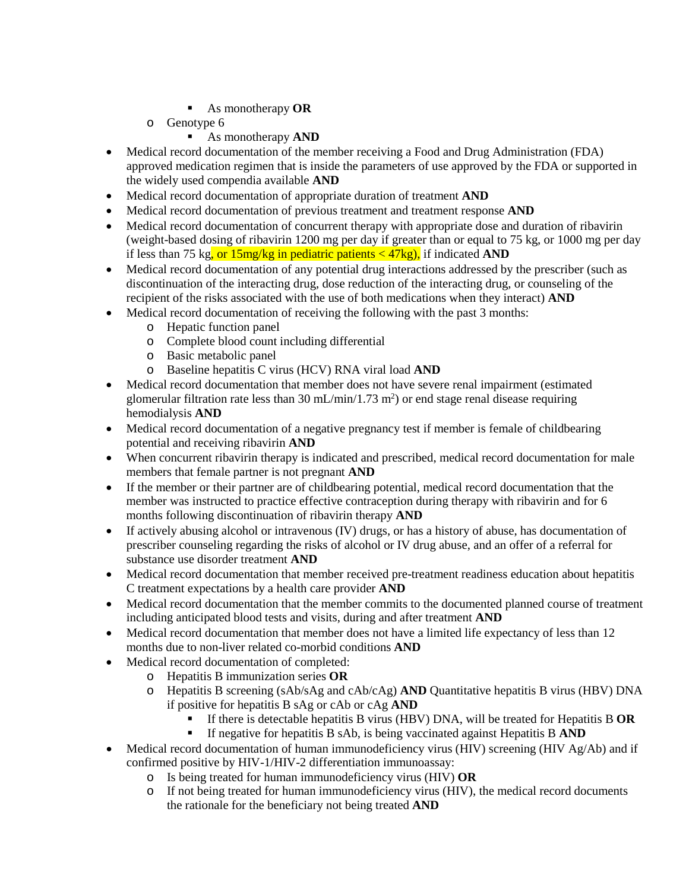- As monotherapy **OR**
    - Genotype 6
        - As monotherapy **AND**
- Medical record documentation of the member receiving a Food and Drug Administration (FDA) approved medication regimen that is inside the parameters of use approved by the FDA or supported in the widely used compendia available **AND**
- Medical record documentation of appropriate duration of treatment **AND**
- Medical record documentation of previous treatment and treatment response **AND**
- Medical record documentation of concurrent therapy with appropriate dose and duration of ribavirin (weight-based dosing of ribavirin 1200 mg per day if greater than or equal to 75 kg, or 1000 mg per day if less than 75 kg, or 15mg/kg in pediatric patients < 47kg), if indicated **AND**
- Medical record documentation of any potential drug interactions addressed by the prescriber (such as discontinuation of the interacting drug, dose reduction of the interacting drug, or counseling of the recipient of the risks associated with the use of both medications when they interact) **AND**
- Medical record documentation of receiving the following with the past 3 months:
    - Hepatic function panel
    - Complete blood count including differential
    - Basic metabolic panel
    - Baseline hepatitis C virus (HCV) RNA viral load **AND**
- Medical record documentation that member does not have severe renal impairment (estimated glomerular filtration rate less than 30 mL/min/1.73 $m^2$) or end stage renal disease requiring hemodialysis **AND**
- Medical record documentation of a negative pregnancy test if member is female of childbearing potential and receiving ribavirin **AND**
- When concurrent ribavirin therapy is indicated and prescribed, medical record documentation for male members that female partner is not pregnant **AND**
- If the member or their partner are of childbearing potential, medical record documentation that the member was instructed to practice effective contraception during therapy with ribavirin and for 6 months following discontinuation of ribavirin therapy **AND**
- If actively abusing alcohol or intravenous (IV) drugs, or has a history of abuse, has documentation of prescriber counseling regarding the risks of alcohol or IV drug abuse, and an offer of a referral for substance use disorder treatment **AND**
- Medical record documentation that member received pre-treatment readiness education about hepatitis C treatment expectations by a health care provider **AND**
- Medical record documentation that the member commits to the documented planned course of treatment including anticipated blood tests and visits, during and after treatment **AND**
- Medical record documentation that member does not have a limited life expectancy of less than 12 months due to non-liver related co-morbid conditions **AND**
- Medical record documentation of completed:
    - Hepatitis B immunization series **OR**
    - Hepatitis B screening (sAb/sAg and cAb/cAg) **AND** Quantitative hepatitis B virus (HBV) DNA if positive for hepatitis B sAg or cAb or cAg **AND**
        - If there is detectable hepatitis B virus (HBV) DNA, will be treated for Hepatitis B **OR**
        - If negative for hepatitis B sAb, is being vaccinated against Hepatitis B **AND**
- Medical record documentation of human immunodeficiency virus (HIV) screening (HIV Ag/Ab) and if confirmed positive by HIV-1/HIV-2 differentiation immunoassay:
    - Is being treated for human immunodeficiency virus (HIV) **OR**
    - If not being treated for human immunodeficiency virus (HIV), the medical record documents the rationale for the beneficiary not being treated **AND**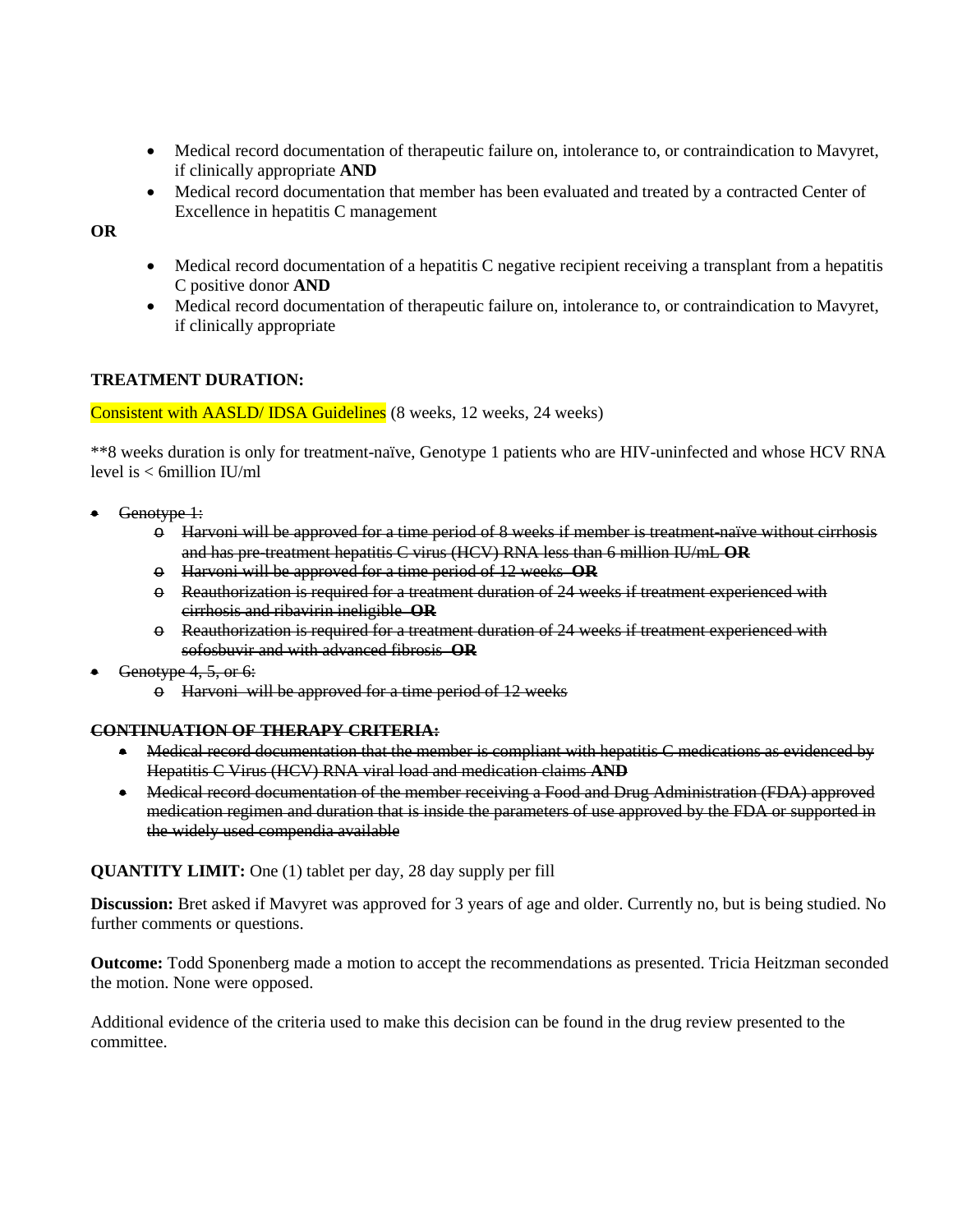- Medical record documentation of therapeutic failure on, intolerance to, or contraindication to Mavyret, if clinically appropriate **AND**
- Medical record documentation that member has been evaluated and treated by a contracted Center of Excellence in hepatitis C management

**OR**

- Medical record documentation of a hepatitis C negative recipient receiving a transplant from a hepatitis C positive donor **AND**
- Medical record documentation of therapeutic failure on, intolerance to, or contraindication to Mavyret, if clinically appropriate

**TREATMENT DURATION:**

Consistent with AASLD/ IDSA Guidelines (8 weeks, 12 weeks, 24 weeks)

**8 weeks duration is only for treatment-naïve, Genotype 1 patients who are HIV-uninfected and whose HCV RNA level is < 6million IU/ml

- ~~Genotype 1:~~
  - ~~Harvoni will be approved for a time period of 8 weeks if member is treatment-naïve without cirrhosis and has pre-treatment hepatitis C virus (HCV) RNA less than 6 million IU/mL~~ ~~**OR**~~
  - ~~Harvoni will be approved for a time period of 12 weeks~~ ~~**OR**~~
  - ~~Reauthorization is required for a treatment duration of 24 weeks if treatment experienced with cirrhosis and ribavirin ineligible~~ ~~**OR**~~
  - ~~Reauthorization is required for a treatment duration of 24 weeks if treatment experienced with sofosbuvir and with advanced fibrosis~~ ~~**OR**~~
- ~~Genotype 4, 5, or 6:~~
  - ~~Harvoni will be approved for a time period of 12 weeks~~

~~**CONTINUATION OF THERAPY CRITERIA:**~~

- ~~Medical record documentation that the member is compliant with hepatitis C medications as evidenced by Hepatitis C Virus (HCV) RNA viral load and medication claims~~ ~~**AND**~~
- ~~Medical record documentation of the member receiving a Food and Drug Administration (FDA) approved medication regimen and duration that is inside the parameters of use approved by the FDA or supported in the widely used compendia available~~

**QUANTITY LIMIT:** One (1) tablet per day, 28 day supply per fill

**Discussion:** Bret asked if Mavyret was approved for 3 years of age and older. Currently no, but is being studied. No further comments or questions.

**Outcome:** Todd Sponenberg made a motion to accept the recommendations as presented. Tricia Heitzman seconded the motion. None were opposed.

Additional evidence of the criteria used to make this decision can be found in the drug review presented to the committee.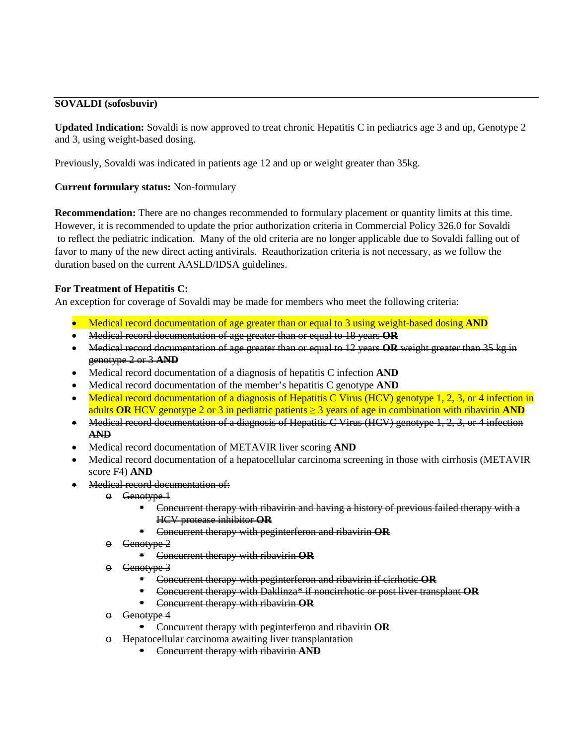**SOVALDI (sofosbuvir)**

**Updated Indication:** Sovaldi is now approved to treat chronic Hepatitis C in pediatrics age 3 and up, Genotype 2 and 3, using weight-based dosing.

Previously, Sovaldi was indicated in patients age 12 and up or weight greater than 35kg.

**Current formulary status:** Non-formulary

**Recommendation:** There are no changes recommended to formulary placement or quantity limits at this time. However, it is recommended to update the prior authorization criteria in Commercial Policy 326.0 for Sovaldi to reflect the pediatric indication. Many of the old criteria are no longer applicable due to Sovaldi falling out of favor to many of the new direct acting antivirals. Reauthorization criteria is not necessary, as we follow the duration based on the current AASLD/IDSA guidelines.

**For Treatment of Hepatitis C:**
An exception for coverage of Sovaldi may be made for members who meet the following criteria:

- Medical record documentation of age greater than or equal to 3 using weight-based dosing **AND**
- ~~Medical record documentation of age greater than or equal to 18 years **OR**~~
- ~~Medical record documentation of age greater than or equal to 12 years **OR** weight greater than 35 kg in genotype 2 or 3 **AND**~~
- Medical record documentation of a diagnosis of hepatitis C infection **AND**
- Medical record documentation of the member's hepatitis C genotype **AND**
- Medical record documentation of a diagnosis of Hepatitis C Virus (HCV) genotype 1, 2, 3, or 4 infection in adults **OR** HCV genotype 2 or 3 in pediatric patients ≥ 3 years of age in combination with ribavirin **AND**
- ~~Medical record documentation of a diagnosis of Hepatitis C Virus (HCV) genotype 1, 2, 3, or 4 infection **AND**~~
- Medical record documentation of METAVIR liver scoring **AND**
- Medical record documentation of a hepatocellular carcinoma screening in those with cirrhosis (METAVIR score F4) **AND**
- ~~Medical record documentation of:~~
  - ~~Genotype 1~~
    - ~~Concurrent therapy with ribavirin and having a history of previous failed therapy with a HCV protease inhibitor **OR**~~
    - ~~Concurrent therapy with peginterferon and ribavirin **OR**~~
  - ~~Genotype 2~~
    - ~~Concurrent therapy with ribavirin **OR**~~
  - ~~Genotype 3~~
    - ~~Concurrent therapy with peginterferon and ribavirin if cirrhotic **OR**~~
    - ~~Concurrent therapy with Daklinza* if noncirrhotic or post liver transplant **OR**~~
    - ~~Concurrent therapy with ribavirin **OR**~~
  - ~~Genotype 4~~
    - ~~Concurrent therapy with peginterferon and ribavirin **OR**~~
  - ~~Hepatocellular carcinoma awaiting liver transplantation~~
    - ~~Concurrent therapy with ribavirin **AND**~~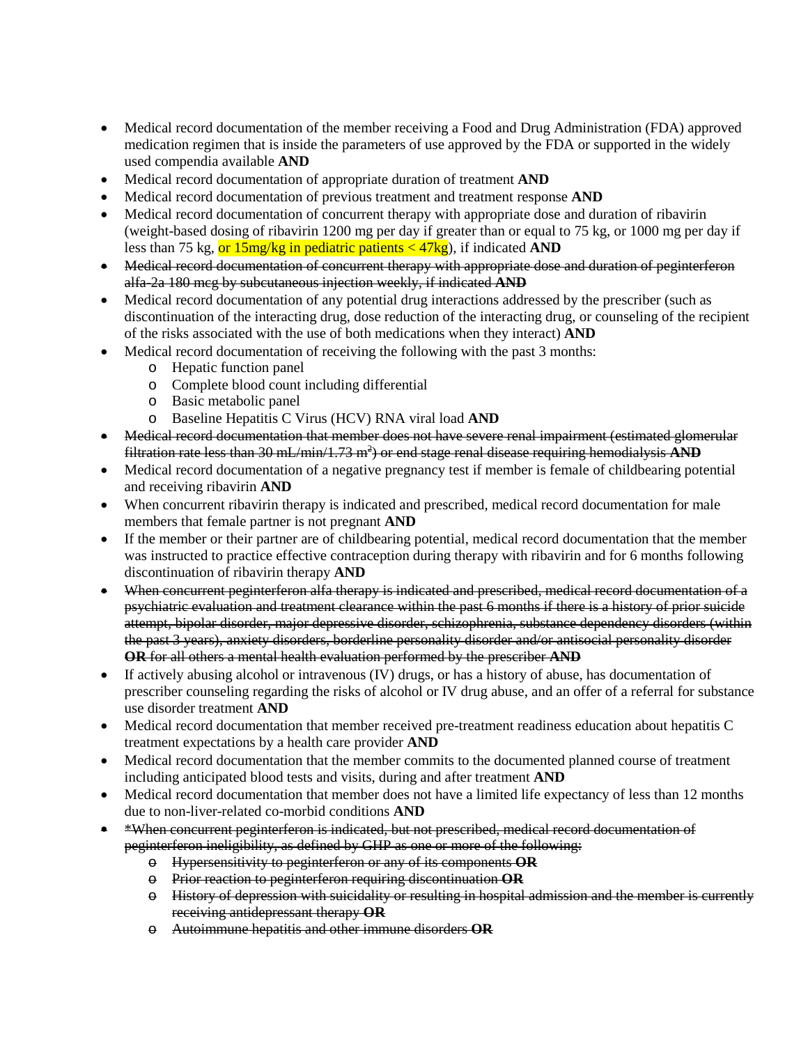- Medical record documentation of the member receiving a Food and Drug Administration (FDA) approved medication regimen that is inside the parameters of use approved by the FDA or supported in the widely used compendia available **AND**
- Medical record documentation of appropriate duration of treatment **AND**
- Medical record documentation of previous treatment and treatment response **AND**
- Medical record documentation of concurrent therapy with appropriate dose and duration of ribavirin (weight-based dosing of ribavirin 1200 mg per day if greater than or equal to 75 kg, or 1000 mg per day if less than 75 kg, or 15mg/kg in pediatric patients < 47kg), if indicated **AND**
- ~~Medical record documentation of concurrent therapy with appropriate dose and duration of peginterferon alfa-2a 180 mcg by subcutaneous injection weekly, if indicated **AND**~~
- Medical record documentation of any potential drug interactions addressed by the prescriber (such as discontinuation of the interacting drug, dose reduction of the interacting drug, or counseling of the recipient of the risks associated with the use of both medications when they interact) **AND**
- Medical record documentation of receiving the following with the past 3 months:
  - Hepatic function panel
  - Complete blood count including differential
  - Basic metabolic panel
  - Baseline Hepatitis C Virus (HCV) RNA viral load **AND**
- ~~Medical record documentation that member does not have severe renal impairment (estimated glomerular filtration rate less than 30 mL/min/1.73 $m^2$) or end stage renal disease requiring hemodialysis **AND**~~
- Medical record documentation of a negative pregnancy test if member is female of childbearing potential and receiving ribavirin **AND**
- When concurrent ribavirin therapy is indicated and prescribed, medical record documentation for male members that female partner is not pregnant **AND**
- If the member or their partner are of childbearing potential, medical record documentation that the member was instructed to practice effective contraception during therapy with ribavirin and for 6 months following discontinuation of ribavirin therapy **AND**
- ~~When concurrent peginterferon alfa therapy is indicated and prescribed, medical record documentation of a psychiatric evaluation and treatment clearance within the past 6 months if there is a history of prior suicide attempt, bipolar disorder, major depressive disorder, schizophrenia, substance dependency disorders (within the past 3 years), anxiety disorders, borderline personality disorder and/or antisocial personality disorder **OR** for all others a mental health evaluation performed by the prescriber **AND**~~
- If actively abusing alcohol or intravenous (IV) drugs, or has a history of abuse, has documentation of prescriber counseling regarding the risks of alcohol or IV drug abuse, and an offer of a referral for substance use disorder treatment **AND**
- Medical record documentation that member received pre-treatment readiness education about hepatitis C treatment expectations by a health care provider **AND**
- Medical record documentation that the member commits to the documented planned course of treatment including anticipated blood tests and visits, during and after treatment **AND**
- Medical record documentation that member does not have a limited life expectancy of less than 12 months due to non-liver-related co-morbid conditions **AND**
- ~~*When concurrent peginterferon is indicated, but not prescribed, medical record documentation of peginterferon ineligibility, as defined by GHP as one or more of the following:~~
  - ~~Hypersensitivity to peginterferon or any of its components **OR**~~
  - ~~Prior reaction to peginterferon requiring discontinuation **OR**~~
  - ~~History of depression with suicidality or resulting in hospital admission and the member is currently receiving antidepressant therapy **OR**~~
  - ~~Autoimmune hepatitis and other immune disorders **OR**~~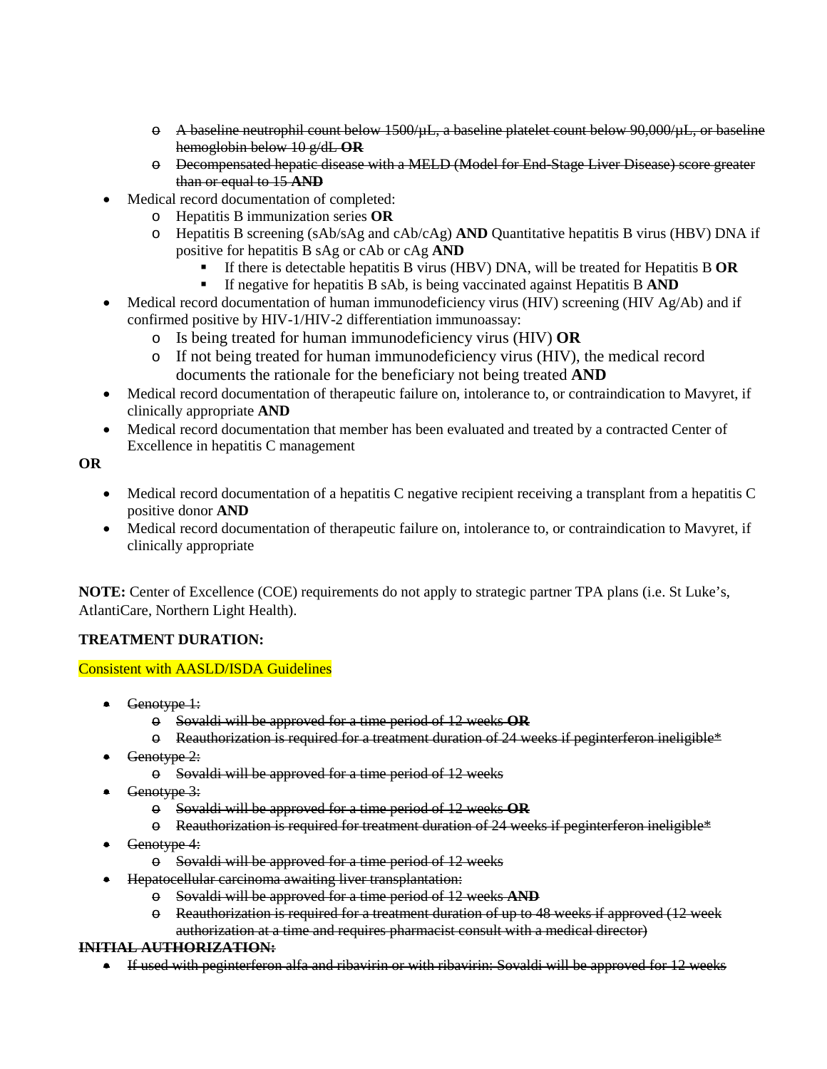- ~~A baseline neutrophil count below 1500/µL, a baseline platelet count below 90,000/µL, or baseline hemoglobin below 10 g/dL **OR**~~
  - ~~Decompensated hepatic disease with a MELD (Model for End-Stage Liver Disease) score greater than or equal to 15 **AND**~~
- Medical record documentation of completed:
  - Hepatitis B immunization series **OR**
  - Hepatitis B screening (sAb/sAg and cAb/cAg) **AND** Quantitative hepatitis B virus (HBV) DNA if positive for hepatitis B sAg or cAb or cAg **AND**
    - If there is detectable hepatitis B virus (HBV) DNA, will be treated for Hepatitis B **OR**
    - If negative for hepatitis B sAb, is being vaccinated against Hepatitis B **AND**
- Medical record documentation of human immunodeficiency virus (HIV) screening (HIV Ag/Ab) and if confirmed positive by HIV-1/HIV-2 differentiation immunoassay:
  - Is being treated for human immunodeficiency virus (HIV) **OR**
  - If not being treated for human immunodeficiency virus (HIV), the medical record documents the rationale for the beneficiary not being treated **AND**
- Medical record documentation of therapeutic failure on, intolerance to, or contraindication to Mavyret, if clinically appropriate **AND**
- Medical record documentation that member has been evaluated and treated by a contracted Center of Excellence in hepatitis C management

**OR**

- Medical record documentation of a hepatitis C negative recipient receiving a transplant from a hepatitis C positive donor **AND**
- Medical record documentation of therapeutic failure on, intolerance to, or contraindication to Mavyret, if clinically appropriate

**NOTE:** Center of Excellence (COE) requirements do not apply to strategic partner TPA plans (i.e. St Luke's, AtlantiCare, Northern Light Health).

**TREATMENT DURATION:**

Consistent with AASLD/ISDA Guidelines

- ~~Genotype 1:~~
  - ~~Sovaldi will be approved for a time period of 12 weeks **OR**~~
  - ~~Reauthorization is required for a treatment duration of 24 weeks if peginterferon ineligible*~~
- ~~Genotype 2:~~
  - ~~Sovaldi will be approved for a time period of 12 weeks~~
- ~~Genotype 3:~~
  - ~~Sovaldi will be approved for a time period of 12 weeks **OR**~~
  - ~~Reauthorization is required for treatment duration of 24 weeks if peginterferon ineligible*~~
- ~~Genotype 4:~~
  - ~~Sovaldi will be approved for a time period of 12 weeks~~
- ~~Hepatocellular carcinoma awaiting liver transplantation:~~
  - ~~Sovaldi will be approved for a time period of 12 weeks **AND**~~
  - ~~Reauthorization is required for a treatment duration of up to 48 weeks if approved (12 week authorization at a time and requires pharmacist consult with a medical director)~~

~~**INITIAL AUTHORIZATION:**~~

- ~~If used with peginterferon alfa and ribavirin or with ribavirin: Sovaldi will be approved for 12 weeks~~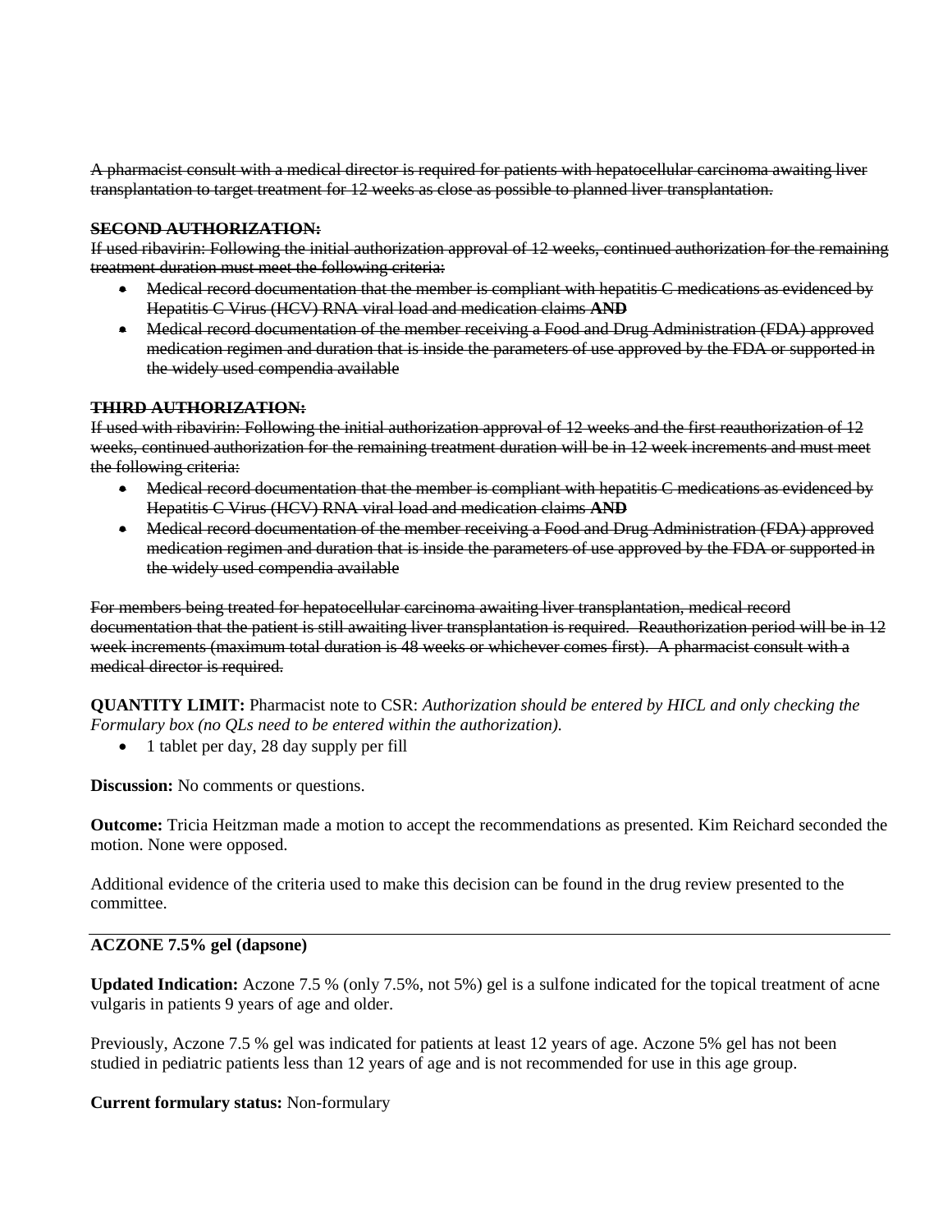~~A pharmacist consult with a medical director is required for patients with hepatocellular carcinoma awaiting liver transplantation to target treatment for 12 weeks as close as possible to planned liver transplantation.~~

~~**SECOND AUTHORIZATION:**~~
~~If used ribavirin: Following the initial authorization approval of 12 weeks, continued authorization for the remaining treatment duration must meet the following criteria:~~

- ~~Medical record documentation that the member is compliant with hepatitis C medications as evidenced by Hepatitis C Virus (HCV) RNA viral load and medication claims **AND**~~
- ~~Medical record documentation of the member receiving a Food and Drug Administration (FDA) approved medication regimen and duration that is inside the parameters of use approved by the FDA or supported in the widely used compendia available~~

~~**THIRD AUTHORIZATION:**~~
~~If used with ribavirin: Following the initial authorization approval of 12 weeks and the first reauthorization of 12 weeks, continued authorization for the remaining treatment duration will be in 12 week increments and must meet the following criteria:~~

- ~~Medical record documentation that the member is compliant with hepatitis C medications as evidenced by Hepatitis C Virus (HCV) RNA viral load and medication claims **AND**~~
- ~~Medical record documentation of the member receiving a Food and Drug Administration (FDA) approved medication regimen and duration that is inside the parameters of use approved by the FDA or supported in the widely used compendia available~~

~~For members being treated for hepatocellular carcinoma awaiting liver transplantation, medical record documentation that the patient is still awaiting liver transplantation is required. Reauthorization period will be in 12 week increments (maximum total duration is 48 weeks or whichever comes first). A pharmacist consult with a medical director is required.~~

**QUANTITY LIMIT:** Pharmacist note to CSR: *Authorization should be entered by HICL and only checking the Formulary box (no QLs need to be entered within the authorization).*

- 1 tablet per day, 28 day supply per fill

**Discussion:** No comments or questions.

**Outcome:** Tricia Heitzman made a motion to accept the recommendations as presented. Kim Reichard seconded the motion. None were opposed.

Additional evidence of the criteria used to make this decision can be found in the drug review presented to the committee.

---

**ACZONE 7.5% gel (dapsone)**

**Updated Indication:** Aczone 7.5 % (only 7.5%, not 5%) gel is a sulfone indicated for the topical treatment of acne vulgaris in patients 9 years of age and older.

Previously, Aczone 7.5 % gel was indicated for patients at least 12 years of age. Aczone 5% gel has not been studied in pediatric patients less than 12 years of age and is not recommended for use in this age group.

**Current formulary status:** Non-formulary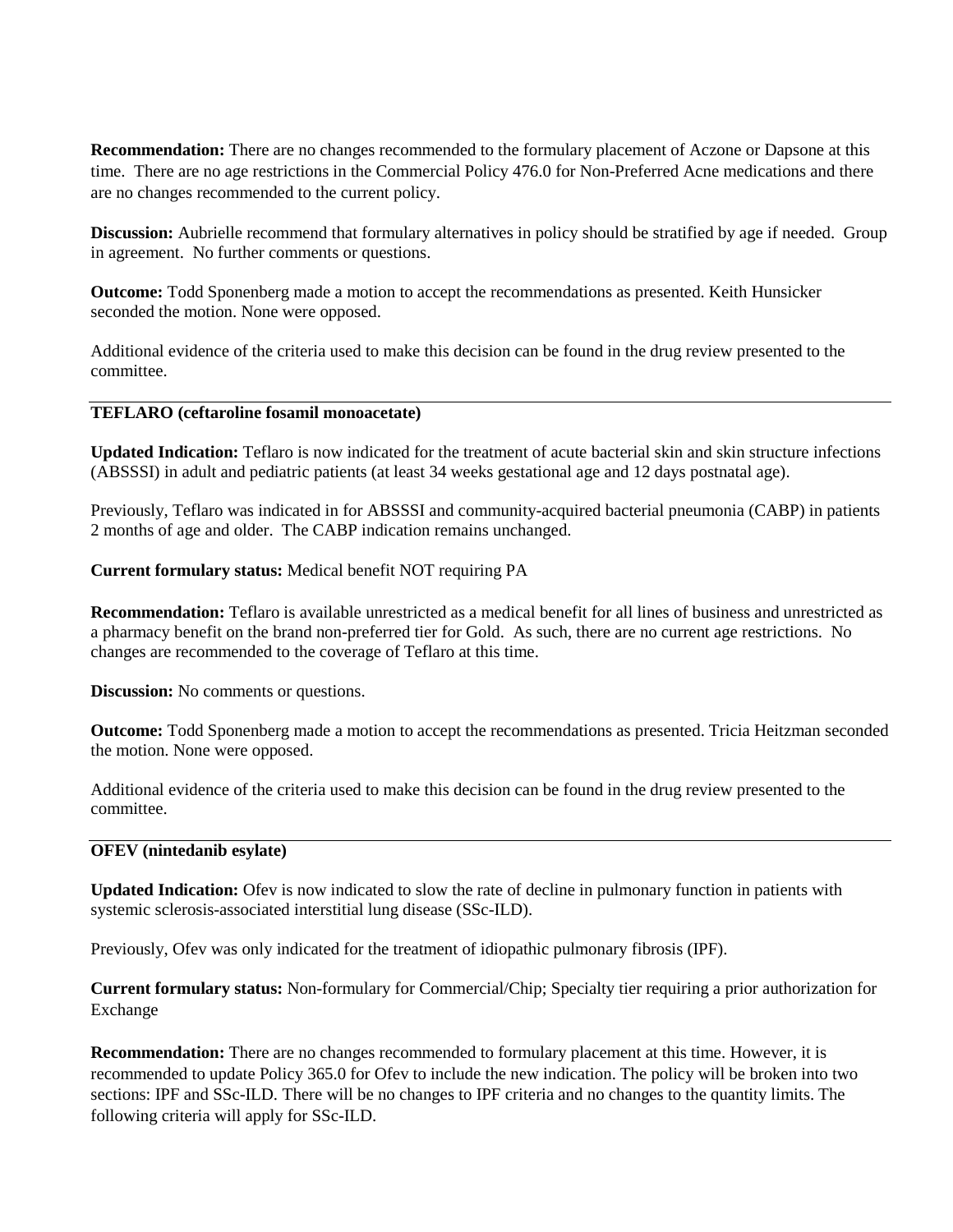**Recommendation:** There are no changes recommended to the formulary placement of Aczone or Dapsone at this time. There are no age restrictions in the Commercial Policy 476.0 for Non-Preferred Acne medications and there are no changes recommended to the current policy.

**Discussion:** Aubrielle recommend that formulary alternatives in policy should be stratified by age if needed. Group in agreement. No further comments or questions.

**Outcome:** Todd Sponenberg made a motion to accept the recommendations as presented. Keith Hunsicker seconded the motion. None were opposed.

Additional evidence of the criteria used to make this decision can be found in the drug review presented to the committee.

---

**TEFLARO (ceftaroline fosamil monoacetate)**

**Updated Indication:** Teflaro is now indicated for the treatment of acute bacterial skin and skin structure infections (ABSSSI) in adult and pediatric patients (at least 34 weeks gestational age and 12 days postnatal age).

Previously, Teflaro was indicated in for ABSSSI and community-acquired bacterial pneumonia (CABP) in patients 2 months of age and older. The CABP indication remains unchanged.

**Current formulary status:** Medical benefit NOT requiring PA

**Recommendation:** Teflaro is available unrestricted as a medical benefit for all lines of business and unrestricted as a pharmacy benefit on the brand non-preferred tier for Gold. As such, there are no current age restrictions. No changes are recommended to the coverage of Teflaro at this time.

**Discussion:** No comments or questions.

**Outcome:** Todd Sponenberg made a motion to accept the recommendations as presented. Tricia Heitzman seconded the motion. None were opposed.

Additional evidence of the criteria used to make this decision can be found in the drug review presented to the committee.

---

**OFEV (nintedanib esylate)**

**Updated Indication:** Ofev is now indicated to slow the rate of decline in pulmonary function in patients with systemic sclerosis-associated interstitial lung disease (SSc-ILD).

Previously, Ofev was only indicated for the treatment of idiopathic pulmonary fibrosis (IPF).

**Current formulary status:** Non-formulary for Commercial/Chip; Specialty tier requiring a prior authorization for Exchange

**Recommendation:** There are no changes recommended to formulary placement at this time. However, it is recommended to update Policy 365.0 for Ofev to include the new indication. The policy will be broken into two sections: IPF and SSc-ILD. There will be no changes to IPF criteria and no changes to the quantity limits. The following criteria will apply for SSc-ILD.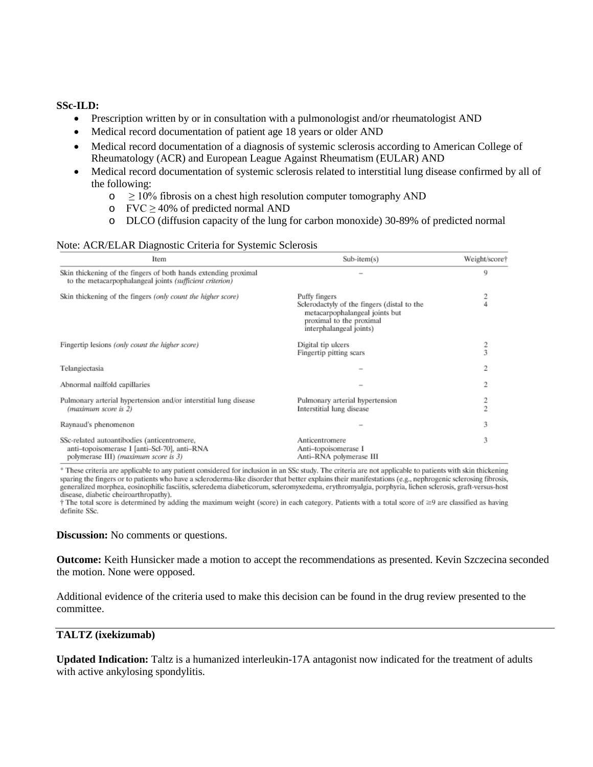**SSc-ILD:**

- Prescription written by or in consultation with a pulmonologist and/or rheumatologist AND
- Medical record documentation of patient age 18 years or older AND
- Medical record documentation of a diagnosis of systemic sclerosis according to American College of Rheumatology (ACR) and European League Against Rheumatism (EULAR) AND
- Medical record documentation of systemic sclerosis related to interstitial lung disease confirmed by all of the following:
  - $\geq$ 10% fibrosis on a chest high resolution computer tomography AND
  - FVC $\geq$ 40% of predicted normal AND
  - DLCO (diffusion capacity of the lung for carbon monoxide) 30-89% of predicted normal

Note: ACR/ELAR Diagnostic Criteria for Systemic Sclerosis

| Item | Sub-item(s) | Weight/score† |
|---|---|---|
| Skin thickening of the fingers of both hands extending proximal to the metacarpophalangeal joints *(sufficient criterion)* | – | 9 |
| Skin thickening of the fingers *(only count the higher score)* | Puffy fingers<br>Sclerodactyly of the fingers (distal to the metacarpophalangeal joints but proximal to the proximal interphalangeal joints) | 2<br>4 |
| Fingertip lesions *(only count the higher score)* | Digital tip ulcers<br>Fingertip pitting scars | 2<br>3 |
| Telangiectasia | – | 2 |
| Abnormal nailfold capillaries | – | 2 |
| Pulmonary arterial hypertension and/or interstitial lung disease *(maximum score is 2)* | Pulmonary arterial hypertension<br>Interstitial lung disease | 2<br>2 |
| Raynaud's phenomenon | – | 3 |
| SSc-related autoantibodies (anticentromere, anti–topoisomerase I [anti–Scl-70], anti–RNA polymerase III) *(maximum score is 3)* | Anticentromere<br>Anti–topoisomerase I<br>Anti–RNA polymerase III | 3 |

\* These criteria are applicable to any patient considered for inclusion in an SSc study. The criteria are not applicable to patients with skin thickening sparing the fingers or to patients who have a scleroderma-like disorder that better explains their manifestations (e.g., nephrogenic sclerosing fibrosis, generalized morphea, eosinophilic fasciitis, scleredema diabeticorum, scleromyxedema, erythromyalgia, porphyria, lichen sclerosis, graft-versus-host disease, diabetic cheiroarthropathy).

† The total score is determined by adding the maximum weight (score) in each category. Patients with a total score of ≥9 are classified as having definite SSc.

**Discussion:** No comments or questions.

**Outcome:** Keith Hunsicker made a motion to accept the recommendations as presented. Kevin Szczecina seconded the motion. None were opposed.

Additional evidence of the criteria used to make this decision can be found in the drug review presented to the committee.

---

**TALTZ (ixekizumab)**

**Updated Indication:** Taltz is a humanized interleukin-17A antagonist now indicated for the treatment of adults with active ankylosing spondylitis.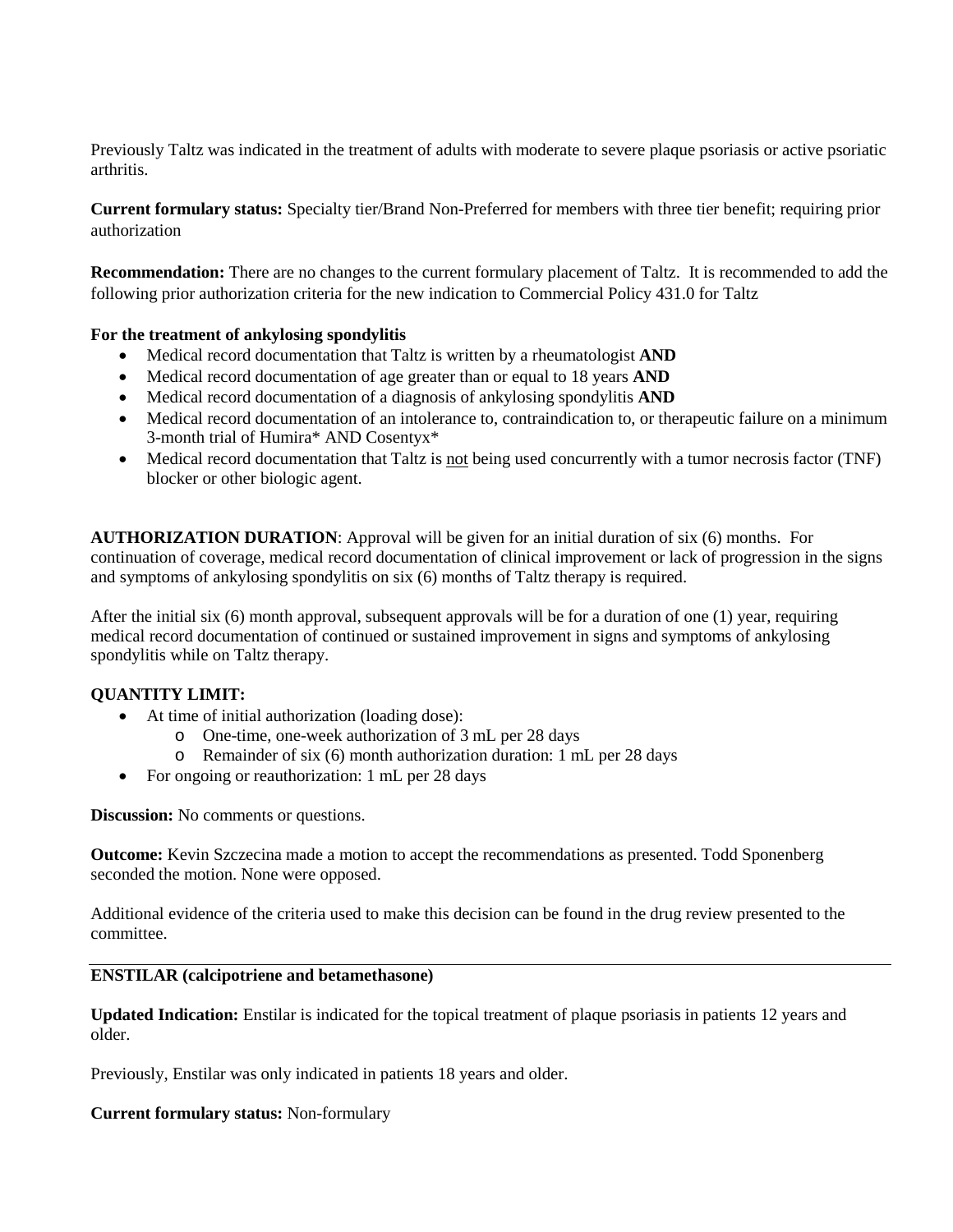Previously Taltz was indicated in the treatment of adults with moderate to severe plaque psoriasis or active psoriatic arthritis.

**Current formulary status:** Specialty tier/Brand Non-Preferred for members with three tier benefit; requiring prior authorization

**Recommendation:** There are no changes to the current formulary placement of Taltz. It is recommended to add the following prior authorization criteria for the new indication to Commercial Policy 431.0 for Taltz

**For the treatment of ankylosing spondylitis**

- Medical record documentation that Taltz is written by a rheumatologist **AND**
- Medical record documentation of age greater than or equal to 18 years **AND**
- Medical record documentation of a diagnosis of ankylosing spondylitis **AND**
- Medical record documentation of an intolerance to, contraindication to, or therapeutic failure on a minimum 3-month trial of Humira* AND Cosentyx*
- Medical record documentation that Taltz is not being used concurrently with a tumor necrosis factor (TNF) blocker or other biologic agent.

**AUTHORIZATION DURATION**: Approval will be given for an initial duration of six (6) months. For continuation of coverage, medical record documentation of clinical improvement or lack of progression in the signs and symptoms of ankylosing spondylitis on six (6) months of Taltz therapy is required.

After the initial six (6) month approval, subsequent approvals will be for a duration of one (1) year, requiring medical record documentation of continued or sustained improvement in signs and symptoms of ankylosing spondylitis while on Taltz therapy.

**QUANTITY LIMIT:**

- At time of initial authorization (loading dose):
  - One-time, one-week authorization of 3 mL per 28 days
  - Remainder of six (6) month authorization duration: 1 mL per 28 days
- For ongoing or reauthorization: 1 mL per 28 days

**Discussion:** No comments or questions.

**Outcome:** Kevin Szczecina made a motion to accept the recommendations as presented. Todd Sponenberg seconded the motion. None were opposed.

Additional evidence of the criteria used to make this decision can be found in the drug review presented to the committee.

---

**ENSTILAR (calcipotriene and betamethasone)**

**Updated Indication:** Enstilar is indicated for the topical treatment of plaque psoriasis in patients 12 years and older.

Previously, Enstilar was only indicated in patients 18 years and older.

**Current formulary status:** Non-formulary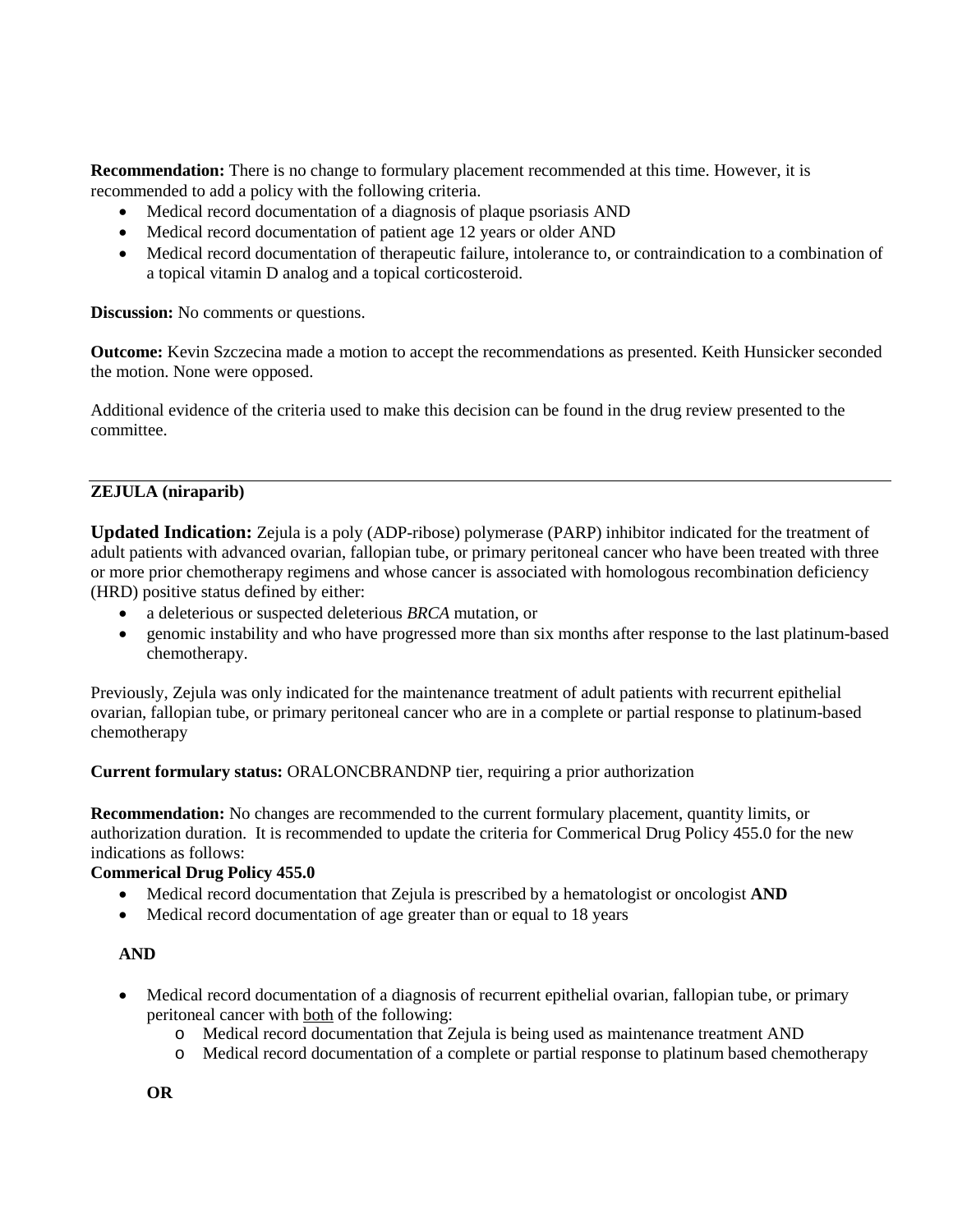**Recommendation:** There is no change to formulary placement recommended at this time. However, it is recommended to add a policy with the following criteria.

- Medical record documentation of a diagnosis of plaque psoriasis AND
- Medical record documentation of patient age 12 years or older AND
- Medical record documentation of therapeutic failure, intolerance to, or contraindication to a combination of a topical vitamin D analog and a topical corticosteroid.

**Discussion:** No comments or questions.

**Outcome:** Kevin Szczecina made a motion to accept the recommendations as presented. Keith Hunsicker seconded the motion. None were opposed.

Additional evidence of the criteria used to make this decision can be found in the drug review presented to the committee.

---

**ZEJULA (niraparib)**

**Updated Indication:** Zejula is a poly (ADP-ribose) polymerase (PARP) inhibitor indicated for the treatment of adult patients with advanced ovarian, fallopian tube, or primary peritoneal cancer who have been treated with three or more prior chemotherapy regimens and whose cancer is associated with homologous recombination deficiency (HRD) positive status defined by either:

- a deleterious or suspected deleterious *BRCA* mutation, or
- genomic instability and who have progressed more than six months after response to the last platinum-based chemotherapy.

Previously, Zejula was only indicated for the maintenance treatment of adult patients with recurrent epithelial ovarian, fallopian tube, or primary peritoneal cancer who are in a complete or partial response to platinum-based chemotherapy

**Current formulary status:** ORALONCBRANDNP tier, requiring a prior authorization

**Recommendation:** No changes are recommended to the current formulary placement, quantity limits, or authorization duration. It is recommended to update the criteria for Commerical Drug Policy 455.0 for the new indications as follows:

**Commerical Drug Policy 455.0**

- Medical record documentation that Zejula is prescribed by a hematologist or oncologist **AND**
- Medical record documentation of age greater than or equal to 18 years

**AND**

- Medical record documentation of a diagnosis of recurrent epithelial ovarian, fallopian tube, or primary peritoneal cancer with both of the following:
  - Medical record documentation that Zejula is being used as maintenance treatment AND
  - Medical record documentation of a complete or partial response to platinum based chemotherapy

**OR**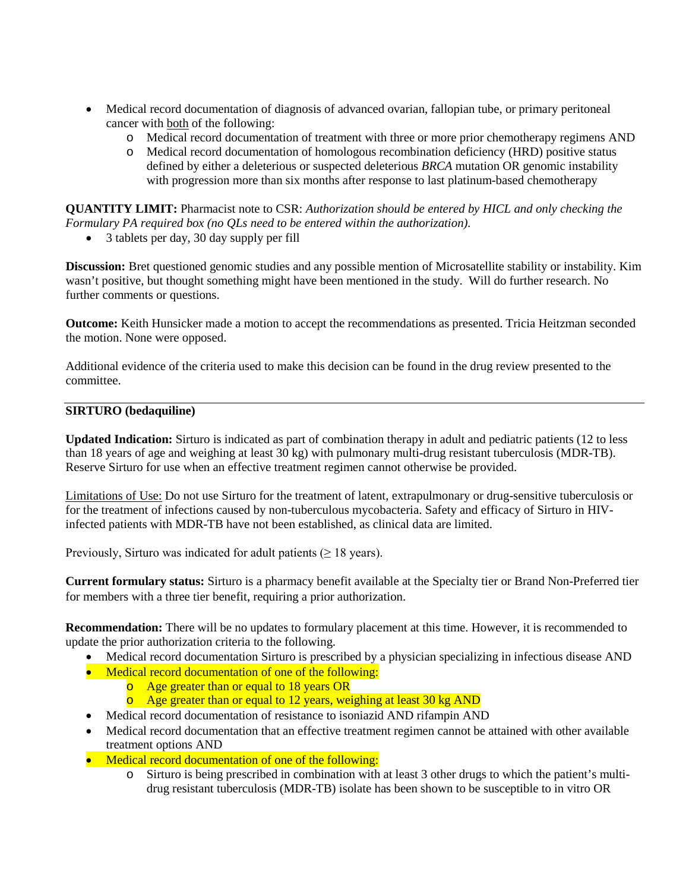- Medical record documentation of diagnosis of advanced ovarian, fallopian tube, or primary peritoneal cancer with both of the following:
    - Medical record documentation of treatment with three or more prior chemotherapy regimens AND
    - Medical record documentation of homologous recombination deficiency (HRD) positive status defined by either a deleterious or suspected deleterious *BRCA* mutation OR genomic instability with progression more than six months after response to last platinum-based chemotherapy

**QUANTITY LIMIT:** Pharmacist note to CSR: *Authorization should be entered by HICL and only checking the Formulary PA required box (no QLs need to be entered within the authorization).*

- 3 tablets per day, 30 day supply per fill

**Discussion:** Bret questioned genomic studies and any possible mention of Microsatellite stability or instability. Kim wasn't positive, but thought something might have been mentioned in the study. Will do further research. No further comments or questions.

**Outcome:** Keith Hunsicker made a motion to accept the recommendations as presented. Tricia Heitzman seconded the motion. None were opposed.

Additional evidence of the criteria used to make this decision can be found in the drug review presented to the committee.

---

**SIRTURO (bedaquiline)**

**Updated Indication:** Sirturo is indicated as part of combination therapy in adult and pediatric patients (12 to less than 18 years of age and weighing at least 30 kg) with pulmonary multi-drug resistant tuberculosis (MDR-TB). Reserve Sirturo for use when an effective treatment regimen cannot otherwise be provided.

Limitations of Use: Do not use Sirturo for the treatment of latent, extrapulmonary or drug-sensitive tuberculosis or for the treatment of infections caused by non-tuberculous mycobacteria. Safety and efficacy of Sirturo in HIV-infected patients with MDR-TB have not been established, as clinical data are limited.

Previously, Sirturo was indicated for adult patients (≥ 18 years).

**Current formulary status:** Sirturo is a pharmacy benefit available at the Specialty tier or Brand Non-Preferred tier for members with a three tier benefit, requiring a prior authorization.

**Recommendation:** There will be no updates to formulary placement at this time. However, it is recommended to update the prior authorization criteria to the following.

- Medical record documentation Sirturo is prescribed by a physician specializing in infectious disease AND
- Medical record documentation of one of the following:
    - Age greater than or equal to 18 years OR
    - Age greater than or equal to 12 years, weighing at least 30 kg AND
- Medical record documentation of resistance to isoniazid AND rifampin AND
- Medical record documentation that an effective treatment regimen cannot be attained with other available treatment options AND
- Medical record documentation of one of the following:
    - Sirturo is being prescribed in combination with at least 3 other drugs to which the patient's multi-drug resistant tuberculosis (MDR-TB) isolate has been shown to be susceptible to in vitro OR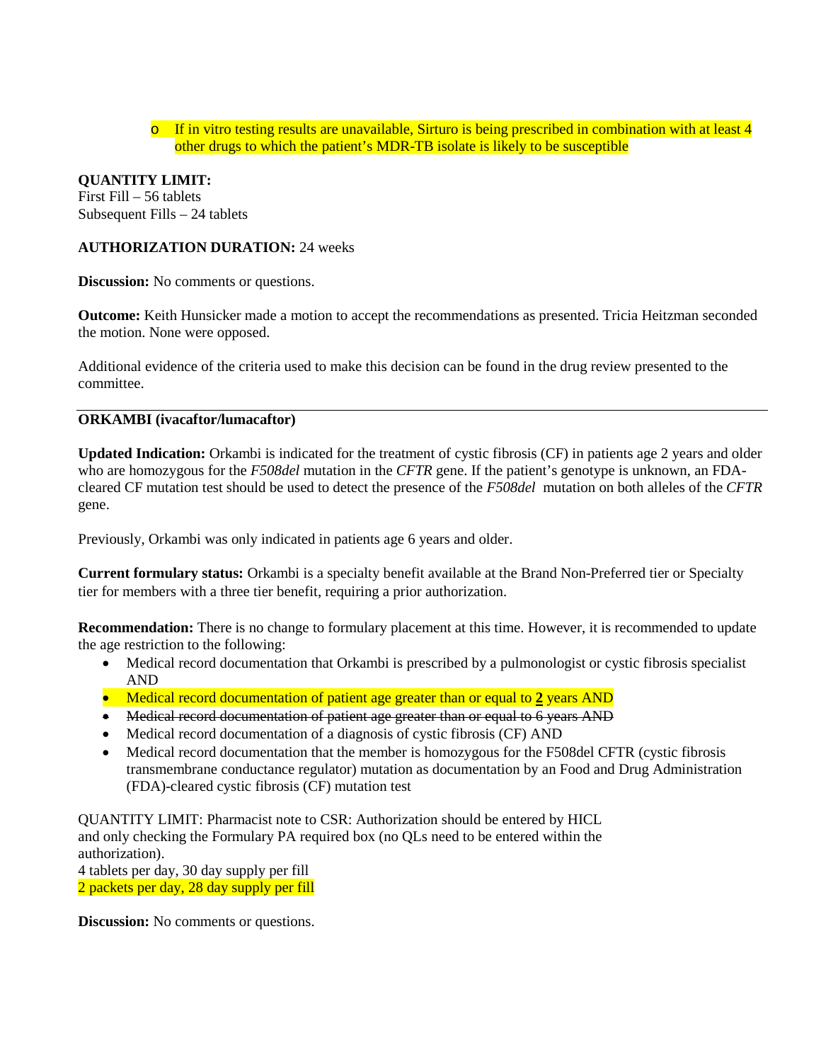- If in vitro testing results are unavailable, Sirturo is being prescribed in combination with at least 4 other drugs to which the patient's MDR-TB isolate is likely to be susceptible

**QUANTITY LIMIT:**
First Fill – 56 tablets
Subsequent Fills – 24 tablets

**AUTHORIZATION DURATION:** 24 weeks

**Discussion:** No comments or questions.

**Outcome:** Keith Hunsicker made a motion to accept the recommendations as presented. Tricia Heitzman seconded the motion. None were opposed.

Additional evidence of the criteria used to make this decision can be found in the drug review presented to the committee.

---

**ORKAMBI (ivacaftor/lumacaftor)**

**Updated Indication:** Orkambi is indicated for the treatment of cystic fibrosis (CF) in patients age 2 years and older who are homozygous for the *F508del* mutation in the *CFTR* gene. If the patient's genotype is unknown, an FDA-cleared CF mutation test should be used to detect the presence of the *F508del* mutation on both alleles of the *CFTR* gene.

Previously, Orkambi was only indicated in patients age 6 years and older.

**Current formulary status:** Orkambi is a specialty benefit available at the Brand Non-Preferred tier or Specialty tier for members with a three tier benefit, requiring a prior authorization.

**Recommendation:** There is no change to formulary placement at this time. However, it is recommended to update the age restriction to the following:

- Medical record documentation that Orkambi is prescribed by a pulmonologist or cystic fibrosis specialist AND
- Medical record documentation of patient age greater than or equal to **2** years AND
- ~~Medical record documentation of patient age greater than or equal to 6 years AND~~
- Medical record documentation of a diagnosis of cystic fibrosis (CF) AND
- Medical record documentation that the member is homozygous for the F508del CFTR (cystic fibrosis transmembrane conductance regulator) mutation as documentation by an Food and Drug Administration (FDA)-cleared cystic fibrosis (CF) mutation test

QUANTITY LIMIT: Pharmacist note to CSR: Authorization should be entered by HICL and only checking the Formulary PA required box (no QLs need to be entered within the authorization).
4 tablets per day, 30 day supply per fill
2 packets per day, 28 day supply per fill

**Discussion:** No comments or questions.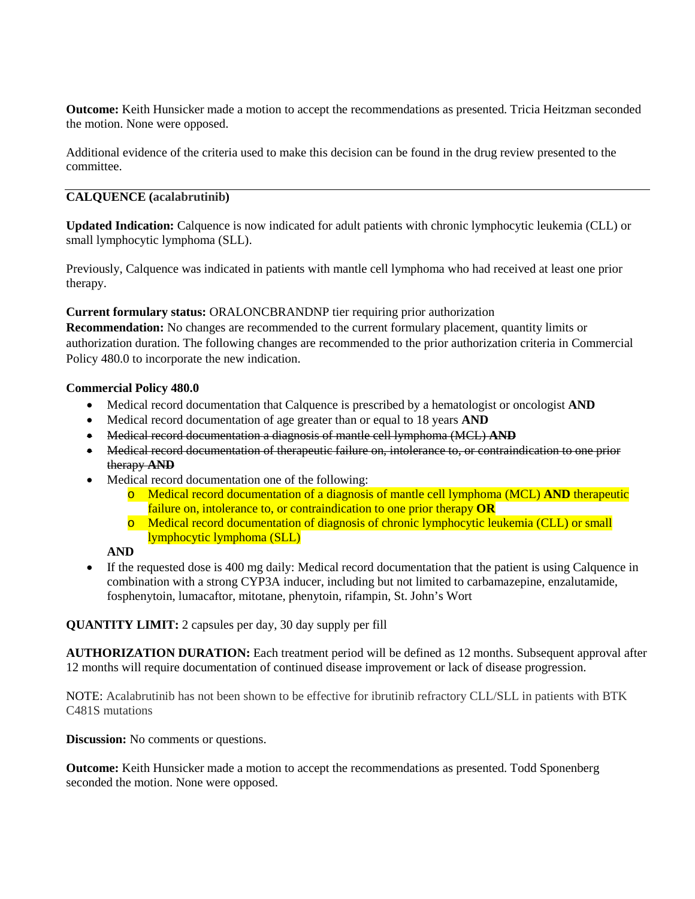**Outcome:** Keith Hunsicker made a motion to accept the recommendations as presented. Tricia Heitzman seconded the motion. None were opposed.

Additional evidence of the criteria used to make this decision can be found in the drug review presented to the committee.

---

**CALQUENCE (acalabrutinib)**

**Updated Indication:** Calquence is now indicated for adult patients with chronic lymphocytic leukemia (CLL) or small lymphocytic lymphoma (SLL).

Previously, Calquence was indicated in patients with mantle cell lymphoma who had received at least one prior therapy.

**Current formulary status:** ORALONCBRANDNP tier requiring prior authorization
**Recommendation:** No changes are recommended to the current formulary placement, quantity limits or authorization duration. The following changes are recommended to the prior authorization criteria in Commercial Policy 480.0 to incorporate the new indication.

**Commercial Policy 480.0**

- Medical record documentation that Calquence is prescribed by a hematologist or oncologist **AND**
- Medical record documentation of age greater than or equal to 18 years **AND**
- ~~Medical record documentation a diagnosis of mantle cell lymphoma (MCL) **AND**~~
- ~~Medical record documentation of therapeutic failure on, intolerance to, or contraindication to one prior therapy **AND**~~
- Medical record documentation one of the following:
  - Medical record documentation of a diagnosis of mantle cell lymphoma (MCL) **AND** therapeutic failure on, intolerance to, or contraindication to one prior therapy **OR**
  - Medical record documentation of diagnosis of chronic lymphocytic leukemia (CLL) or small lymphocytic lymphoma (SLL)

  **AND**
- If the requested dose is 400 mg daily: Medical record documentation that the patient is using Calquence in combination with a strong CYP3A inducer, including but not limited to carbamazepine, enzalutamide, fosphenytoin, lumacaftor, mitotane, phenytoin, rifampin, St. John's Wort

**QUANTITY LIMIT:** 2 capsules per day, 30 day supply per fill

**AUTHORIZATION DURATION:** Each treatment period will be defined as 12 months. Subsequent approval after 12 months will require documentation of continued disease improvement or lack of disease progression.

NOTE: Acalabrutinib has not been shown to be effective for ibrutinib refractory CLL/SLL in patients with BTK C481S mutations

**Discussion:** No comments or questions.

**Outcome:** Keith Hunsicker made a motion to accept the recommendations as presented. Todd Sponenberg seconded the motion. None were opposed.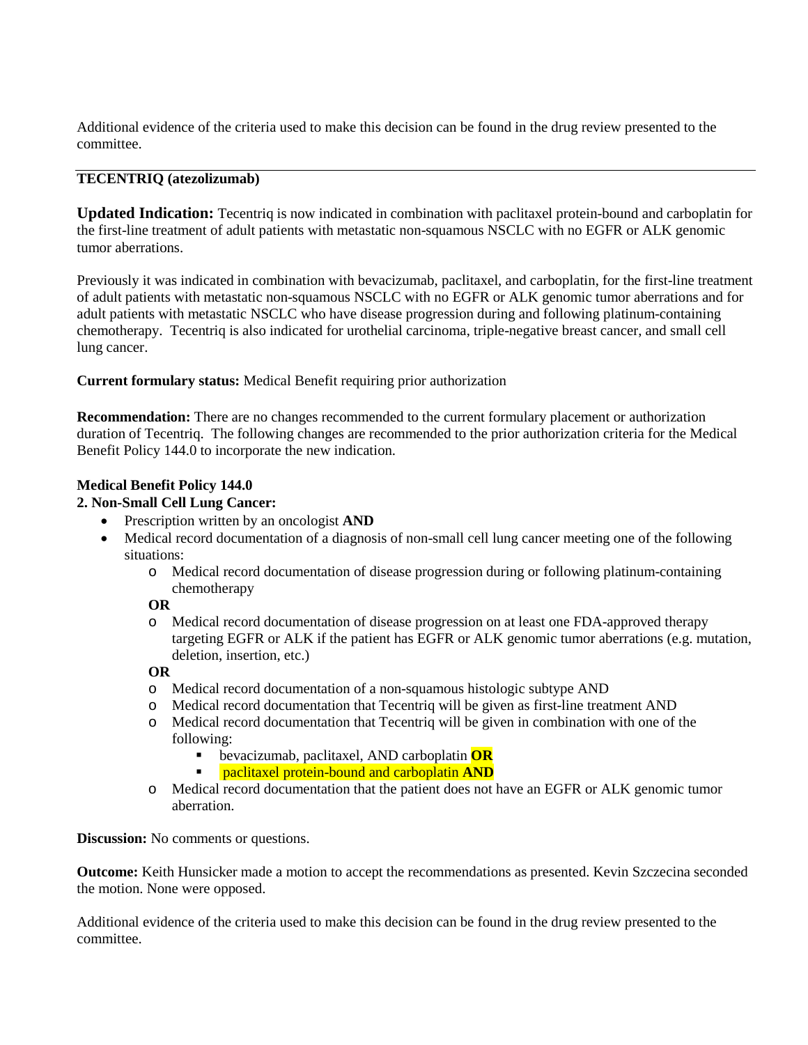Additional evidence of the criteria used to make this decision can be found in the drug review presented to the committee.

---

**TECENTRIQ (atezolizumab)**

**Updated Indication:** Tecentriq is now indicated in combination with paclitaxel protein-bound and carboplatin for the first-line treatment of adult patients with metastatic non-squamous NSCLC with no EGFR or ALK genomic tumor aberrations.

Previously it was indicated in combination with bevacizumab, paclitaxel, and carboplatin, for the first-line treatment of adult patients with metastatic non-squamous NSCLC with no EGFR or ALK genomic tumor aberrations and for adult patients with metastatic NSCLC who have disease progression during and following platinum-containing chemotherapy. Tecentriq is also indicated for urothelial carcinoma, triple-negative breast cancer, and small cell lung cancer.

**Current formulary status:** Medical Benefit requiring prior authorization

**Recommendation:** There are no changes recommended to the current formulary placement or authorization duration of Tecentriq. The following changes are recommended to the prior authorization criteria for the Medical Benefit Policy 144.0 to incorporate the new indication.

**Medical Benefit Policy 144.0**

**2. Non-Small Cell Lung Cancer:**

- Prescription written by an oncologist **AND**
- Medical record documentation of a diagnosis of non-small cell lung cancer meeting one of the following situations:
  - Medical record documentation of disease progression during or following platinum-containing chemotherapy

  **OR**
  - Medical record documentation of disease progression on at least one FDA-approved therapy targeting EGFR or ALK if the patient has EGFR or ALK genomic tumor aberrations (e.g. mutation, deletion, insertion, etc.)

  **OR**
  - Medical record documentation of a non-squamous histologic subtype AND
  - Medical record documentation that Tecentriq will be given as first-line treatment AND
  - Medical record documentation that Tecentriq will be given in combination with one of the following:
    - bevacizumab, paclitaxel, AND carboplatin **OR**
    - paclitaxel protein-bound and carboplatin **AND**
  - Medical record documentation that the patient does not have an EGFR or ALK genomic tumor aberration.

**Discussion:** No comments or questions.

**Outcome:** Keith Hunsicker made a motion to accept the recommendations as presented. Kevin Szczecina seconded the motion. None were opposed.

Additional evidence of the criteria used to make this decision can be found in the drug review presented to the committee.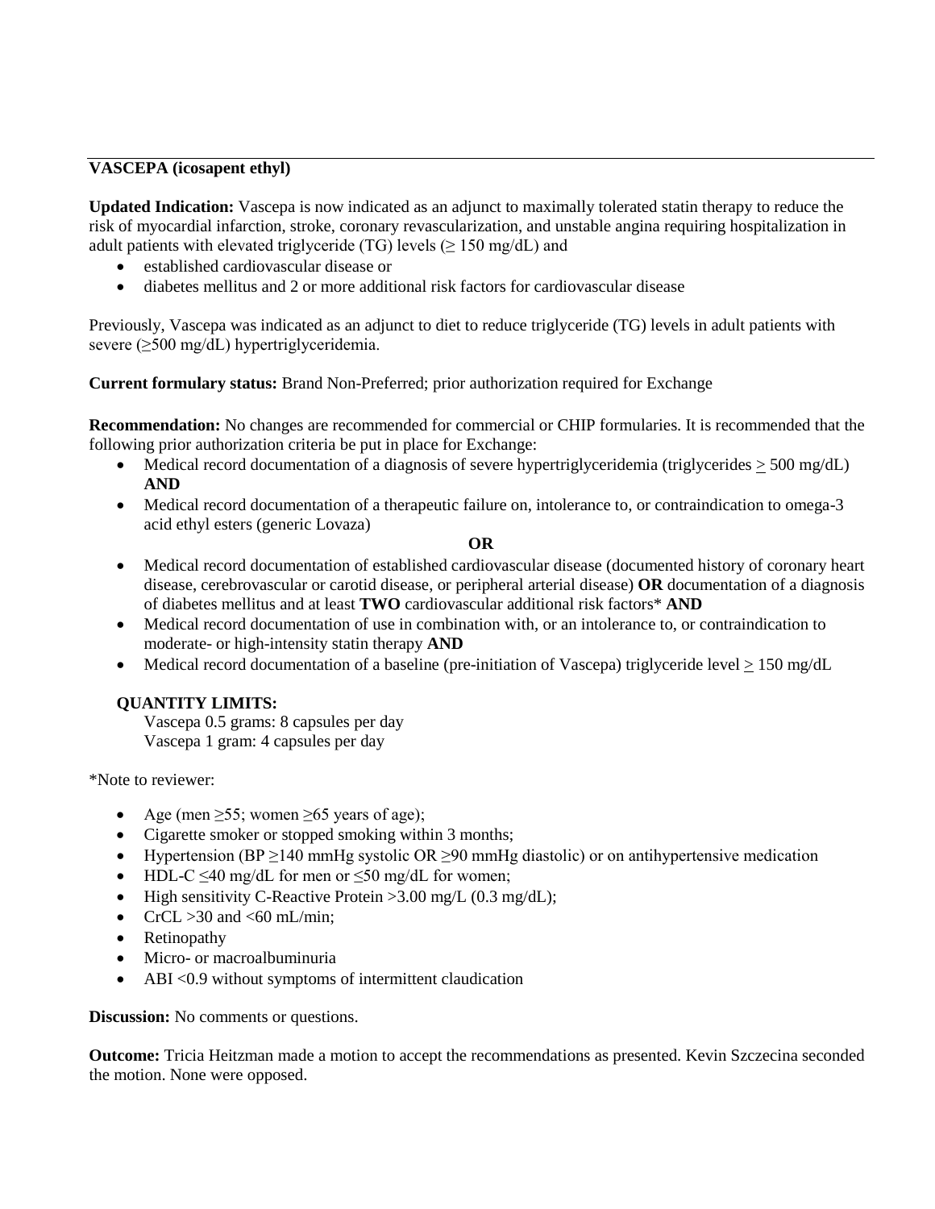**VASCEPA (icosapent ethyl)**

**Updated Indication:** Vascepa is now indicated as an adjunct to maximally tolerated statin therapy to reduce the risk of myocardial infarction, stroke, coronary revascularization, and unstable angina requiring hospitalization in adult patients with elevated triglyceride (TG) levels (≥ 150 mg/dL) and

- established cardiovascular disease or
- diabetes mellitus and 2 or more additional risk factors for cardiovascular disease

Previously, Vascepa was indicated as an adjunct to diet to reduce triglyceride (TG) levels in adult patients with severe (≥500 mg/dL) hypertriglyceridemia.

**Current formulary status:** Brand Non-Preferred; prior authorization required for Exchange

**Recommendation:** No changes are recommended for commercial or CHIP formularies. It is recommended that the following prior authorization criteria be put in place for Exchange:

- Medical record documentation of a diagnosis of severe hypertriglyceridemia (triglycerides ≥ 500 mg/dL) **AND**
- Medical record documentation of a therapeutic failure on, intolerance to, or contraindication to omega-3 acid ethyl esters (generic Lovaza)

**OR**

- Medical record documentation of established cardiovascular disease (documented history of coronary heart disease, cerebrovascular or carotid disease, or peripheral arterial disease) **OR** documentation of a diagnosis of diabetes mellitus and at least **TWO** cardiovascular additional risk factors* **AND**
- Medical record documentation of use in combination with, or an intolerance to, or contraindication to moderate- or high-intensity statin therapy **AND**
- Medical record documentation of a baseline (pre-initiation of Vascepa) triglyceride level ≥ 150 mg/dL

**QUANTITY LIMITS:**
Vascepa 0.5 grams: 8 capsules per day
Vascepa 1 gram: 4 capsules per day

*Note to reviewer:

- Age (men ≥55; women ≥65 years of age);
- Cigarette smoker or stopped smoking within 3 months;
- Hypertension (BP ≥140 mmHg systolic OR ≥90 mmHg diastolic) or on antihypertensive medication
- HDL-C ≤40 mg/dL for men or ≤50 mg/dL for women;
- High sensitivity C-Reactive Protein >3.00 mg/L (0.3 mg/dL);
- CrCL >30 and <60 mL/min;
- Retinopathy
- Micro- or macroalbuminuria
- ABI <0.9 without symptoms of intermittent claudication

**Discussion:** No comments or questions.

**Outcome:** Tricia Heitzman made a motion to accept the recommendations as presented. Kevin Szczecina seconded the motion. None were opposed.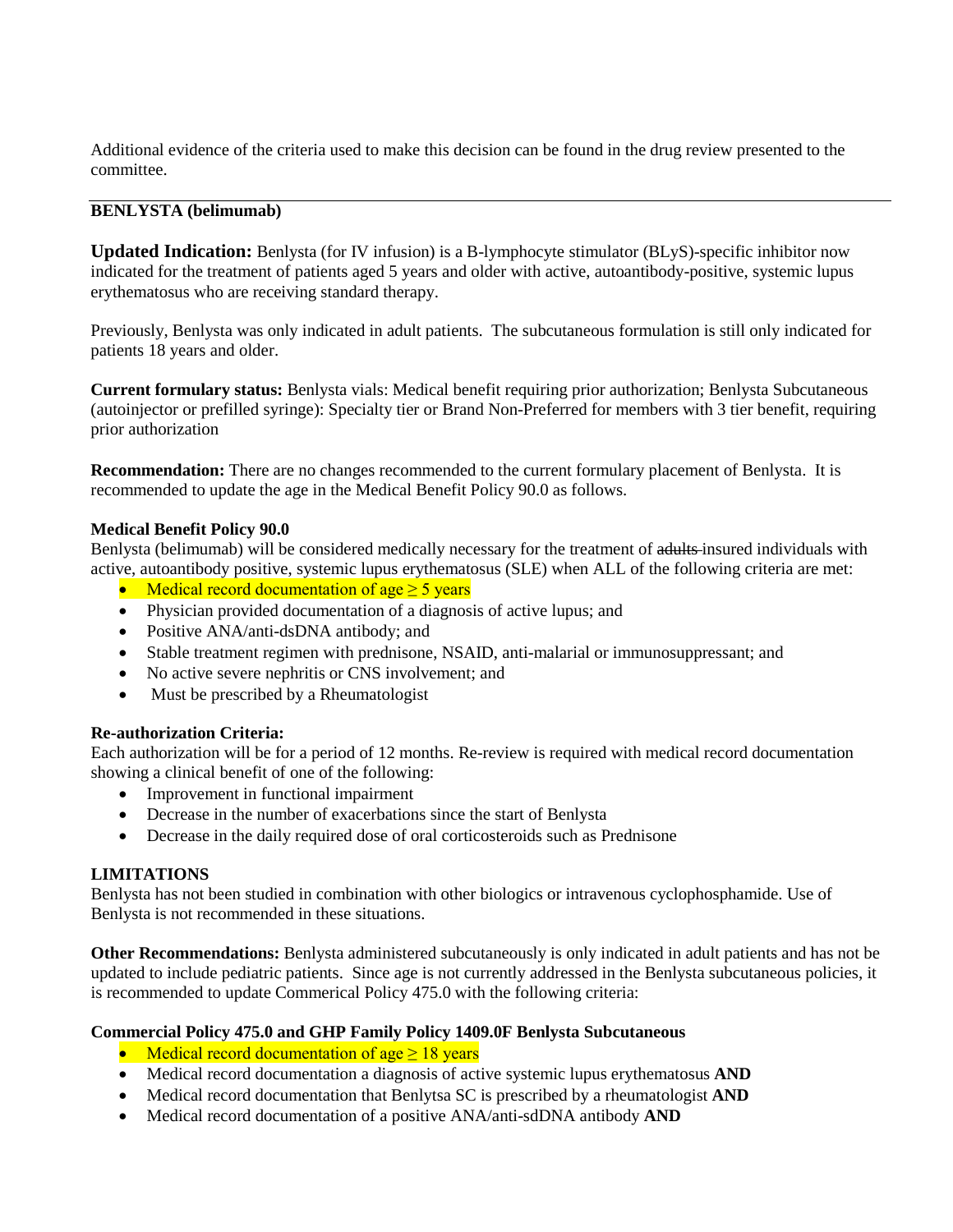Additional evidence of the criteria used to make this decision can be found in the drug review presented to the committee.

---

**BENLYSTA (belimumab)**

**Updated Indication:** Benlysta (for IV infusion) is a B-lymphocyte stimulator (BLyS)-specific inhibitor now indicated for the treatment of patients aged 5 years and older with active, autoantibody-positive, systemic lupus erythematosus who are receiving standard therapy.

Previously, Benlysta was only indicated in adult patients. The subcutaneous formulation is still only indicated for patients 18 years and older.

**Current formulary status:** Benlysta vials: Medical benefit requiring prior authorization; Benlysta Subcutaneous (autoinjector or prefilled syringe): Specialty tier or Brand Non-Preferred for members with 3 tier benefit, requiring prior authorization

**Recommendation:** There are no changes recommended to the current formulary placement of Benlysta. It is recommended to update the age in the Medical Benefit Policy 90.0 as follows.

**Medical Benefit Policy 90.0**

Benlysta (belimumab) will be considered medically necessary for the treatment of ~~adults~~ insured individuals with active, autoantibody positive, systemic lupus erythematosus (SLE) when ALL of the following criteria are met:

- Medical record documentation of age ≥ 5 years
- Physician provided documentation of a diagnosis of active lupus; and
- Positive ANA/anti-dsDNA antibody; and
- Stable treatment regimen with prednisone, NSAID, anti-malarial or immunosuppressant; and
- No active severe nephritis or CNS involvement; and
- Must be prescribed by a Rheumatologist

**Re-authorization Criteria:**

Each authorization will be for a period of 12 months. Re-review is required with medical record documentation showing a clinical benefit of one of the following:

- Improvement in functional impairment
- Decrease in the number of exacerbations since the start of Benlysta
- Decrease in the daily required dose of oral corticosteroids such as Prednisone

**LIMITATIONS**

Benlysta has not been studied in combination with other biologics or intravenous cyclophosphamide. Use of Benlysta is not recommended in these situations.

**Other Recommendations:** Benlysta administered subcutaneously is only indicated in adult patients and has not be updated to include pediatric patients. Since age is not currently addressed in the Benlysta subcutaneous policies, it is recommended to update Commerical Policy 475.0 with the following criteria:

**Commercial Policy 475.0 and GHP Family Policy 1409.0F Benlysta Subcutaneous**

- Medical record documentation of age ≥ 18 years
- Medical record documentation a diagnosis of active systemic lupus erythematosus **AND**
- Medical record documentation that Benlytsa SC is prescribed by a rheumatologist **AND**
- Medical record documentation of a positive ANA/anti-sdDNA antibody **AND**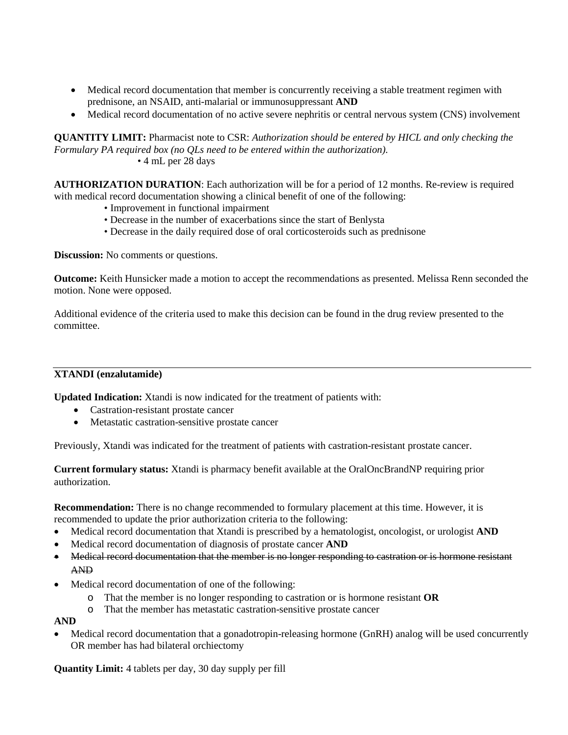- Medical record documentation that member is concurrently receiving a stable treatment regimen with prednisone, an NSAID, anti-malarial or immunosuppressant **AND**
- Medical record documentation of no active severe nephritis or central nervous system (CNS) involvement

**QUANTITY LIMIT:** Pharmacist note to CSR: *Authorization should be entered by HICL and only checking the Formulary PA required box (no QLs need to be entered within the authorization).*

• 4 mL per 28 days

**AUTHORIZATION DURATION**: Each authorization will be for a period of 12 months. Re-review is required with medical record documentation showing a clinical benefit of one of the following:

• Improvement in functional impairment
• Decrease in the number of exacerbations since the start of Benlysta
• Decrease in the daily required dose of oral corticosteroids such as prednisone

**Discussion:** No comments or questions.

**Outcome:** Keith Hunsicker made a motion to accept the recommendations as presented. Melissa Renn seconded the motion. None were opposed.

Additional evidence of the criteria used to make this decision can be found in the drug review presented to the committee.

---

**XTANDI (enzalutamide)**

**Updated Indication:** Xtandi is now indicated for the treatment of patients with:

- Castration-resistant prostate cancer
- Metastatic castration-sensitive prostate cancer

Previously, Xtandi was indicated for the treatment of patients with castration-resistant prostate cancer.

**Current formulary status:** Xtandi is pharmacy benefit available at the OralOncBrandNP requiring prior authorization.

**Recommendation:** There is no change recommended to formulary placement at this time. However, it is recommended to update the prior authorization criteria to the following:

- Medical record documentation that Xtandi is prescribed by a hematologist, oncologist, or urologist **AND**
- Medical record documentation of diagnosis of prostate cancer **AND**
- ~~Medical record documentation that the member is no longer responding to castration or is hormone resistant AND~~
- Medical record documentation of one of the following:
    - That the member is no longer responding to castration or is hormone resistant **OR**
    - That the member has metastatic castration-sensitive prostate cancer

**AND**

- Medical record documentation that a gonadotropin-releasing hormone (GnRH) analog will be used concurrently OR member has had bilateral orchiectomy

**Quantity Limit:** 4 tablets per day, 30 day supply per fill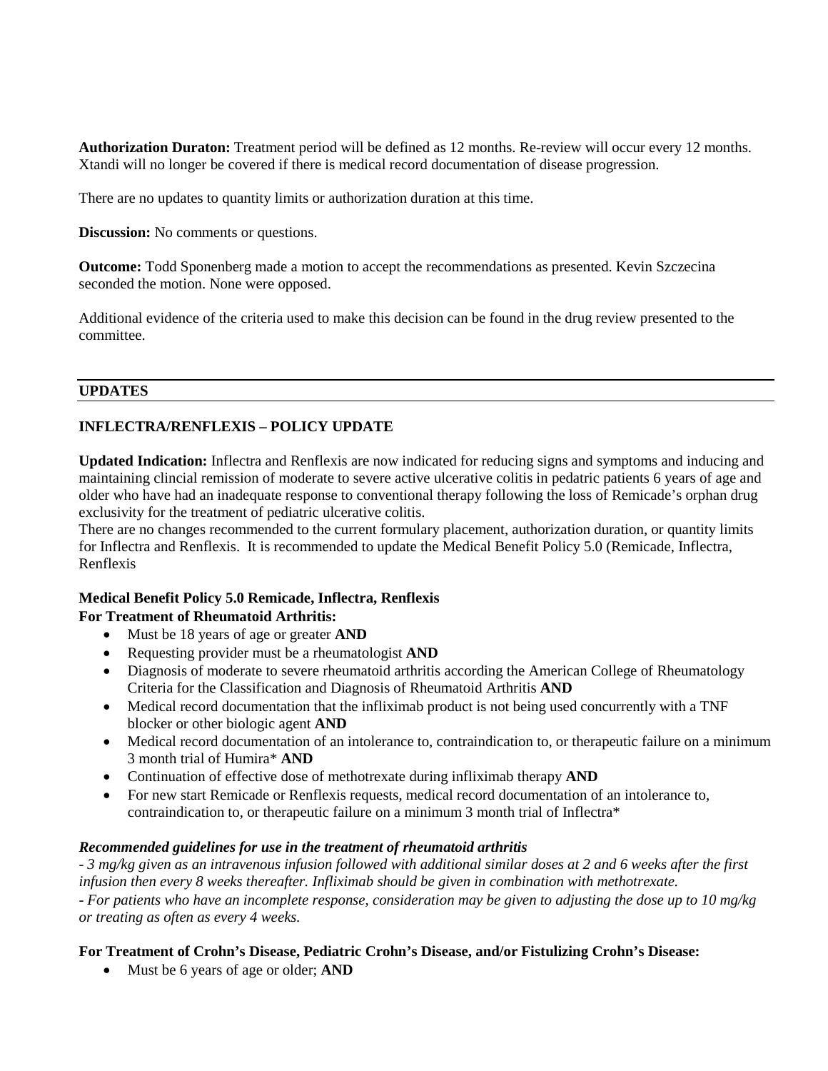**Authorization Duraton:** Treatment period will be defined as 12 months. Re-review will occur every 12 months. Xtandi will no longer be covered if there is medical record documentation of disease progression.

There are no updates to quantity limits or authorization duration at this time.

**Discussion:** No comments or questions.

**Outcome:** Todd Sponenberg made a motion to accept the recommendations as presented. Kevin Szczecina seconded the motion. None were opposed.

Additional evidence of the criteria used to make this decision can be found in the drug review presented to the committee.

---

## UPDATES

### INFLECTRA/RENFLEXIS – POLICY UPDATE

**Updated Indication:** Inflectra and Renflexis are now indicated for reducing signs and symptoms and inducing and maintaining clincial remission of moderate to severe active ulcerative colitis in pedatric patients 6 years of age and older who have had an inadequate response to conventional therapy following the loss of Remicade's orphan drug exclusivity for the treatment of pediatric ulcerative colitis.
There are no changes recommended to the current formulary placement, authorization duration, or quantity limits for Inflectra and Renflexis. It is recommended to update the Medical Benefit Policy 5.0 (Remicade, Inflectra, Renflexis

**Medical Benefit Policy 5.0 Remicade, Inflectra, Renflexis**
**For Treatment of Rheumatoid Arthritis:**

- Must be 18 years of age or greater **AND**
- Requesting provider must be a rheumatologist **AND**
- Diagnosis of moderate to severe rheumatoid arthritis according the American College of Rheumatology Criteria for the Classification and Diagnosis of Rheumatoid Arthritis **AND**
- Medical record documentation that the infliximab product is not being used concurrently with a TNF blocker or other biologic agent **AND**
- Medical record documentation of an intolerance to, contraindication to, or therapeutic failure on a minimum 3 month trial of Humira* **AND**
- Continuation of effective dose of methotrexate during infliximab therapy **AND**
- For new start Remicade or Renflexis requests, medical record documentation of an intolerance to, contraindication to, or therapeutic failure on a minimum 3 month trial of Inflectra*

***Recommended guidelines for use in the treatment of rheumatoid arthritis***
*- 3 mg/kg given as an intravenous infusion followed with additional similar doses at 2 and 6 weeks after the first infusion then every 8 weeks thereafter. Infliximab should be given in combination with methotrexate.*
*- For patients who have an incomplete response, consideration may be given to adjusting the dose up to 10 mg/kg or treating as often as every 4 weeks.*

**For Treatment of Crohn's Disease, Pediatric Crohn's Disease, and/or Fistulizing Crohn's Disease:**

- Must be 6 years of age or older; **AND**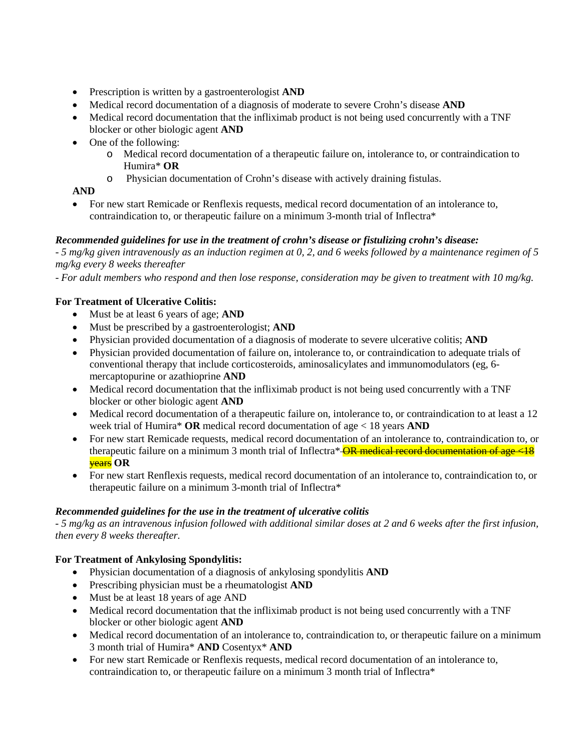- Prescription is written by a gastroenterologist **AND**
- Medical record documentation of a diagnosis of moderate to severe Crohn's disease **AND**
- Medical record documentation that the infliximab product is not being used concurrently with a TNF blocker or other biologic agent **AND**
- One of the following:
  - Medical record documentation of a therapeutic failure on, intolerance to, or contraindication to Humira* **OR**
  - Physician documentation of Crohn's disease with actively draining fistulas.

**AND**

- For new start Remicade or Renflexis requests, medical record documentation of an intolerance to, contraindication to, or therapeutic failure on a minimum 3-month trial of Inflectra*

***Recommended guidelines for use in the treatment of crohn's disease or fistulizing crohn's disease:***

*- 5 mg/kg given intravenously as an induction regimen at 0, 2, and 6 weeks followed by a maintenance regimen of 5 mg/kg every 8 weeks thereafter*

*- For adult members who respond and then lose response, consideration may be given to treatment with 10 mg/kg.*

**For Treatment of Ulcerative Colitis:**

- Must be at least 6 years of age; **AND**
- Must be prescribed by a gastroenterologist; **AND**
- Physician provided documentation of a diagnosis of moderate to severe ulcerative colitis; **AND**
- Physician provided documentation of failure on, intolerance to, or contraindication to adequate trials of conventional therapy that include corticosteroids, aminosalicylates and immunomodulators (eg, 6-mercaptopurine or azathioprine **AND**
- Medical record documentation that the infliximab product is not being used concurrently with a TNF blocker or other biologic agent **AND**
- Medical record documentation of a therapeutic failure on, intolerance to, or contraindication to at least a 12 week trial of Humira* **OR** medical record documentation of age < 18 years **AND**
- For new start Remicade requests, medical record documentation of an intolerance to, contraindication to, or therapeutic failure on a minimum 3 month trial of Inflectra* ~~OR medical record documentation of age <18 years~~ **OR**
- For new start Renflexis requests, medical record documentation of an intolerance to, contraindication to, or therapeutic failure on a minimum 3-month trial of Inflectra*

***Recommended guidelines for the use in the treatment of ulcerative colitis***

*- 5 mg/kg as an intravenous infusion followed with additional similar doses at 2 and 6 weeks after the first infusion, then every 8 weeks thereafter.*

**For Treatment of Ankylosing Spondylitis:**

- Physician documentation of a diagnosis of ankylosing spondylitis **AND**
- Prescribing physician must be a rheumatologist **AND**
- Must be at least 18 years of age AND
- Medical record documentation that the infliximab product is not being used concurrently with a TNF blocker or other biologic agent **AND**
- Medical record documentation of an intolerance to, contraindication to, or therapeutic failure on a minimum 3 month trial of Humira* **AND** Cosentyx* **AND**
- For new start Remicade or Renflexis requests, medical record documentation of an intolerance to, contraindication to, or therapeutic failure on a minimum 3 month trial of Inflectra*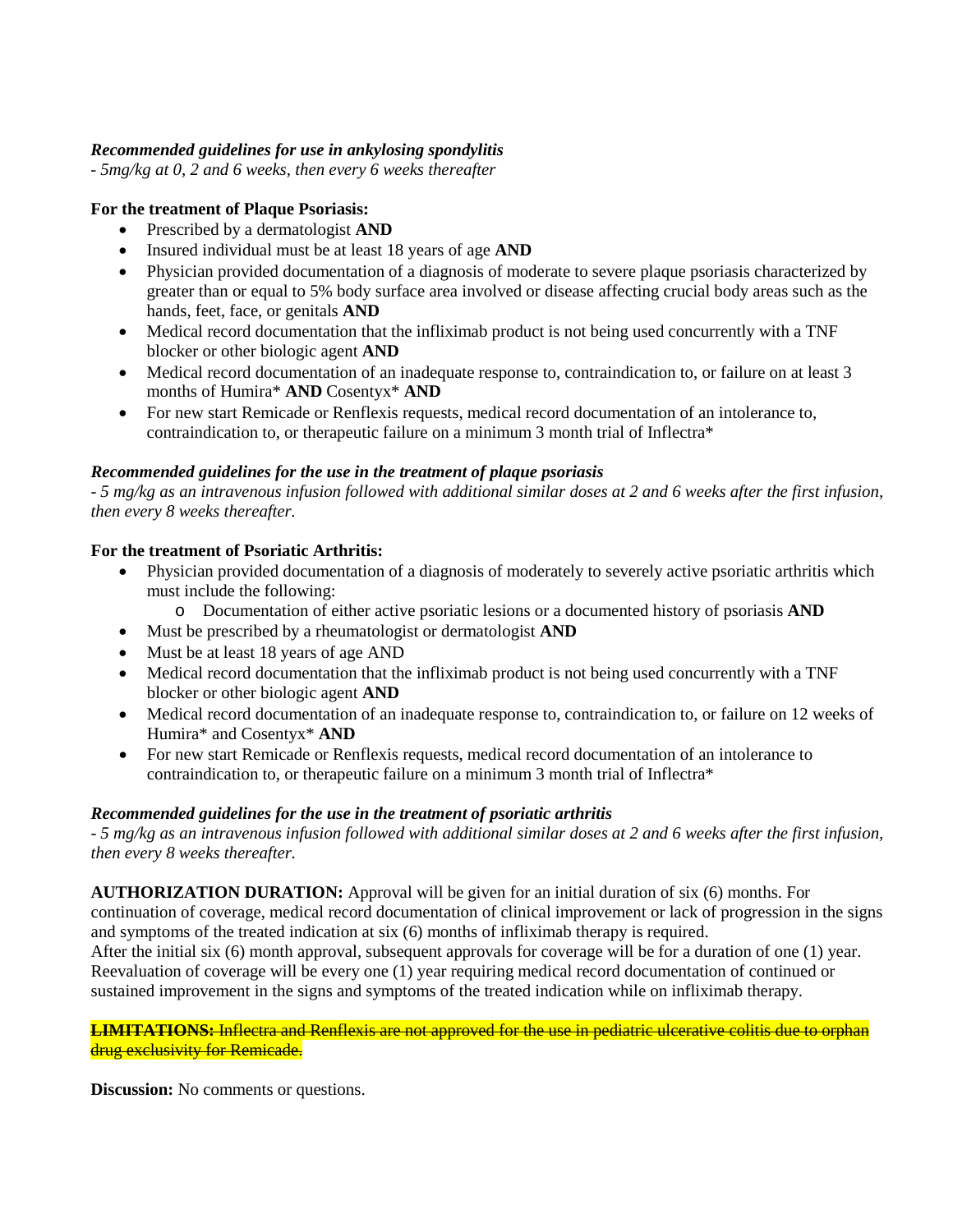*Recommended guidelines for use in ankylosing spondylitis*
*- 5mg/kg at 0, 2 and 6 weeks, then every 6 weeks thereafter*

**For the treatment of Plaque Psoriasis:**

- Prescribed by a dermatologist **AND**
- Insured individual must be at least 18 years of age **AND**
- Physician provided documentation of a diagnosis of moderate to severe plaque psoriasis characterized by greater than or equal to 5% body surface area involved or disease affecting crucial body areas such as the hands, feet, face, or genitals **AND**
- Medical record documentation that the infliximab product is not being used concurrently with a TNF blocker or other biologic agent **AND**
- Medical record documentation of an inadequate response to, contraindication to, or failure on at least 3 months of Humira* **AND** Cosentyx* **AND**
- For new start Remicade or Renflexis requests, medical record documentation of an intolerance to, contraindication to, or therapeutic failure on a minimum 3 month trial of Inflectra*

*Recommended guidelines for the use in the treatment of plaque psoriasis*
*- 5 mg/kg as an intravenous infusion followed with additional similar doses at 2 and 6 weeks after the first infusion, then every 8 weeks thereafter.*

**For the treatment of Psoriatic Arthritis:**

- Physician provided documentation of a diagnosis of moderately to severely active psoriatic arthritis which must include the following:
  - Documentation of either active psoriatic lesions or a documented history of psoriasis **AND**
- Must be prescribed by a rheumatologist or dermatologist **AND**
- Must be at least 18 years of age AND
- Medical record documentation that the infliximab product is not being used concurrently with a TNF blocker or other biologic agent **AND**
- Medical record documentation of an inadequate response to, contraindication to, or failure on 12 weeks of Humira* and Cosentyx* **AND**
- For new start Remicade or Renflexis requests, medical record documentation of an intolerance to contraindication to, or therapeutic failure on a minimum 3 month trial of Inflectra*

*Recommended guidelines for the use in the treatment of psoriatic arthritis*
*- 5 mg/kg as an intravenous infusion followed with additional similar doses at 2 and 6 weeks after the first infusion, then every 8 weeks thereafter.*

**AUTHORIZATION DURATION:** Approval will be given for an initial duration of six (6) months. For continuation of coverage, medical record documentation of clinical improvement or lack of progression in the signs and symptoms of the treated indication at six (6) months of infliximab therapy is required.
After the initial six (6) month approval, subsequent approvals for coverage will be for a duration of one (1) year. Reevaluation of coverage will be every one (1) year requiring medical record documentation of continued or sustained improvement in the signs and symptoms of the treated indication while on infliximab therapy.

~~**LIMITATIONS:** Inflectra and Renflexis are not approved for the use in pediatric ulcerative colitis due to orphan drug exclusivity for Remicade.~~

**Discussion:** No comments or questions.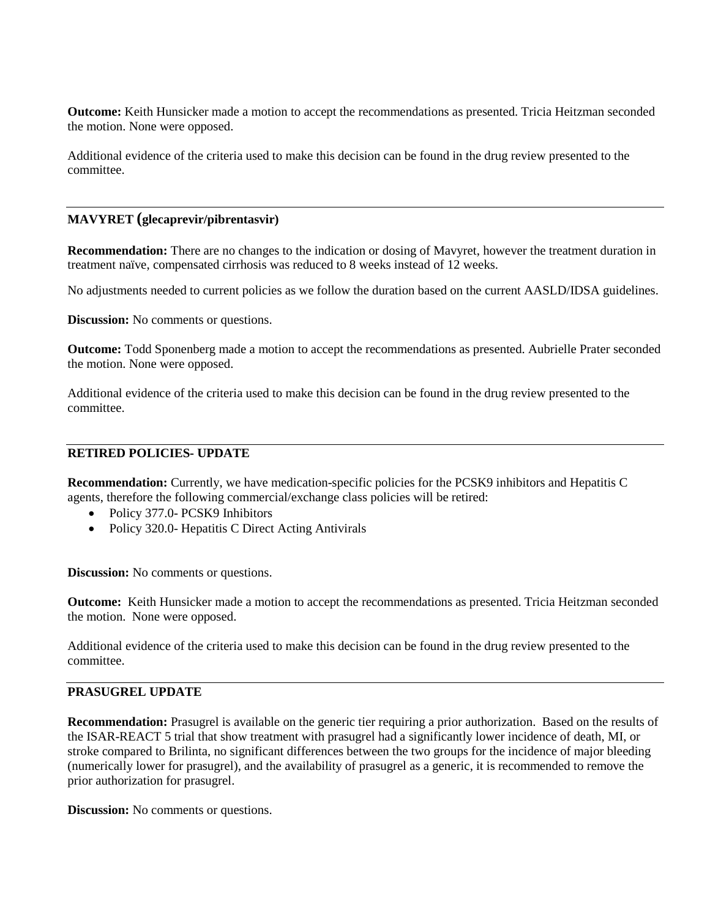**Outcome:** Keith Hunsicker made a motion to accept the recommendations as presented. Tricia Heitzman seconded the motion. None were opposed.

Additional evidence of the criteria used to make this decision can be found in the drug review presented to the committee.

---

## MAVYRET (glecaprevir/pibrentasvir)

**Recommendation:** There are no changes to the indication or dosing of Mavyret, however the treatment duration in treatment naïve, compensated cirrhosis was reduced to 8 weeks instead of 12 weeks.

No adjustments needed to current policies as we follow the duration based on the current AASLD/IDSA guidelines.

**Discussion:** No comments or questions.

**Outcome:** Todd Sponenberg made a motion to accept the recommendations as presented. Aubrielle Prater seconded the motion. None were opposed.

Additional evidence of the criteria used to make this decision can be found in the drug review presented to the committee.

---

## RETIRED POLICIES- UPDATE

**Recommendation:** Currently, we have medication-specific policies for the PCSK9 inhibitors and Hepatitis C agents, therefore the following commercial/exchange class policies will be retired:

- Policy 377.0- PCSK9 Inhibitors
- Policy 320.0- Hepatitis C Direct Acting Antivirals

**Discussion:** No comments or questions.

**Outcome:** Keith Hunsicker made a motion to accept the recommendations as presented. Tricia Heitzman seconded the motion. None were opposed.

Additional evidence of the criteria used to make this decision can be found in the drug review presented to the committee.

---

## PRASUGREL UPDATE

**Recommendation:** Prasugrel is available on the generic tier requiring a prior authorization. Based on the results of the ISAR-REACT 5 trial that show treatment with prasugrel had a significantly lower incidence of death, MI, or stroke compared to Brilinta, no significant differences between the two groups for the incidence of major bleeding (numerically lower for prasugrel), and the availability of prasugrel as a generic, it is recommended to remove the prior authorization for prasugrel.

**Discussion:** No comments or questions.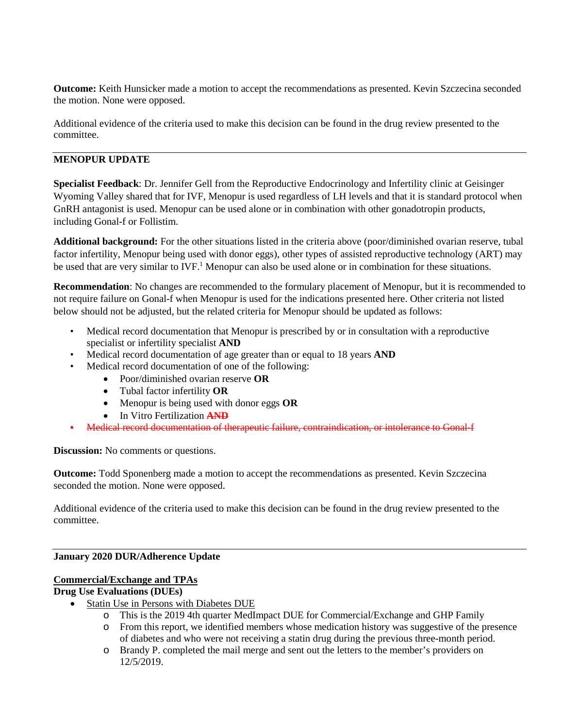**Outcome:** Keith Hunsicker made a motion to accept the recommendations as presented. Kevin Szczecina seconded the motion. None were opposed.

Additional evidence of the criteria used to make this decision can be found in the drug review presented to the committee.

---

**MENOPUR UPDATE**

**Specialist Feedback**: Dr. Jennifer Gell from the Reproductive Endocrinology and Infertility clinic at Geisinger Wyoming Valley shared that for IVF, Menopur is used regardless of LH levels and that it is standard protocol when GnRH antagonist is used. Menopur can be used alone or in combination with other gonadotropin products, including Gonal-f or Follistim.

**Additional background:** For the other situations listed in the criteria above (poor/diminished ovarian reserve, tubal factor infertility, Menopur being used with donor eggs), other types of assisted reproductive technology (ART) may be used that are very similar to IVF.[1] Menopur can also be used alone or in combination for these situations.

**Recommendation**: No changes are recommended to the formulary placement of Menopur, but it is recommended to not require failure on Gonal-f when Menopur is used for the indications presented here. Other criteria not listed below should not be adjusted, but the related criteria for Menopur should be updated as follows:

- Medical record documentation that Menopur is prescribed by or in consultation with a reproductive specialist or infertility specialist **AND**
- Medical record documentation of age greater than or equal to 18 years **AND**
- Medical record documentation of one of the following:
  - Poor/diminished ovarian reserve **OR**
  - Tubal factor infertility **OR**
  - Menopur is being used with donor eggs **OR**
  - In Vitro Fertilization ~~**AND**~~
- ~~Medical record documentation of therapeutic failure, contraindication, or intolerance to Gonal-f~~

**Discussion:** No comments or questions.

**Outcome:** Todd Sponenberg made a motion to accept the recommendations as presented. Kevin Szczecina seconded the motion. None were opposed.

Additional evidence of the criteria used to make this decision can be found in the drug review presented to the committee.

---

**January 2020 DUR/Adherence Update**

**Commercial/Exchange and TPAs**

**Drug Use Evaluations (DUEs)**

- Statin Use in Persons with Diabetes DUE
  - This is the 2019 4th quarter MedImpact DUE for Commercial/Exchange and GHP Family
  - From this report, we identified members whose medication history was suggestive of the presence of diabetes and who were not receiving a statin drug during the previous three-month period.
  - Brandy P. completed the mail merge and sent out the letters to the member's providers on 12/5/2019.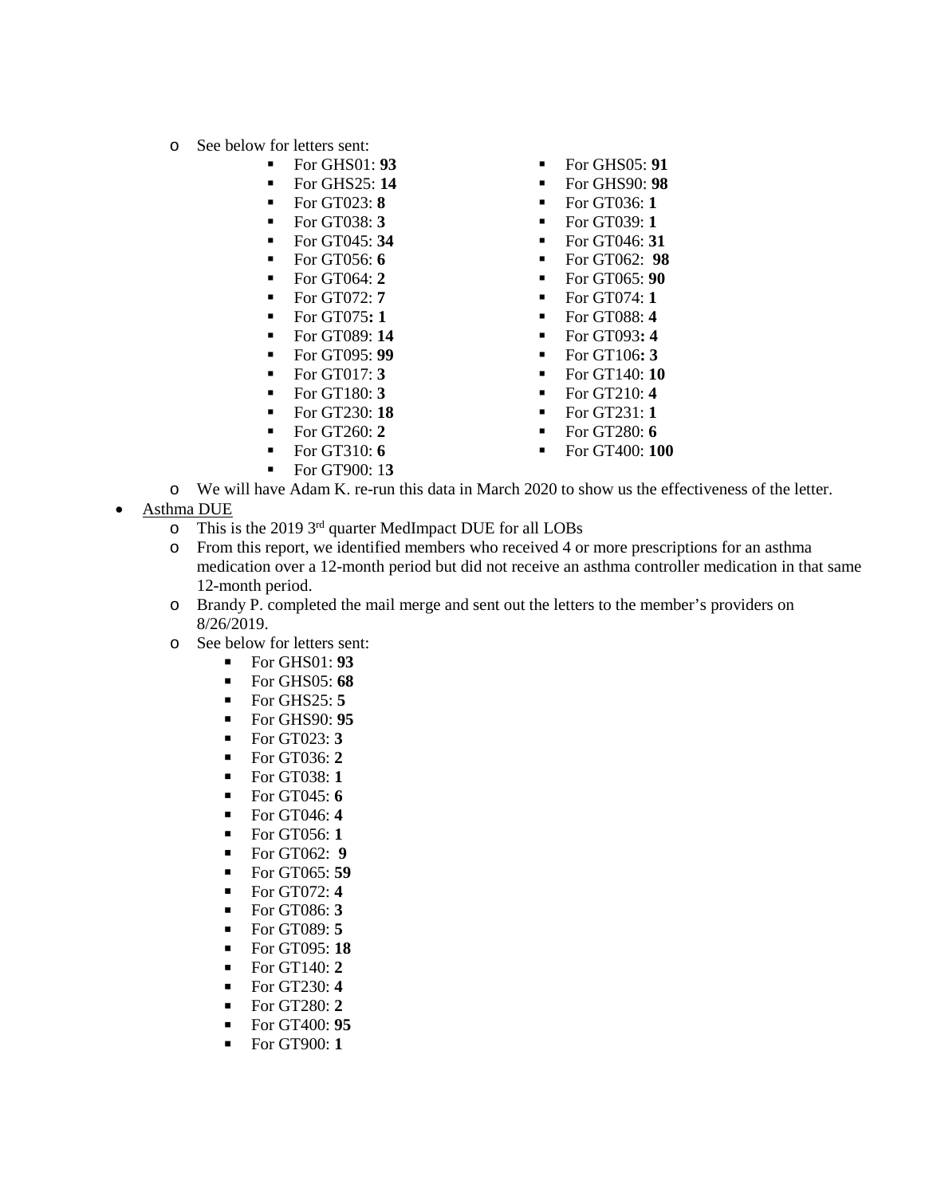- See below for letters sent:
  - For GHS01: **93**
  - For GHS25: **14**
  - For GT023: **8**
  - For GT038: **3**
  - For GT045: **34**
  - For GT056: **6**
  - For GT064: **2**
  - For GT072: **7**
  - For GT075**: 1**
  - For GT089: **14**
  - For GT095: **99**
  - For GT017: **3**
  - For GT180: **3**
  - For GT230: **18**
  - For GT260: **2**
  - For GT310: **6**
  - For GT900: 1**3**
  - For GHS05: **91**
  - For GHS90: **98**
  - For GT036: **1**
  - For GT039: **1**
  - For GT046: **31**
  - For GT062: **98**
  - For GT065: **90**
  - For GT074: **1**
  - For GT088: **4**
  - For GT093**: 4**
  - For GT106**: 3**
  - For GT140: **10**
  - For GT210: **4**
  - For GT231: **1**
  - For GT280: **6**
  - For GT400: **100**
- We will have Adam K. re-run this data in March 2020 to show us the effectiveness of the letter.

- Asthma DUE
  - This is the 2019 3rd quarter MedImpact DUE for all LOBs
  - From this report, we identified members who received 4 or more prescriptions for an asthma medication over a 12-month period but did not receive an asthma controller medication in that same 12-month period.
  - Brandy P. completed the mail merge and sent out the letters to the member's providers on 8/26/2019.
  - See below for letters sent:
    - For GHS01: **93**
    - For GHS05: **68**
    - For GHS25: **5**
    - For GHS90: **95**
    - For GT023: **3**
    - For GT036: **2**
    - For GT038: **1**
    - For GT045: **6**
    - For GT046: **4**
    - For GT056: **1**
    - For GT062: **9**
    - For GT065: **59**
    - For GT072: **4**
    - For GT086: **3**
    - For GT089: **5**
    - For GT095: **18**
    - For GT140: **2**
    - For GT230: **4**
    - For GT280: **2**
    - For GT400: **95**
    - For GT900: **1**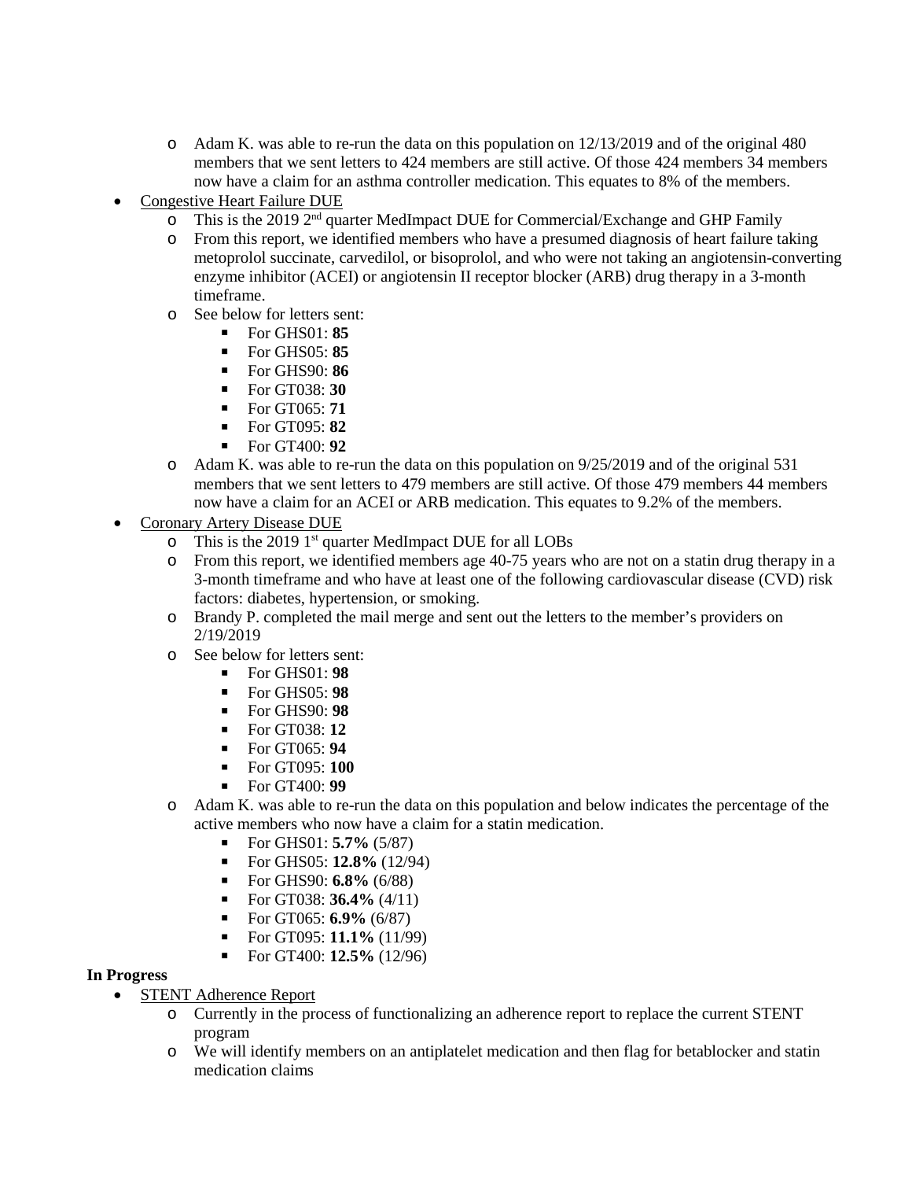- Adam K. was able to re-run the data on this population on 12/13/2019 and of the original 480 members that we sent letters to 424 members are still active. Of those 424 members 34 members now have a claim for an asthma controller medication. This equates to 8% of the members.

- Congestive Heart Failure DUE
    - This is the 2019 2nd quarter MedImpact DUE for Commercial/Exchange and GHP Family
    - From this report, we identified members who have a presumed diagnosis of heart failure taking metoprolol succinate, carvedilol, or bisoprolol, and who were not taking an angiotensin-converting enzyme inhibitor (ACEI) or angiotensin II receptor blocker (ARB) drug therapy in a 3-month timeframe.
    - See below for letters sent:
        - For GHS01: **85**
        - For GHS05: **85**
        - For GHS90: **86**
        - For GT038: **30**
        - For GT065: **71**
        - For GT095: **82**
        - For GT400: **92**
    - Adam K. was able to re-run the data on this population on 9/25/2019 and of the original 531 members that we sent letters to 479 members are still active. Of those 479 members 44 members now have a claim for an ACEI or ARB medication. This equates to 9.2% of the members.
- Coronary Artery Disease DUE
    - This is the 2019 1st quarter MedImpact DUE for all LOBs
    - From this report, we identified members age 40-75 years who are not on a statin drug therapy in a 3-month timeframe and who have at least one of the following cardiovascular disease (CVD) risk factors: diabetes, hypertension, or smoking.
    - Brandy P. completed the mail merge and sent out the letters to the member's providers on 2/19/2019
    - See below for letters sent:
        - For GHS01: **98**
        - For GHS05: **98**
        - For GHS90: **98**
        - For GT038: **12**
        - For GT065: **94**
        - For GT095: **100**
        - For GT400: **99**
    - Adam K. was able to re-run the data on this population and below indicates the percentage of the active members who now have a claim for a statin medication.
        - For GHS01: **5.7%** (5/87)
        - For GHS05: **12.8%** (12/94)
        - For GHS90: **6.8%** (6/88)
        - For GT038: **36.4%** (4/11)
        - For GT065: **6.9%** (6/87)
        - For GT095: **11.1%** (11/99)
        - For GT400: **12.5%** (12/96)

**In Progress**

- STENT Adherence Report
    - Currently in the process of functionalizing an adherence report to replace the current STENT program
    - We will identify members on an antiplatelet medication and then flag for betablocker and statin medication claims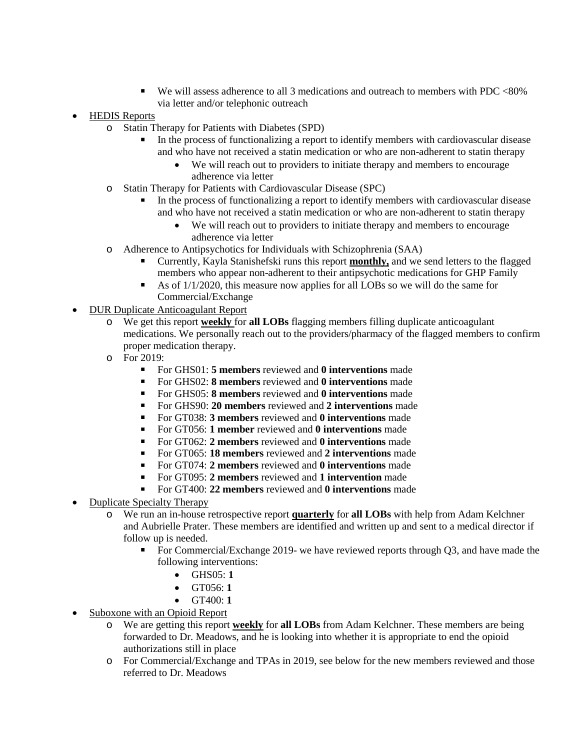- We will assess adherence to all 3 medications and outreach to members with PDC <80% via letter and/or telephonic outreach

- HEDIS Reports
    - Statin Therapy for Patients with Diabetes (SPD)
        - In the process of functionalizing a report to identify members with cardiovascular disease and who have not received a statin medication or who are non-adherent to statin therapy
            - We will reach out to providers to initiate therapy and members to encourage adherence via letter
    - Statin Therapy for Patients with Cardiovascular Disease (SPC)
        - In the process of functionalizing a report to identify members with cardiovascular disease and who have not received a statin medication or who are non-adherent to statin therapy
            - We will reach out to providers to initiate therapy and members to encourage adherence via letter
    - Adherence to Antipsychotics for Individuals with Schizophrenia (SAA)
        - Currently, Kayla Stanishefski runs this report **monthly,** and we send letters to the flagged members who appear non-adherent to their antipsychotic medications for GHP Family
        - As of 1/1/2020, this measure now applies for all LOBs so we will do the same for Commercial/Exchange
- DUR Duplicate Anticoagulant Report
    - We get this report **weekly** for **all LOBs** flagging members filling duplicate anticoagulant medications. We personally reach out to the providers/pharmacy of the flagged members to confirm proper medication therapy.
    - For 2019:
        - For GHS01: **5 members** reviewed and **0 interventions** made
        - For GHS02: **8 members** reviewed and **0 interventions** made
        - For GHS05: **8 members** reviewed and **0 interventions** made
        - For GHS90: **20 members** reviewed and **2 interventions** made
        - For GT038: **3 members** reviewed and **0 interventions** made
        - For GT056: **1 member** reviewed and **0 interventions** made
        - For GT062: **2 members** reviewed and **0 interventions** made
        - For GT065: **18 members** reviewed and **2 interventions** made
        - For GT074: **2 members** reviewed and **0 interventions** made
        - For GT095: **2 members** reviewed and **1 intervention** made
        - For GT400: **22 members** reviewed and **0 interventions** made
- Duplicate Specialty Therapy
    - We run an in-house retrospective report **quarterly** for **all LOBs** with help from Adam Kelchner and Aubrielle Prater. These members are identified and written up and sent to a medical director if follow up is needed.
        - For Commercial/Exchange 2019- we have reviewed reports through Q3, and have made the following interventions:
            - GHS05: **1**
            - GT056: **1**
            - GT400: **1**
- Suboxone with an Opioid Report
    - We are getting this report **weekly** for **all LOBs** from Adam Kelchner. These members are being forwarded to Dr. Meadows, and he is looking into whether it is appropriate to end the opioid authorizations still in place
    - For Commercial/Exchange and TPAs in 2019, see below for the new members reviewed and those referred to Dr. Meadows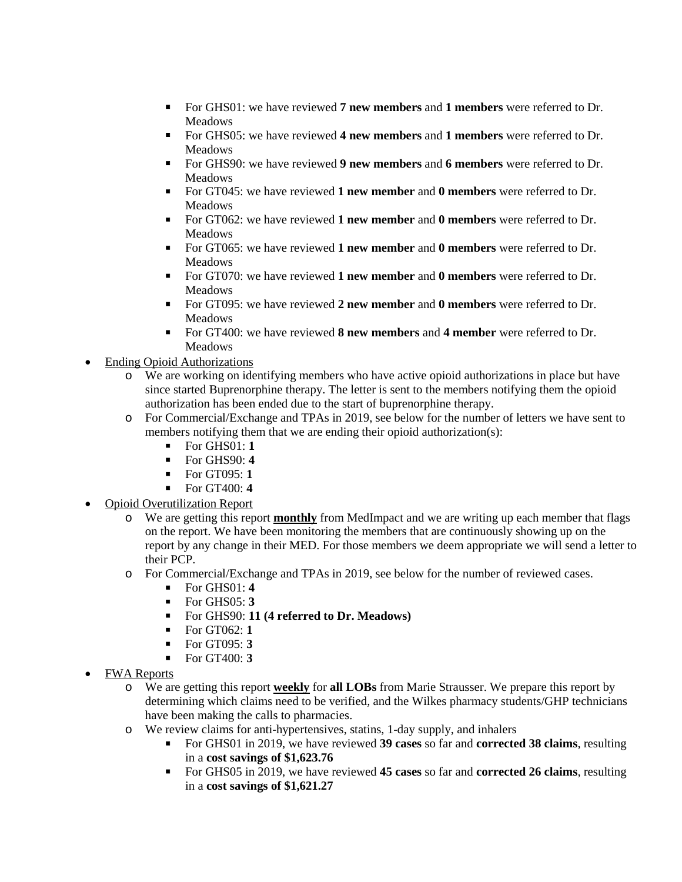- For GHS01: we have reviewed **7 new members** and **1 members** were referred to Dr. Meadows
    - For GHS05: we have reviewed **4 new members** and **1 members** were referred to Dr. Meadows
    - For GHS90: we have reviewed **9 new members** and **6 members** were referred to Dr. Meadows
    - For GT045: we have reviewed **1 new member** and **0 members** were referred to Dr. Meadows
    - For GT062: we have reviewed **1 new member** and **0 members** were referred to Dr. Meadows
    - For GT065: we have reviewed **1 new member** and **0 members** were referred to Dr. Meadows
    - For GT070: we have reviewed **1 new member** and **0 members** were referred to Dr. Meadows
    - For GT095: we have reviewed **2 new member** and **0 members** were referred to Dr. Meadows
    - For GT400: we have reviewed **8 new members** and **4 member** were referred to Dr. Meadows

- <u>Ending Opioid Authorizations</u>
  - We are working on identifying members who have active opioid authorizations in place but have since started Buprenorphine therapy. The letter is sent to the members notifying them the opioid authorization has been ended due to the start of buprenorphine therapy.
  - For Commercial/Exchange and TPAs in 2019, see below for the number of letters we have sent to members notifying them that we are ending their opioid authorization(s):
    - For GHS01: **1**
    - For GHS90: **4**
    - For GT095: **1**
    - For GT400: **4**
- <u>Opioid Overutilization Report</u>
  - We are getting this report **<u>monthly</u>** from MedImpact and we are writing up each member that flags on the report. We have been monitoring the members that are continuously showing up on the report by any change in their MED. For those members we deem appropriate we will send a letter to their PCP.
  - For Commercial/Exchange and TPAs in 2019, see below for the number of reviewed cases.
    - For GHS01: **4**
    - For GHS05: **3**
    - For GHS90: **11 (4 referred to Dr. Meadows)**
    - For GT062: **1**
    - For GT095: **3**
    - For GT400: **3**
- <u>FWA Reports</u>
  - We are getting this report **<u>weekly</u>** for **all LOBs** from Marie Strausser. We prepare this report by determining which claims need to be verified, and the Wilkes pharmacy students/GHP technicians have been making the calls to pharmacies.
  - We review claims for anti-hypertensives, statins, 1-day supply, and inhalers
    - For GHS01 in 2019, we have reviewed **39 cases** so far and **corrected 38 claims**, resulting in a **cost savings of $1,623.76**
    - For GHS05 in 2019, we have reviewed **45 cases** so far and **corrected 26 claims**, resulting in a **cost savings of $1,621.27**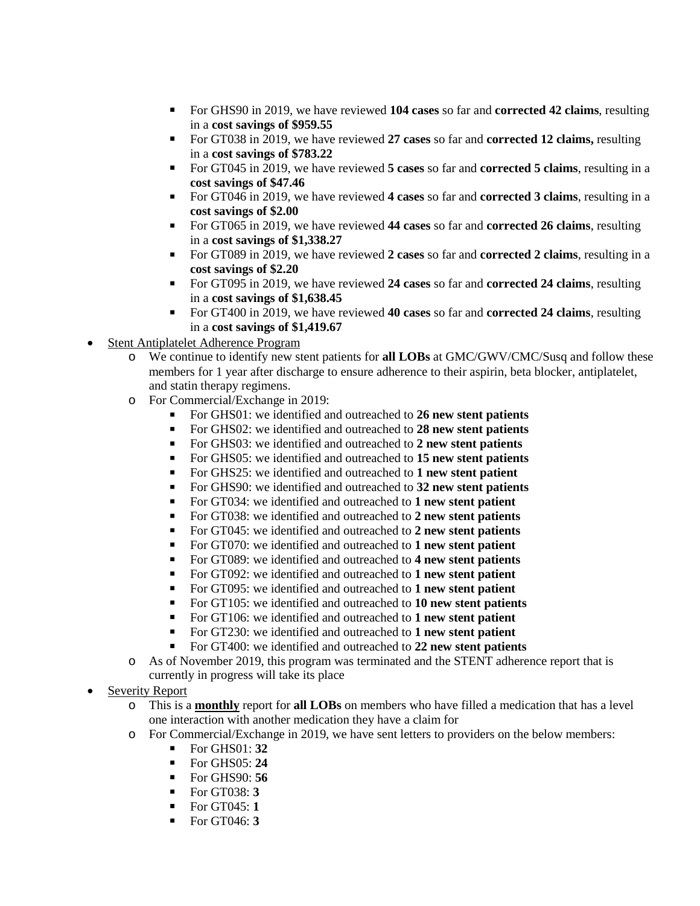- For GHS90 in 2019, we have reviewed **104 cases** so far and **corrected 42 claims**, resulting in a **cost savings of $959.55**
    - For GT038 in 2019, we have reviewed **27 cases** so far and **corrected 12 claims,** resulting in a **cost savings of $783.22**
    - For GT045 in 2019, we have reviewed **5 cases** so far and **corrected 5 claims**, resulting in a **cost savings of $47.46**
    - For GT046 in 2019, we have reviewed **4 cases** so far and **corrected 3 claims**, resulting in a **cost savings of $2.00**
    - For GT065 in 2019, we have reviewed **44 cases** so far and **corrected 26 claims**, resulting in a **cost savings of $1,338.27**
    - For GT089 in 2019, we have reviewed **2 cases** so far and **corrected 2 claims**, resulting in a **cost savings of $2.20**
    - For GT095 in 2019, we have reviewed **24 cases** so far and **corrected 24 claims**, resulting in a **cost savings of $1,638.45**
    - For GT400 in 2019, we have reviewed **40 cases** so far and **corrected 24 claims**, resulting in a **cost savings of $1,419.67**

- <u>Stent Antiplatelet Adherence Program</u>
  - We continue to identify new stent patients for **all LOBs** at GMC/GWV/CMC/Susq and follow these members for 1 year after discharge to ensure adherence to their aspirin, beta blocker, antiplatelet, and statin therapy regimens.
  - For Commercial/Exchange in 2019:
    - For GHS01: we identified and outreached to **26 new stent patients**
    - For GHS02: we identified and outreached to **28 new stent patients**
    - For GHS03: we identified and outreached to **2 new stent patients**
    - For GHS05: we identified and outreached to **15 new stent patients**
    - For GHS25: we identified and outreached to **1 new stent patient**
    - For GHS90: we identified and outreached to **32 new stent patients**
    - For GT034: we identified and outreached to **1 new stent patient**
    - For GT038: we identified and outreached to **2 new stent patients**
    - For GT045: we identified and outreached to **2 new stent patients**
    - For GT070: we identified and outreached to **1 new stent patient**
    - For GT089: we identified and outreached to **4 new stent patients**
    - For GT092: we identified and outreached to **1 new stent patient**
    - For GT095: we identified and outreached to **1 new stent patient**
    - For GT105: we identified and outreached to **10 new stent patients**
    - For GT106: we identified and outreached to **1 new stent patient**
    - For GT230: we identified and outreached to **1 new stent patient**
    - For GT400: we identified and outreached to **22 new stent patients**
  - As of November 2019, this program was terminated and the STENT adherence report that is currently in progress will take its place
- <u>Severity Report</u>
  - This is a **<u>monthly</u>** report for **all LOBs** on members who have filled a medication that has a level one interaction with another medication they have a claim for
  - For Commercial/Exchange in 2019, we have sent letters to providers on the below members:
    - For GHS01: **32**
    - For GHS05: **24**
    - For GHS90: **56**
    - For GT038: **3**
    - For GT045: **1**
    - For GT046: **3**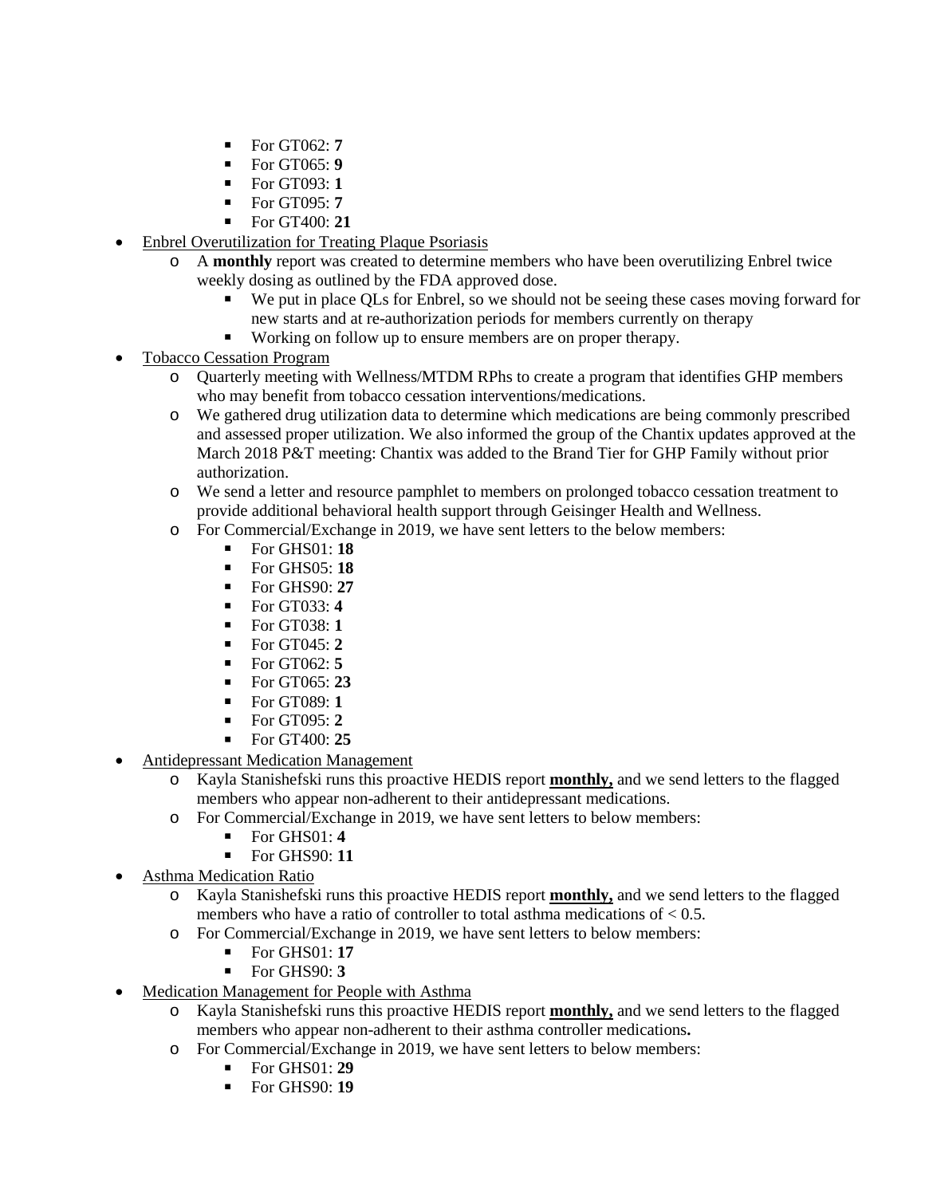- For GT062: **7**
        - For GT065: **9**
        - For GT093: **1**
        - For GT095: **7**
        - For GT400: **21**

- Enbrel Overutilization for Treating Plaque Psoriasis
    - A **monthly** report was created to determine members who have been overutilizing Enbrel twice weekly dosing as outlined by the FDA approved dose.
        - We put in place QLs for Enbrel, so we should not be seeing these cases moving forward for new starts and at re-authorization periods for members currently on therapy
        - Working on follow up to ensure members are on proper therapy.
- Tobacco Cessation Program
    - Quarterly meeting with Wellness/MTDM RPhs to create a program that identifies GHP members who may benefit from tobacco cessation interventions/medications.
    - We gathered drug utilization data to determine which medications are being commonly prescribed and assessed proper utilization. We also informed the group of the Chantix updates approved at the March 2018 P&T meeting: Chantix was added to the Brand Tier for GHP Family without prior authorization.
    - We send a letter and resource pamphlet to members on prolonged tobacco cessation treatment to provide additional behavioral health support through Geisinger Health and Wellness.
    - For Commercial/Exchange in 2019, we have sent letters to the below members:
        - For GHS01: **18**
        - For GHS05: **18**
        - For GHS90: **27**
        - For GT033: **4**
        - For GT038: **1**
        - For GT045: **2**
        - For GT062: **5**
        - For GT065: **23**
        - For GT089: **1**
        - For GT095: **2**
        - For GT400: **25**
- Antidepressant Medication Management
    - Kayla Stanishefski runs this proactive HEDIS report **monthly,** and we send letters to the flagged members who appear non-adherent to their antidepressant medications.
    - For Commercial/Exchange in 2019, we have sent letters to below members:
        - For GHS01: **4**
        - For GHS90: **11**
- Asthma Medication Ratio
    - Kayla Stanishefski runs this proactive HEDIS report **monthly,** and we send letters to the flagged members who have a ratio of controller to total asthma medications of < 0.5.
    - For Commercial/Exchange in 2019, we have sent letters to below members:
        - For GHS01: **17**
        - For GHS90: **3**
- Medication Management for People with Asthma
    - Kayla Stanishefski runs this proactive HEDIS report **monthly,** and we send letters to the flagged members who appear non-adherent to their asthma controller medications**.**
    - For Commercial/Exchange in 2019, we have sent letters to below members:
        - For GHS01: **29**
        - For GHS90: **19**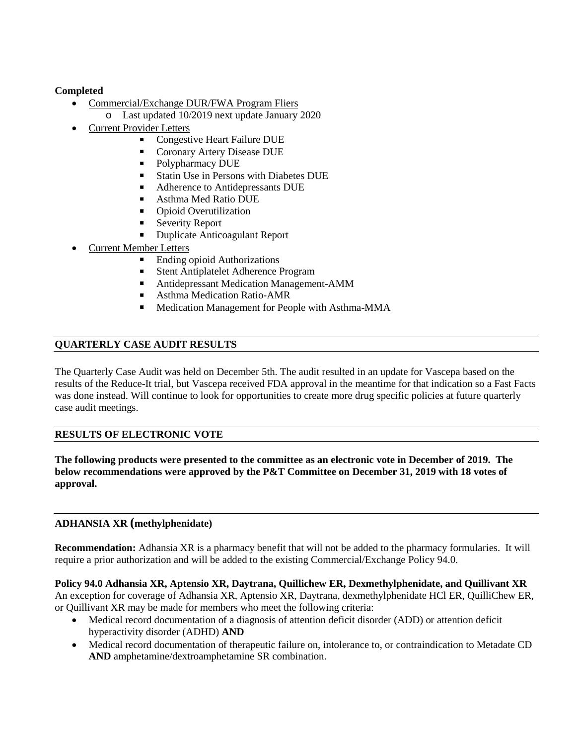**Completed**

- Commercial/Exchange DUR/FWA Program Fliers
  - Last updated 10/2019 next update January 2020
- Current Provider Letters
  - Congestive Heart Failure DUE
  - Coronary Artery Disease DUE
  - Polypharmacy DUE
  - Statin Use in Persons with Diabetes DUE
  - Adherence to Antidepressants DUE
  - Asthma Med Ratio DUE
  - Opioid Overutilization
  - Severity Report
  - Duplicate Anticoagulant Report
- Current Member Letters
  - Ending opioid Authorizations
  - Stent Antiplatelet Adherence Program
  - Antidepressant Medication Management-AMM
  - Asthma Medication Ratio-AMR
  - Medication Management for People with Asthma-MMA

## QUARTERLY CASE AUDIT RESULTS

The Quarterly Case Audit was held on December 5th. The audit resulted in an update for Vascepa based on the results of the Reduce-It trial, but Vascepa received FDA approval in the meantime for that indication so a Fast Facts was done instead. Will continue to look for opportunities to create more drug specific policies at future quarterly case audit meetings.

## RESULTS OF ELECTRONIC VOTE

**The following products were presented to the committee as an electronic vote in December of 2019. The below recommendations were approved by the P&T Committee on December 31, 2019 with 18 votes of approval.**

## ADHANSIA XR (methylphenidate)

**Recommendation:** Adhansia XR is a pharmacy benefit that will not be added to the pharmacy formularies. It will require a prior authorization and will be added to the existing Commercial/Exchange Policy 94.0.

**Policy 94.0 Adhansia XR, Aptensio XR, Daytrana, Quillichew ER, Dexmethylphenidate, and Quillivant XR**
An exception for coverage of Adhansia XR, Aptensio XR, Daytrana, dexmethylphenidate HCl ER, QuilliChew ER, or Quillivant XR may be made for members who meet the following criteria:

- Medical record documentation of a diagnosis of attention deficit disorder (ADD) or attention deficit hyperactivity disorder (ADHD) **AND**
- Medical record documentation of therapeutic failure on, intolerance to, or contraindication to Metadate CD **AND** amphetamine/dextroamphetamine SR combination.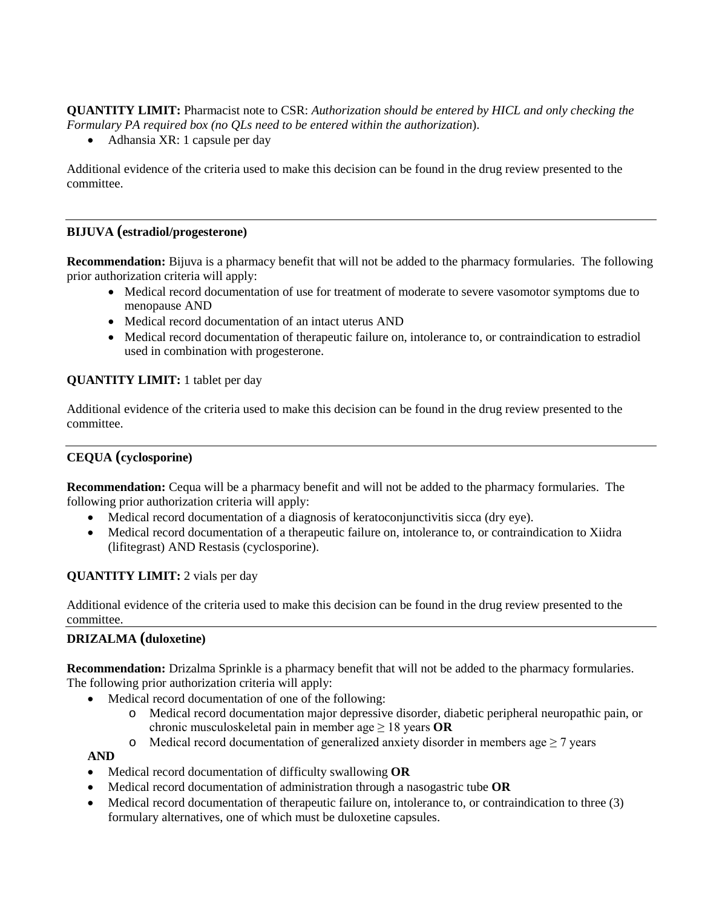**QUANTITY LIMIT:** Pharmacist note to CSR: *Authorization should be entered by HICL and only checking the Formulary PA required box (no QLs need to be entered within the authorization*).

- Adhansia XR: 1 capsule per day

Additional evidence of the criteria used to make this decision can be found in the drug review presented to the committee.

---

**BIJUVA (estradiol/progesterone)**

**Recommendation:** Bijuva is a pharmacy benefit that will not be added to the pharmacy formularies. The following prior authorization criteria will apply:

- Medical record documentation of use for treatment of moderate to severe vasomotor symptoms due to menopause AND
- Medical record documentation of an intact uterus AND
- Medical record documentation of therapeutic failure on, intolerance to, or contraindication to estradiol used in combination with progesterone.

**QUANTITY LIMIT:** 1 tablet per day

Additional evidence of the criteria used to make this decision can be found in the drug review presented to the committee.

---

**CEQUA (cyclosporine)**

**Recommendation:** Cequa will be a pharmacy benefit and will not be added to the pharmacy formularies. The following prior authorization criteria will apply:

- Medical record documentation of a diagnosis of keratoconjunctivitis sicca (dry eye).
- Medical record documentation of a therapeutic failure on, intolerance to, or contraindication to Xiidra (lifitegrast) AND Restasis (cyclosporine).

**QUANTITY LIMIT:** 2 vials per day

Additional evidence of the criteria used to make this decision can be found in the drug review presented to the committee.

---

**DRIZALMA (duloxetine)**

**Recommendation:** Drizalma Sprinkle is a pharmacy benefit that will not be added to the pharmacy formularies. The following prior authorization criteria will apply:

- Medical record documentation of one of the following:
    - Medical record documentation major depressive disorder, diabetic peripheral neuropathic pain, or chronic musculoskeletal pain in member age ≥ 18 years **OR**
    - Medical record documentation of generalized anxiety disorder in members age ≥ 7 years

**AND**

- Medical record documentation of difficulty swallowing **OR**
- Medical record documentation of administration through a nasogastric tube **OR**
- Medical record documentation of therapeutic failure on, intolerance to, or contraindication to three (3) formulary alternatives, one of which must be duloxetine capsules.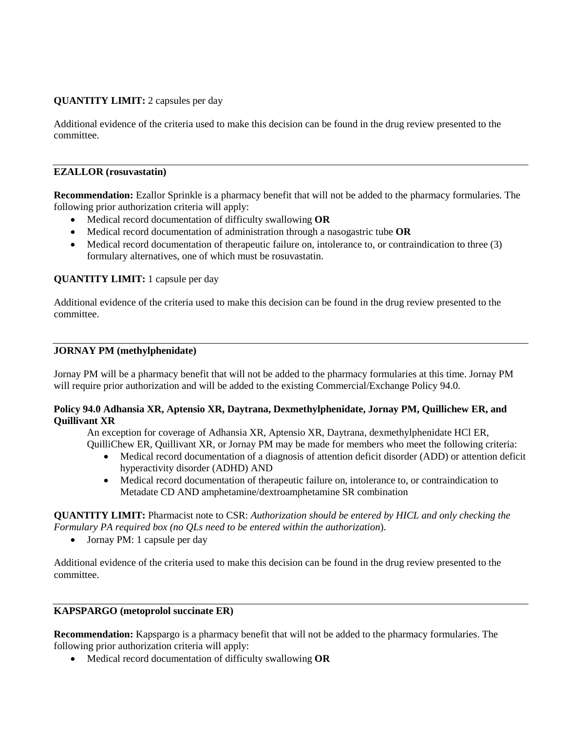**QUANTITY LIMIT:** 2 capsules per day

Additional evidence of the criteria used to make this decision can be found in the drug review presented to the committee.

---

**EZALLOR (rosuvastatin)**

**Recommendation:** Ezallor Sprinkle is a pharmacy benefit that will not be added to the pharmacy formularies. The following prior authorization criteria will apply:

- Medical record documentation of difficulty swallowing **OR**
- Medical record documentation of administration through a nasogastric tube **OR**
- Medical record documentation of therapeutic failure on, intolerance to, or contraindication to three (3) formulary alternatives, one of which must be rosuvastatin.

**QUANTITY LIMIT:** 1 capsule per day

Additional evidence of the criteria used to make this decision can be found in the drug review presented to the committee.

---

**JORNAY PM (methylphenidate)**

Jornay PM will be a pharmacy benefit that will not be added to the pharmacy formularies at this time. Jornay PM will require prior authorization and will be added to the existing Commercial/Exchange Policy 94.0.

**Policy 94.0 Adhansia XR, Aptensio XR, Daytrana, Dexmethylphenidate, Jornay PM, Quillichew ER, and Quillivant XR**

An exception for coverage of Adhansia XR, Aptensio XR, Daytrana, dexmethylphenidate HCl ER, QuilliChew ER, Quillivant XR, or Jornay PM may be made for members who meet the following criteria:

- Medical record documentation of a diagnosis of attention deficit disorder (ADD) or attention deficit hyperactivity disorder (ADHD) AND
- Medical record documentation of therapeutic failure on, intolerance to, or contraindication to Metadate CD AND amphetamine/dextroamphetamine SR combination

**QUANTITY LIMIT:** Pharmacist note to CSR: *Authorization should be entered by HICL and only checking the Formulary PA required box (no QLs need to be entered within the authorization*).

- Jornay PM: 1 capsule per day

Additional evidence of the criteria used to make this decision can be found in the drug review presented to the committee.

---

**KAPSPARGO (metoprolol succinate ER)**

**Recommendation:** Kapspargo is a pharmacy benefit that will not be added to the pharmacy formularies. The following prior authorization criteria will apply:

- Medical record documentation of difficulty swallowing **OR**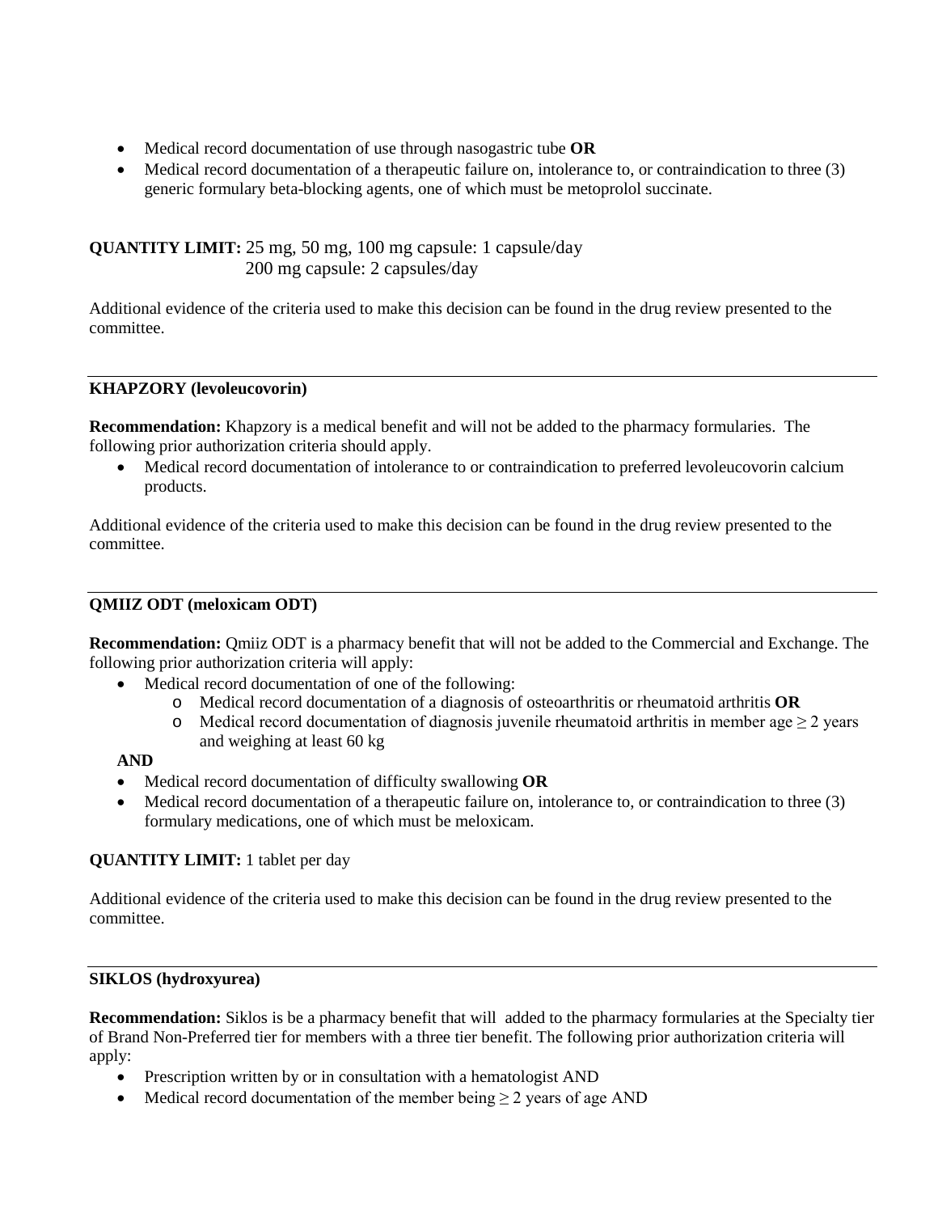- Medical record documentation of use through nasogastric tube **OR**
- Medical record documentation of a therapeutic failure on, intolerance to, or contraindication to three (3) generic formulary beta-blocking agents, one of which must be metoprolol succinate.

**QUANTITY LIMIT:** 25 mg, 50 mg, 100 mg capsule: 1 capsule/day
200 mg capsule: 2 capsules/day

Additional evidence of the criteria used to make this decision can be found in the drug review presented to the committee.

---

**KHAPZORY (levoleucovorin)**

**Recommendation:** Khapzory is a medical benefit and will not be added to the pharmacy formularies. The following prior authorization criteria should apply.

- Medical record documentation of intolerance to or contraindication to preferred levoleucovorin calcium products.

Additional evidence of the criteria used to make this decision can be found in the drug review presented to the committee.

---

**QMIIZ ODT (meloxicam ODT)**

**Recommendation:** Qmiiz ODT is a pharmacy benefit that will not be added to the Commercial and Exchange. The following prior authorization criteria will apply:

- Medical record documentation of one of the following:
  - Medical record documentation of a diagnosis of osteoarthritis or rheumatoid arthritis **OR**
  - Medical record documentation of diagnosis juvenile rheumatoid arthritis in member age ≥ 2 years and weighing at least 60 kg

**AND**

- Medical record documentation of difficulty swallowing **OR**
- Medical record documentation of a therapeutic failure on, intolerance to, or contraindication to three (3) formulary medications, one of which must be meloxicam.

**QUANTITY LIMIT:** 1 tablet per day

Additional evidence of the criteria used to make this decision can be found in the drug review presented to the committee.

---

**SIKLOS (hydroxyurea)**

**Recommendation:** Siklos is be a pharmacy benefit that will added to the pharmacy formularies at the Specialty tier of Brand Non-Preferred tier for members with a three tier benefit. The following prior authorization criteria will apply:

- Prescription written by or in consultation with a hematologist AND
- Medical record documentation of the member being ≥ 2 years of age AND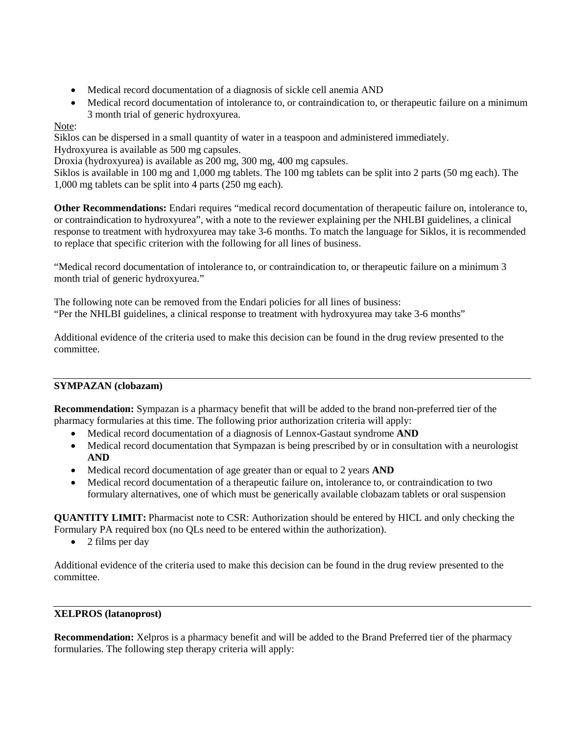- Medical record documentation of a diagnosis of sickle cell anemia AND
- Medical record documentation of intolerance to, or contraindication to, or therapeutic failure on a minimum 3 month trial of generic hydroxyurea.

Note:
Siklos can be dispersed in a small quantity of water in a teaspoon and administered immediately.
Hydroxyurea is available as 500 mg capsules.
Droxia (hydroxyurea) is available as 200 mg, 300 mg, 400 mg capsules.
Siklos is available in 100 mg and 1,000 mg tablets. The 100 mg tablets can be split into 2 parts (50 mg each). The 1,000 mg tablets can be split into 4 parts (250 mg each).

**Other Recommendations:** Endari requires "medical record documentation of therapeutic failure on, intolerance to, or contraindication to hydroxyurea", with a note to the reviewer explaining per the NHLBI guidelines, a clinical response to treatment with hydroxyurea may take 3-6 months. To match the language for Siklos, it is recommended to replace that specific criterion with the following for all lines of business.

"Medical record documentation of intolerance to, or contraindication to, or therapeutic failure on a minimum 3 month trial of generic hydroxyurea."

The following note can be removed from the Endari policies for all lines of business:
"Per the NHLBI guidelines, a clinical response to treatment with hydroxyurea may take 3-6 months"

Additional evidence of the criteria used to make this decision can be found in the drug review presented to the committee.

---

**SYMPAZAN (clobazam)**

**Recommendation:** Sympazan is a pharmacy benefit that will be added to the brand non-preferred tier of the pharmacy formularies at this time. The following prior authorization criteria will apply:

- Medical record documentation of a diagnosis of Lennox-Gastaut syndrome **AND**
- Medical record documentation that Sympazan is being prescribed by or in consultation with a neurologist **AND**
- Medical record documentation of age greater than or equal to 2 years **AND**
- Medical record documentation of a therapeutic failure on, intolerance to, or contraindication to two formulary alternatives, one of which must be generically available clobazam tablets or oral suspension

**QUANTITY LIMIT:** Pharmacist note to CSR: Authorization should be entered by HICL and only checking the Formulary PA required box (no QLs need to be entered within the authorization).

- 2 films per day

Additional evidence of the criteria used to make this decision can be found in the drug review presented to the committee.

---

**XELPROS (latanoprost)**

**Recommendation:** Xelpros is a pharmacy benefit and will be added to the Brand Preferred tier of the pharmacy formularies. The following step therapy criteria will apply: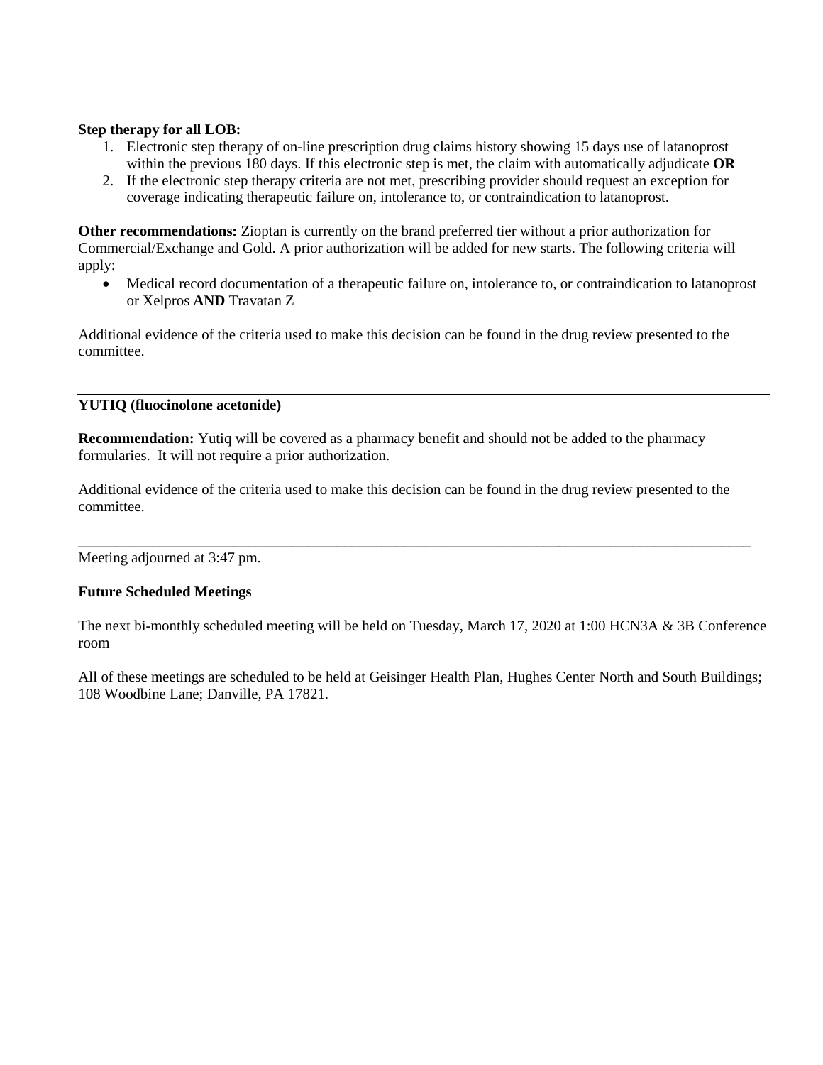**Step therapy for all LOB:**

1. Electronic step therapy of on-line prescription drug claims history showing 15 days use of latanoprost within the previous 180 days. If this electronic step is met, the claim with automatically adjudicate **OR**
2. If the electronic step therapy criteria are not met, prescribing provider should request an exception for coverage indicating therapeutic failure on, intolerance to, or contraindication to latanoprost.

**Other recommendations:** Zioptan is currently on the brand preferred tier without a prior authorization for Commercial/Exchange and Gold. A prior authorization will be added for new starts. The following criteria will apply:

- Medical record documentation of a therapeutic failure on, intolerance to, or contraindication to latanoprost or Xelpros **AND** Travatan Z

Additional evidence of the criteria used to make this decision can be found in the drug review presented to the committee.

---

**YUTIQ (fluocinolone acetonide)**

**Recommendation:** Yutiq will be covered as a pharmacy benefit and should not be added to the pharmacy formularies. It will not require a prior authorization.

Additional evidence of the criteria used to make this decision can be found in the drug review presented to the committee.

---

Meeting adjourned at 3:47 pm.

**Future Scheduled Meetings**

The next bi-monthly scheduled meeting will be held on Tuesday, March 17, 2020 at 1:00 HCN3A & 3B Conference room

All of these meetings are scheduled to be held at Geisinger Health Plan, Hughes Center North and South Buildings; 108 Woodbine Lane; Danville, PA 17821.